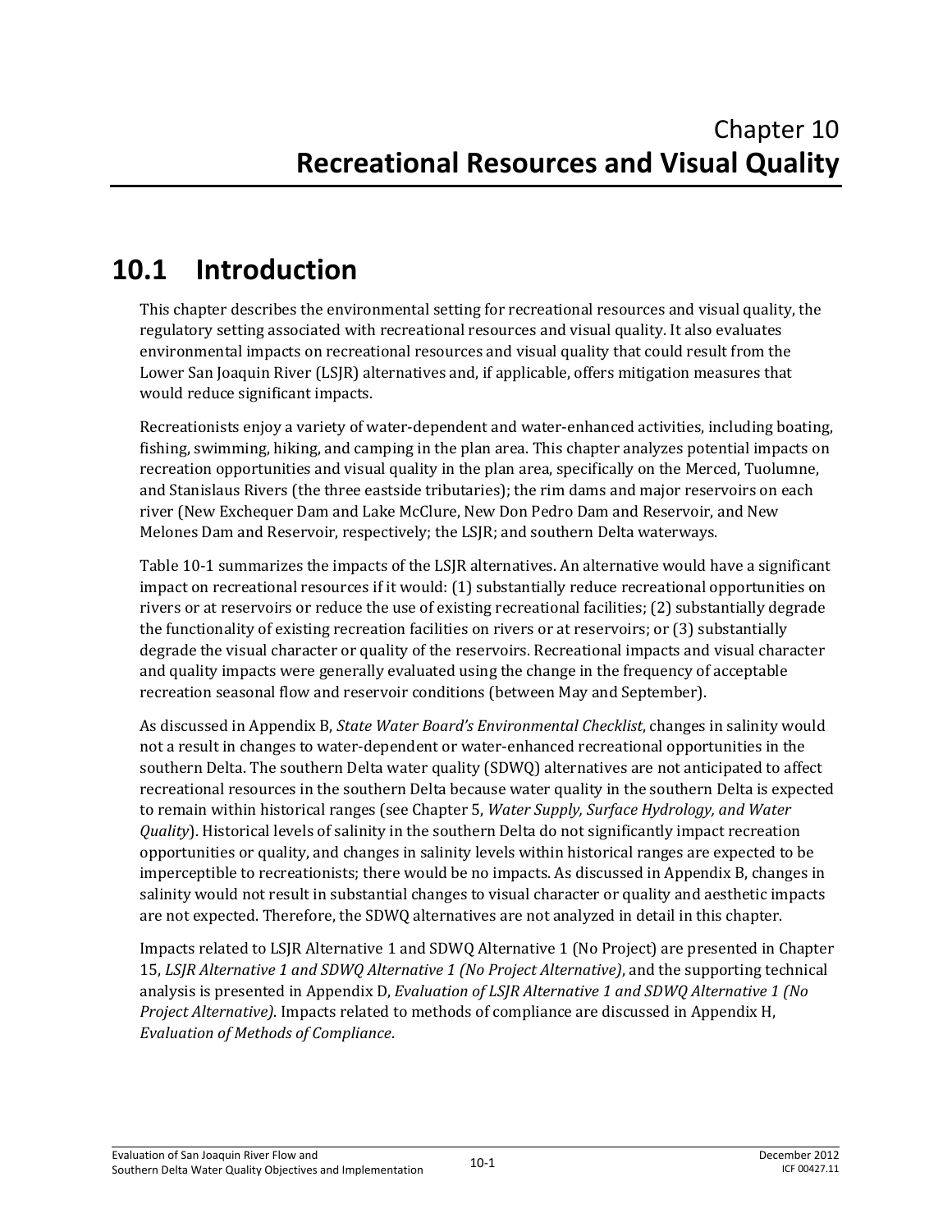# Chapter 10
# Recreational Resources and Visual Quality

## 10.1 Introduction

This chapter describes the environmental setting for recreational resources and visual quality, the regulatory setting associated with recreational resources and visual quality. It also evaluates environmental impacts on recreational resources and visual quality that could result from the Lower San Joaquin River (LSJR) alternatives and, if applicable, offers mitigation measures that would reduce significant impacts.

Recreationists enjoy a variety of water-dependent and water-enhanced activities, including boating, fishing, swimming, hiking, and camping in the plan area. This chapter analyzes potential impacts on recreation opportunities and visual quality in the plan area, specifically on the Merced, Tuolumne, and Stanislaus Rivers (the three eastside tributaries); the rim dams and major reservoirs on each river (New Exchequer Dam and Lake McClure, New Don Pedro Dam and Reservoir, and New Melones Dam and Reservoir, respectively; the LSJR; and southern Delta waterways.

Table 10-1 summarizes the impacts of the LSJR alternatives. An alternative would have a significant impact on recreational resources if it would: (1) substantially reduce recreational opportunities on rivers or at reservoirs or reduce the use of existing recreational facilities; (2) substantially degrade the functionality of existing recreation facilities on rivers or at reservoirs; or (3) substantially degrade the visual character or quality of the reservoirs. Recreational impacts and visual character and quality impacts were generally evaluated using the change in the frequency of acceptable recreation seasonal flow and reservoir conditions (between May and September).

As discussed in Appendix B, *State Water Board's Environmental Checklist*, changes in salinity would not a result in changes to water-dependent or water-enhanced recreational opportunities in the southern Delta. The southern Delta water quality (SDWQ) alternatives are not anticipated to affect recreational resources in the southern Delta because water quality in the southern Delta is expected to remain within historical ranges (see Chapter 5, *Water Supply, Surface Hydrology, and Water Quality*). Historical levels of salinity in the southern Delta do not significantly impact recreation opportunities or quality, and changes in salinity levels within historical ranges are expected to be imperceptible to recreationists; there would be no impacts. As discussed in Appendix B, changes in salinity would not result in substantial changes to visual character or quality and aesthetic impacts are not expected. Therefore, the SDWQ alternatives are not analyzed in detail in this chapter.

Impacts related to LSJR Alternative 1 and SDWQ Alternative 1 (No Project) are presented in Chapter 15, *LSJR Alternative 1 and SDWQ Alternative 1 (No Project Alternative)*, and the supporting technical analysis is presented in Appendix D, *Evaluation of LSJR Alternative 1 and SDWQ Alternative 1 (No Project Alternative)*. Impacts related to methods of compliance are discussed in Appendix H, *Evaluation of Methods of Compliance*.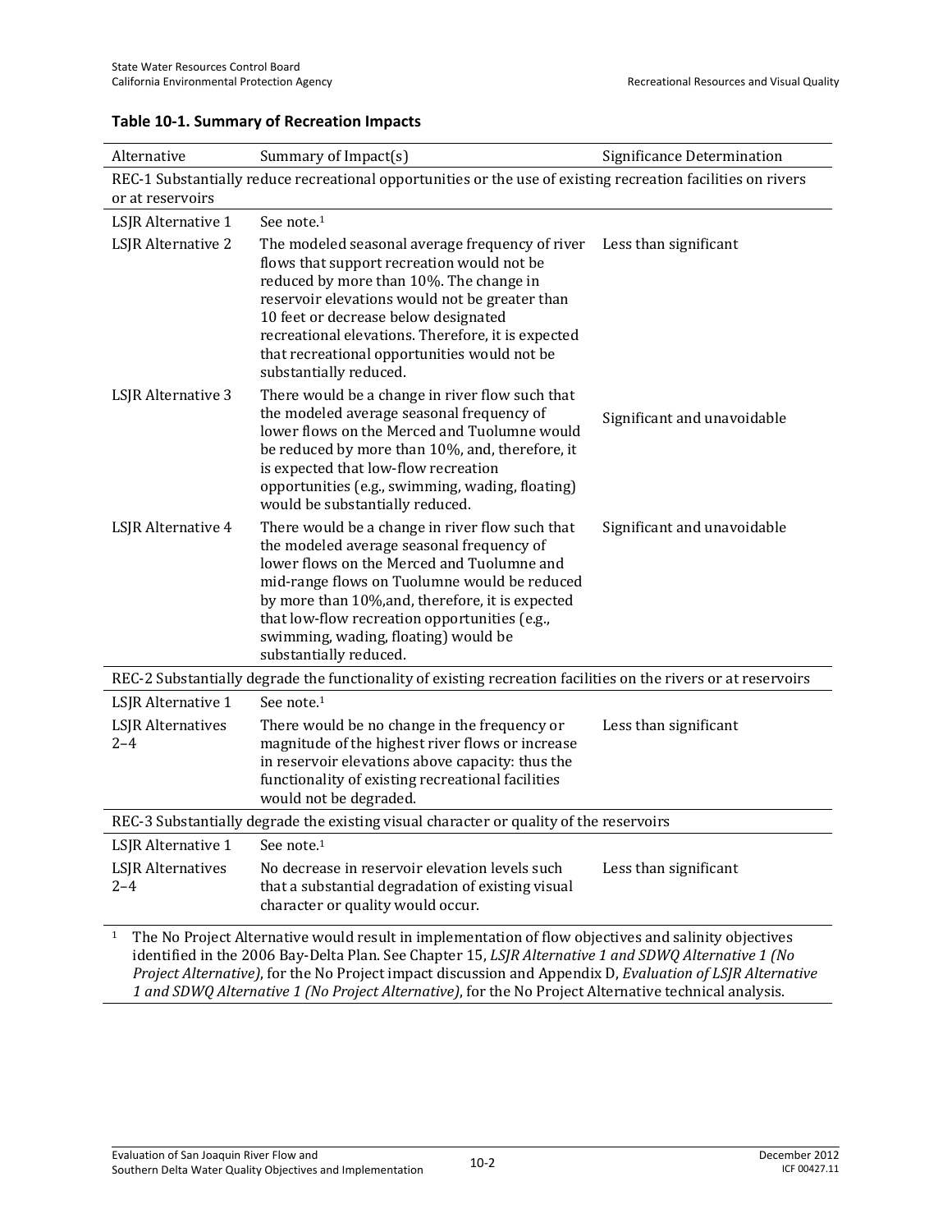**Table 10-1. Summary of Recreation Impacts**

| Alternative | Summary of Impact(s) | Significance Determination |
|---|---|---|
| **REC-1 Substantially reduce recreational opportunities or the use of existing recreation facilities on rivers or at reservoirs** | | |
| LSJR Alternative 1 | See note.[1] | |
| LSJR Alternative 2 | The modeled seasonal average frequency of river flows that support recreation would not be reduced by more than 10%. The change in reservoir elevations would not be greater than 10 feet or decrease below designated recreational elevations. Therefore, it is expected that recreational opportunities would not be substantially reduced. | Less than significant |
| LSJR Alternative 3 | There would be a change in river flow such that the modeled average seasonal frequency of lower flows on the Merced and Tuolumne would be reduced by more than 10%, and, therefore, it is expected that low-flow recreation opportunities (e.g., swimming, wading, floating) would be substantially reduced. | Significant and unavoidable |
| LSJR Alternative 4 | There would be a change in river flow such that the modeled average seasonal frequency of lower flows on the Merced and Tuolumne and mid-range flows on Tuolumne would be reduced by more than 10%,and, therefore, it is expected that low-flow recreation opportunities (e.g., swimming, wading, floating) would be substantially reduced. | Significant and unavoidable |
| **REC-2 Substantially degrade the functionality of existing recreation facilities on the rivers or at reservoirs** | | |
| LSJR Alternative 1 | See note.[1] | |
| LSJR Alternatives 2–4 | There would be no change in the frequency or magnitude of the highest river flows or increase in reservoir elevations above capacity: thus the functionality of existing recreational facilities would not be degraded. | Less than significant |
| **REC-3 Substantially degrade the existing visual character or quality of the reservoirs** | | |
| LSJR Alternative 1 | See note.[1] | |
| LSJR Alternatives 2–4 | No decrease in reservoir elevation levels such that a substantial degradation of existing visual character or quality would occur. | Less than significant |

[1] The No Project Alternative would result in implementation of flow objectives and salinity objectives identified in the 2006 Bay-Delta Plan. See Chapter 15, *LSJR Alternative 1 and SDWQ Alternative 1 (No Project Alternative)*, for the No Project impact discussion and Appendix D, *Evaluation of LSJR Alternative 1 and SDWQ Alternative 1 (No Project Alternative)*, for the No Project Alternative technical analysis.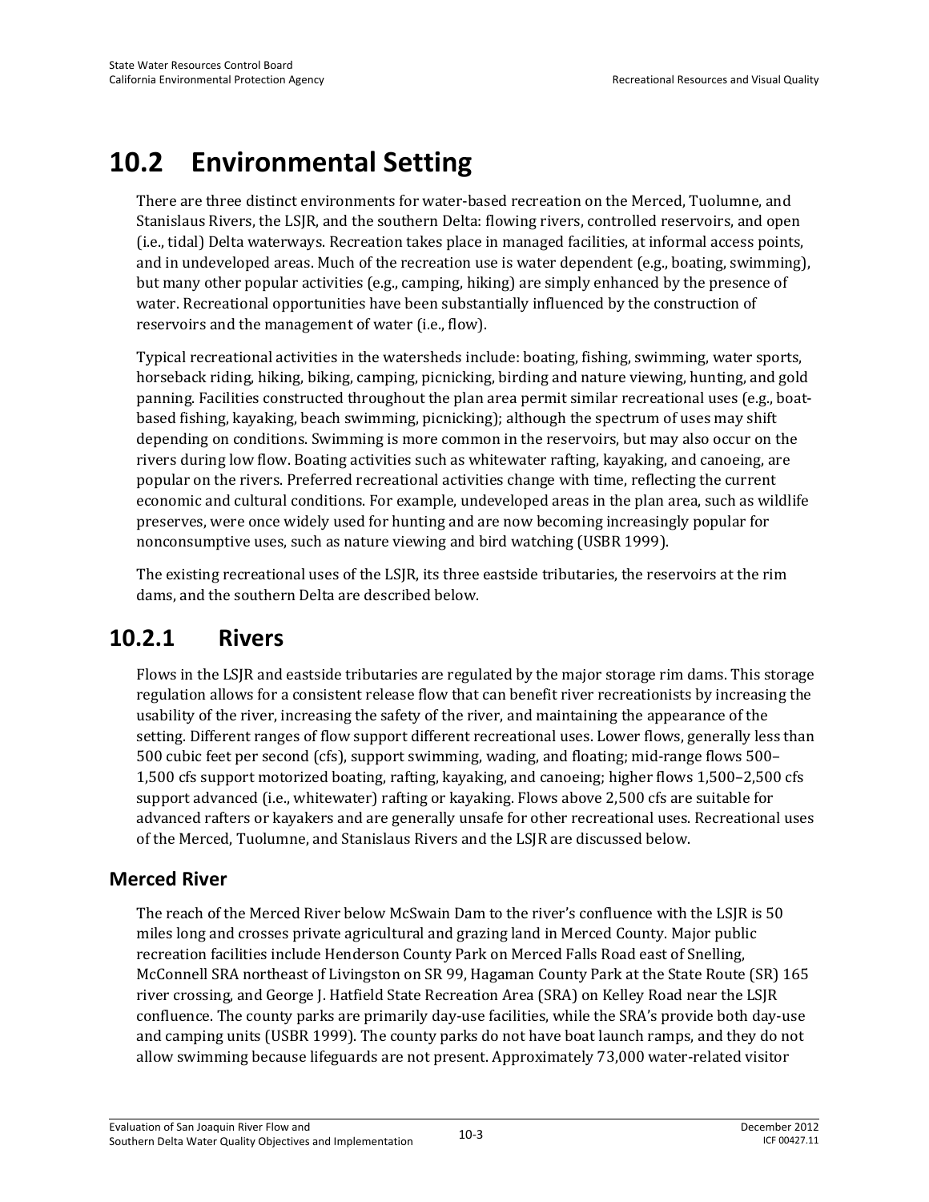# 10.2 Environmental Setting

There are three distinct environments for water-based recreation on the Merced, Tuolumne, and Stanislaus Rivers, the LSJR, and the southern Delta: flowing rivers, controlled reservoirs, and open (i.e., tidal) Delta waterways. Recreation takes place in managed facilities, at informal access points, and in undeveloped areas. Much of the recreation use is water dependent (e.g., boating, swimming), but many other popular activities (e.g., camping, hiking) are simply enhanced by the presence of water. Recreational opportunities have been substantially influenced by the construction of reservoirs and the management of water (i.e., flow).

Typical recreational activities in the watersheds include: boating, fishing, swimming, water sports, horseback riding, hiking, biking, camping, picnicking, birding and nature viewing, hunting, and gold panning. Facilities constructed throughout the plan area permit similar recreational uses (e.g., boat-based fishing, kayaking, beach swimming, picnicking); although the spectrum of uses may shift depending on conditions. Swimming is more common in the reservoirs, but may also occur on the rivers during low flow. Boating activities such as whitewater rafting, kayaking, and canoeing, are popular on the rivers. Preferred recreational activities change with time, reflecting the current economic and cultural conditions. For example, undeveloped areas in the plan area, such as wildlife preserves, were once widely used for hunting and are now becoming increasingly popular for nonconsumptive uses, such as nature viewing and bird watching (USBR 1999).

The existing recreational uses of the LSJR, its three eastside tributaries, the reservoirs at the rim dams, and the southern Delta are described below.

## 10.2.1 Rivers

Flows in the LSJR and eastside tributaries are regulated by the major storage rim dams. This storage regulation allows for a consistent release flow that can benefit river recreationists by increasing the usability of the river, increasing the safety of the river, and maintaining the appearance of the setting. Different ranges of flow support different recreational uses. Lower flows, generally less than 500 cubic feet per second (cfs), support swimming, wading, and floating; mid-range flows 500–1,500 cfs support motorized boating, rafting, kayaking, and canoeing; higher flows 1,500–2,500 cfs support advanced (i.e., whitewater) rafting or kayaking. Flows above 2,500 cfs are suitable for advanced rafters or kayakers and are generally unsafe for other recreational uses. Recreational uses of the Merced, Tuolumne, and Stanislaus Rivers and the LSJR are discussed below.

### Merced River

The reach of the Merced River below McSwain Dam to the river's confluence with the LSJR is 50 miles long and crosses private agricultural and grazing land in Merced County. Major public recreation facilities include Henderson County Park on Merced Falls Road east of Snelling, McConnell SRA northeast of Livingston on SR 99, Hagaman County Park at the State Route (SR) 165 river crossing, and George J. Hatfield State Recreation Area (SRA) on Kelley Road near the LSJR confluence. The county parks are primarily day-use facilities, while the SRA's provide both day-use and camping units (USBR 1999). The county parks do not have boat launch ramps, and they do not allow swimming because lifeguards are not present. Approximately 73,000 water-related visitor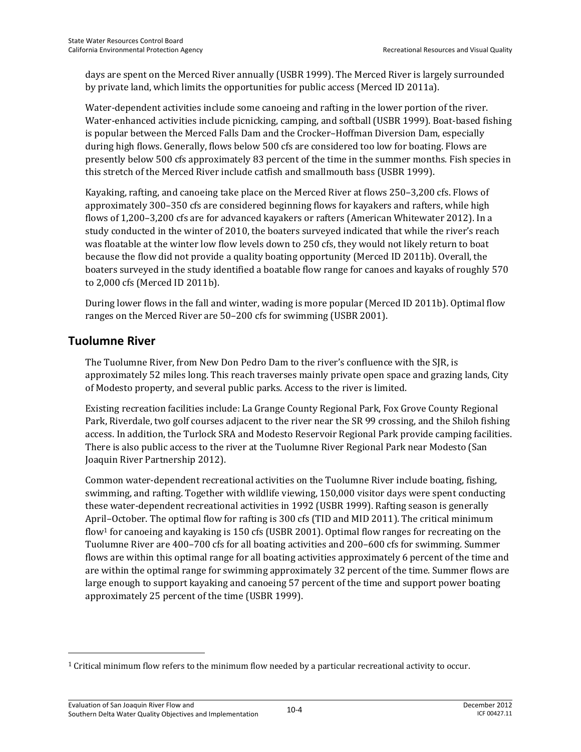days are spent on the Merced River annually (USBR 1999). The Merced River is largely surrounded by private land, which limits the opportunities for public access (Merced ID 2011a).

Water-dependent activities include some canoeing and rafting in the lower portion of the river. Water-enhanced activities include picnicking, camping, and softball (USBR 1999). Boat-based fishing is popular between the Merced Falls Dam and the Crocker–Hoffman Diversion Dam, especially during high flows. Generally, flows below 500 cfs are considered too low for boating. Flows are presently below 500 cfs approximately 83 percent of the time in the summer months. Fish species in this stretch of the Merced River include catfish and smallmouth bass (USBR 1999).

Kayaking, rafting, and canoeing take place on the Merced River at flows 250–3,200 cfs. Flows of approximately 300–350 cfs are considered beginning flows for kayakers and rafters, while high flows of 1,200–3,200 cfs are for advanced kayakers or rafters (American Whitewater 2012). In a study conducted in the winter of 2010, the boaters surveyed indicated that while the river's reach was floatable at the winter low flow levels down to 250 cfs, they would not likely return to boat because the flow did not provide a quality boating opportunity (Merced ID 2011b). Overall, the boaters surveyed in the study identified a boatable flow range for canoes and kayaks of roughly 570 to 2,000 cfs (Merced ID 2011b).

During lower flows in the fall and winter, wading is more popular (Merced ID 2011b). Optimal flow ranges on the Merced River are 50–200 cfs for swimming (USBR 2001).

## Tuolumne River

The Tuolumne River, from New Don Pedro Dam to the river's confluence with the SJR, is approximately 52 miles long. This reach traverses mainly private open space and grazing lands, City of Modesto property, and several public parks. Access to the river is limited.

Existing recreation facilities include: La Grange County Regional Park, Fox Grove County Regional Park, Riverdale, two golf courses adjacent to the river near the SR 99 crossing, and the Shiloh fishing access. In addition, the Turlock SRA and Modesto Reservoir Regional Park provide camping facilities. There is also public access to the river at the Tuolumne River Regional Park near Modesto (San Joaquin River Partnership 2012).

Common water-dependent recreational activities on the Tuolumne River include boating, fishing, swimming, and rafting. Together with wildlife viewing, 150,000 visitor days were spent conducting these water-dependent recreational activities in 1992 (USBR 1999). Rafting season is generally April–October. The optimal flow for rafting is 300 cfs (TID and MID 2011). The critical minimum flow[1] for canoeing and kayaking is 150 cfs (USBR 2001). Optimal flow ranges for recreating on the Tuolumne River are 400–700 cfs for all boating activities and 200–600 cfs for swimming. Summer flows are within this optimal range for all boating activities approximately 6 percent of the time and are within the optimal range for swimming approximately 32 percent of the time. Summer flows are large enough to support kayaking and canoeing 57 percent of the time and support power boating approximately 25 percent of the time (USBR 1999).

---

[1] Critical minimum flow refers to the minimum flow needed by a particular recreational activity to occur.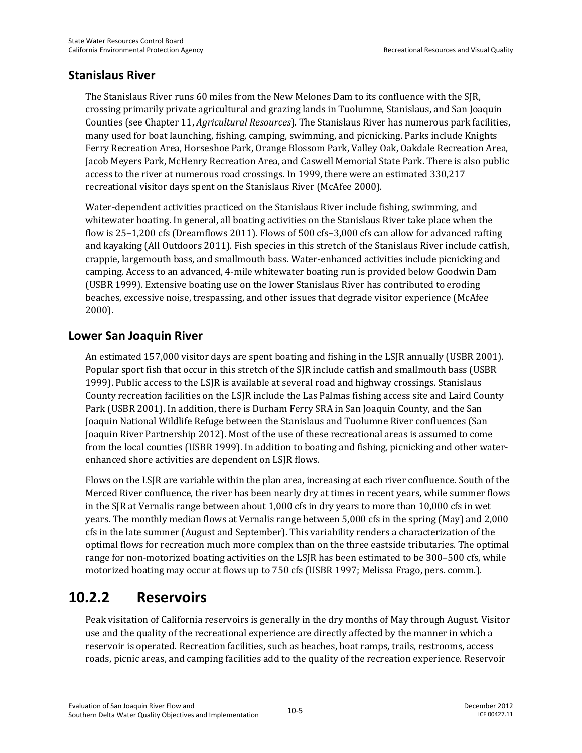### Stanislaus River

The Stanislaus River runs 60 miles from the New Melones Dam to its confluence with the SJR, crossing primarily private agricultural and grazing lands in Tuolumne, Stanislaus, and San Joaquin Counties (see Chapter 11, *Agricultural Resources*). The Stanislaus River has numerous park facilities, many used for boat launching, fishing, camping, swimming, and picnicking. Parks include Knights Ferry Recreation Area, Horseshoe Park, Orange Blossom Park, Valley Oak, Oakdale Recreation Area, Jacob Meyers Park, McHenry Recreation Area, and Caswell Memorial State Park. There is also public access to the river at numerous road crossings. In 1999, there were an estimated 330,217 recreational visitor days spent on the Stanislaus River (McAfee 2000).

Water-dependent activities practiced on the Stanislaus River include fishing, swimming, and whitewater boating. In general, all boating activities on the Stanislaus River take place when the flow is 25–1,200 cfs (Dreamflows 2011). Flows of 500 cfs–3,000 cfs can allow for advanced rafting and kayaking (All Outdoors 2011). Fish species in this stretch of the Stanislaus River include catfish, crappie, largemouth bass, and smallmouth bass. Water-enhanced activities include picnicking and camping. Access to an advanced, 4-mile whitewater boating run is provided below Goodwin Dam (USBR 1999). Extensive boating use on the lower Stanislaus River has contributed to eroding beaches, excessive noise, trespassing, and other issues that degrade visitor experience (McAfee 2000).

### Lower San Joaquin River

An estimated 157,000 visitor days are spent boating and fishing in the LSJR annually (USBR 2001). Popular sport fish that occur in this stretch of the SJR include catfish and smallmouth bass (USBR 1999). Public access to the LSJR is available at several road and highway crossings. Stanislaus County recreation facilities on the LSJR include the Las Palmas fishing access site and Laird County Park (USBR 2001). In addition, there is Durham Ferry SRA in San Joaquin County, and the San Joaquin National Wildlife Refuge between the Stanislaus and Tuolumne River confluences (San Joaquin River Partnership 2012). Most of the use of these recreational areas is assumed to come from the local counties (USBR 1999). In addition to boating and fishing, picnicking and other water-enhanced shore activities are dependent on LSJR flows.

Flows on the LSJR are variable within the plan area, increasing at each river confluence. South of the Merced River confluence, the river has been nearly dry at times in recent years, while summer flows in the SJR at Vernalis range between about 1,000 cfs in dry years to more than 10,000 cfs in wet years. The monthly median flows at Vernalis range between 5,000 cfs in the spring (May) and 2,000 cfs in the late summer (August and September). This variability renders a characterization of the optimal flows for recreation much more complex than on the three eastside tributaries. The optimal range for non-motorized boating activities on the LSJR has been estimated to be 300–500 cfs, while motorized boating may occur at flows up to 750 cfs (USBR 1997; Melissa Frago, pers. comm.).

## 10.2.2 Reservoirs

Peak visitation of California reservoirs is generally in the dry months of May through August. Visitor use and the quality of the recreational experience are directly affected by the manner in which a reservoir is operated. Recreation facilities, such as beaches, boat ramps, trails, restrooms, access roads, picnic areas, and camping facilities add to the quality of the recreation experience. Reservoir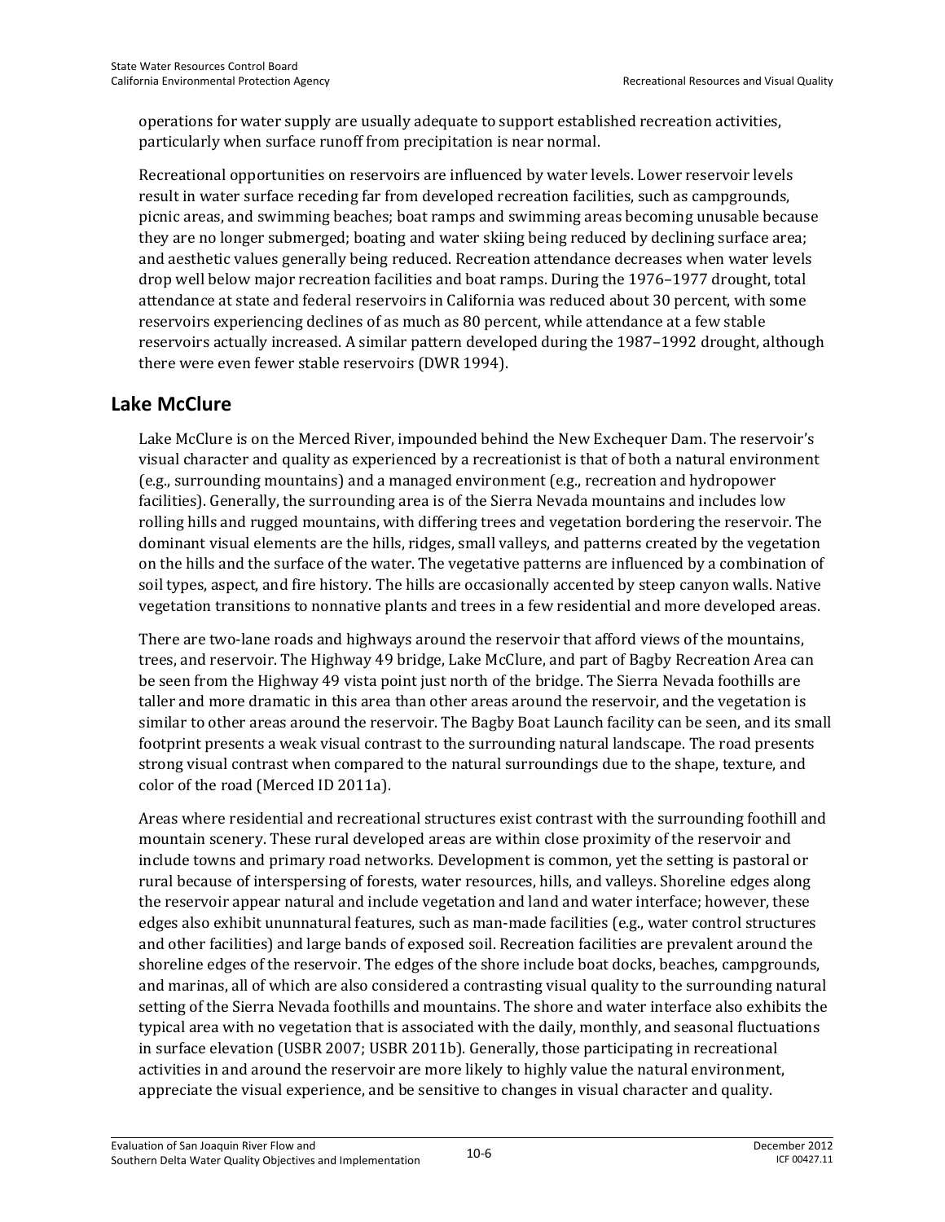operations for water supply are usually adequate to support established recreation activities, particularly when surface runoff from precipitation is near normal.

Recreational opportunities on reservoirs are influenced by water levels. Lower reservoir levels result in water surface receding far from developed recreation facilities, such as campgrounds, picnic areas, and swimming beaches; boat ramps and swimming areas becoming unusable because they are no longer submerged; boating and water skiing being reduced by declining surface area; and aesthetic values generally being reduced. Recreation attendance decreases when water levels drop well below major recreation facilities and boat ramps. During the 1976–1977 drought, total attendance at state and federal reservoirs in California was reduced about 30 percent, with some reservoirs experiencing declines of as much as 80 percent, while attendance at a few stable reservoirs actually increased. A similar pattern developed during the 1987–1992 drought, although there were even fewer stable reservoirs (DWR 1994).

## Lake McClure

Lake McClure is on the Merced River, impounded behind the New Exchequer Dam. The reservoir's visual character and quality as experienced by a recreationist is that of both a natural environment (e.g., surrounding mountains) and a managed environment (e.g., recreation and hydropower facilities). Generally, the surrounding area is of the Sierra Nevada mountains and includes low rolling hills and rugged mountains, with differing trees and vegetation bordering the reservoir. The dominant visual elements are the hills, ridges, small valleys, and patterns created by the vegetation on the hills and the surface of the water. The vegetative patterns are influenced by a combination of soil types, aspect, and fire history. The hills are occasionally accented by steep canyon walls. Native vegetation transitions to nonnative plants and trees in a few residential and more developed areas.

There are two-lane roads and highways around the reservoir that afford views of the mountains, trees, and reservoir. The Highway 49 bridge, Lake McClure, and part of Bagby Recreation Area can be seen from the Highway 49 vista point just north of the bridge. The Sierra Nevada foothills are taller and more dramatic in this area than other areas around the reservoir, and the vegetation is similar to other areas around the reservoir. The Bagby Boat Launch facility can be seen, and its small footprint presents a weak visual contrast to the surrounding natural landscape. The road presents strong visual contrast when compared to the natural surroundings due to the shape, texture, and color of the road (Merced ID 2011a).

Areas where residential and recreational structures exist contrast with the surrounding foothill and mountain scenery. These rural developed areas are within close proximity of the reservoir and include towns and primary road networks. Development is common, yet the setting is pastoral or rural because of interspersing of forests, water resources, hills, and valleys. Shoreline edges along the reservoir appear natural and include vegetation and land and water interface; however, these edges also exhibit ununnatural features, such as man-made facilities (e.g., water control structures and other facilities) and large bands of exposed soil. Recreation facilities are prevalent around the shoreline edges of the reservoir. The edges of the shore include boat docks, beaches, campgrounds, and marinas, all of which are also considered a contrasting visual quality to the surrounding natural setting of the Sierra Nevada foothills and mountains. The shore and water interface also exhibits the typical area with no vegetation that is associated with the daily, monthly, and seasonal fluctuations in surface elevation (USBR 2007; USBR 2011b). Generally, those participating in recreational activities in and around the reservoir are more likely to highly value the natural environment, appreciate the visual experience, and be sensitive to changes in visual character and quality.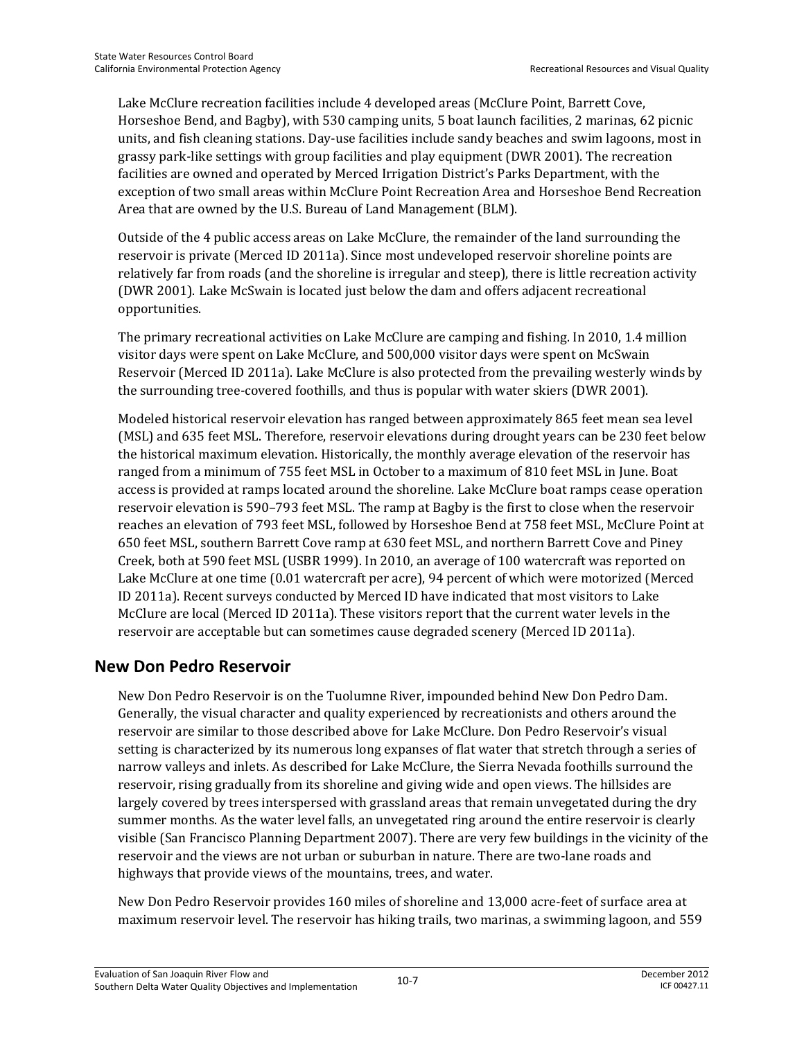Lake McClure recreation facilities include 4 developed areas (McClure Point, Barrett Cove, Horseshoe Bend, and Bagby), with 530 camping units, 5 boat launch facilities, 2 marinas, 62 picnic units, and fish cleaning stations. Day-use facilities include sandy beaches and swim lagoons, most in grassy park-like settings with group facilities and play equipment (DWR 2001). The recreation facilities are owned and operated by Merced Irrigation District's Parks Department, with the exception of two small areas within McClure Point Recreation Area and Horseshoe Bend Recreation Area that are owned by the U.S. Bureau of Land Management (BLM).

Outside of the 4 public access areas on Lake McClure, the remainder of the land surrounding the reservoir is private (Merced ID 2011a). Since most undeveloped reservoir shoreline points are relatively far from roads (and the shoreline is irregular and steep), there is little recreation activity (DWR 2001). Lake McSwain is located just below the dam and offers adjacent recreational opportunities.

The primary recreational activities on Lake McClure are camping and fishing. In 2010, 1.4 million visitor days were spent on Lake McClure, and 500,000 visitor days were spent on McSwain Reservoir (Merced ID 2011a). Lake McClure is also protected from the prevailing westerly winds by the surrounding tree-covered foothills, and thus is popular with water skiers (DWR 2001).

Modeled historical reservoir elevation has ranged between approximately 865 feet mean sea level (MSL) and 635 feet MSL. Therefore, reservoir elevations during drought years can be 230 feet below the historical maximum elevation. Historically, the monthly average elevation of the reservoir has ranged from a minimum of 755 feet MSL in October to a maximum of 810 feet MSL in June. Boat access is provided at ramps located around the shoreline. Lake McClure boat ramps cease operation reservoir elevation is 590–793 feet MSL. The ramp at Bagby is the first to close when the reservoir reaches an elevation of 793 feet MSL, followed by Horseshoe Bend at 758 feet MSL, McClure Point at 650 feet MSL, southern Barrett Cove ramp at 630 feet MSL, and northern Barrett Cove and Piney Creek, both at 590 feet MSL (USBR 1999). In 2010, an average of 100 watercraft was reported on Lake McClure at one time (0.01 watercraft per acre), 94 percent of which were motorized (Merced ID 2011a). Recent surveys conducted by Merced ID have indicated that most visitors to Lake McClure are local (Merced ID 2011a). These visitors report that the current water levels in the reservoir are acceptable but can sometimes cause degraded scenery (Merced ID 2011a).

## New Don Pedro Reservoir

New Don Pedro Reservoir is on the Tuolumne River, impounded behind New Don Pedro Dam. Generally, the visual character and quality experienced by recreationists and others around the reservoir are similar to those described above for Lake McClure. Don Pedro Reservoir's visual setting is characterized by its numerous long expanses of flat water that stretch through a series of narrow valleys and inlets. As described for Lake McClure, the Sierra Nevada foothills surround the reservoir, rising gradually from its shoreline and giving wide and open views. The hillsides are largely covered by trees interspersed with grassland areas that remain unvegetated during the dry summer months. As the water level falls, an unvegetated ring around the entire reservoir is clearly visible (San Francisco Planning Department 2007). There are very few buildings in the vicinity of the reservoir and the views are not urban or suburban in nature. There are two-lane roads and highways that provide views of the mountains, trees, and water.

New Don Pedro Reservoir provides 160 miles of shoreline and 13,000 acre-feet of surface area at maximum reservoir level. The reservoir has hiking trails, two marinas, a swimming lagoon, and 559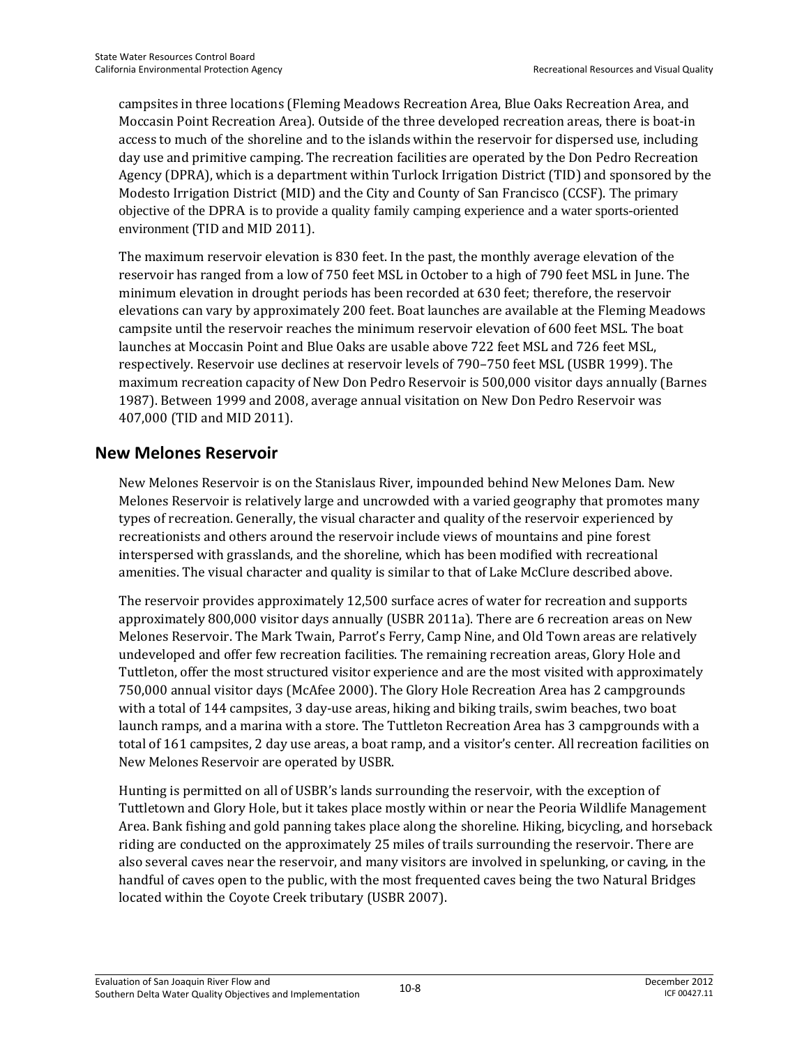campsites in three locations (Fleming Meadows Recreation Area, Blue Oaks Recreation Area, and Moccasin Point Recreation Area). Outside of the three developed recreation areas, there is boat-in access to much of the shoreline and to the islands within the reservoir for dispersed use, including day use and primitive camping. The recreation facilities are operated by the Don Pedro Recreation Agency (DPRA), which is a department within Turlock Irrigation District (TID) and sponsored by the Modesto Irrigation District (MID) and the City and County of San Francisco (CCSF). The primary objective of the DPRA is to provide a quality family camping experience and a water sports-oriented environment (TID and MID 2011).

The maximum reservoir elevation is 830 feet. In the past, the monthly average elevation of the reservoir has ranged from a low of 750 feet MSL in October to a high of 790 feet MSL in June. The minimum elevation in drought periods has been recorded at 630 feet; therefore, the reservoir elevations can vary by approximately 200 feet. Boat launches are available at the Fleming Meadows campsite until the reservoir reaches the minimum reservoir elevation of 600 feet MSL. The boat launches at Moccasin Point and Blue Oaks are usable above 722 feet MSL and 726 feet MSL, respectively. Reservoir use declines at reservoir levels of 790–750 feet MSL (USBR 1999). The maximum recreation capacity of New Don Pedro Reservoir is 500,000 visitor days annually (Barnes 1987). Between 1999 and 2008, average annual visitation on New Don Pedro Reservoir was 407,000 (TID and MID 2011).

## New Melones Reservoir

New Melones Reservoir is on the Stanislaus River, impounded behind New Melones Dam. New Melones Reservoir is relatively large and uncrowded with a varied geography that promotes many types of recreation. Generally, the visual character and quality of the reservoir experienced by recreationists and others around the reservoir include views of mountains and pine forest interspersed with grasslands, and the shoreline, which has been modified with recreational amenities. The visual character and quality is similar to that of Lake McClure described above.

The reservoir provides approximately 12,500 surface acres of water for recreation and supports approximately 800,000 visitor days annually (USBR 2011a). There are 6 recreation areas on New Melones Reservoir. The Mark Twain, Parrot's Ferry, Camp Nine, and Old Town areas are relatively undeveloped and offer few recreation facilities. The remaining recreation areas, Glory Hole and Tuttleton, offer the most structured visitor experience and are the most visited with approximately 750,000 annual visitor days (McAfee 2000). The Glory Hole Recreation Area has 2 campgrounds with a total of 144 campsites, 3 day-use areas, hiking and biking trails, swim beaches, two boat launch ramps, and a marina with a store. The Tuttleton Recreation Area has 3 campgrounds with a total of 161 campsites, 2 day use areas, a boat ramp, and a visitor's center. All recreation facilities on New Melones Reservoir are operated by USBR.

Hunting is permitted on all of USBR's lands surrounding the reservoir, with the exception of Tuttletown and Glory Hole, but it takes place mostly within or near the Peoria Wildlife Management Area. Bank fishing and gold panning takes place along the shoreline. Hiking, bicycling, and horseback riding are conducted on the approximately 25 miles of trails surrounding the reservoir. There are also several caves near the reservoir, and many visitors are involved in spelunking, or caving, in the handful of caves open to the public, with the most frequented caves being the two Natural Bridges located within the Coyote Creek tributary (USBR 2007).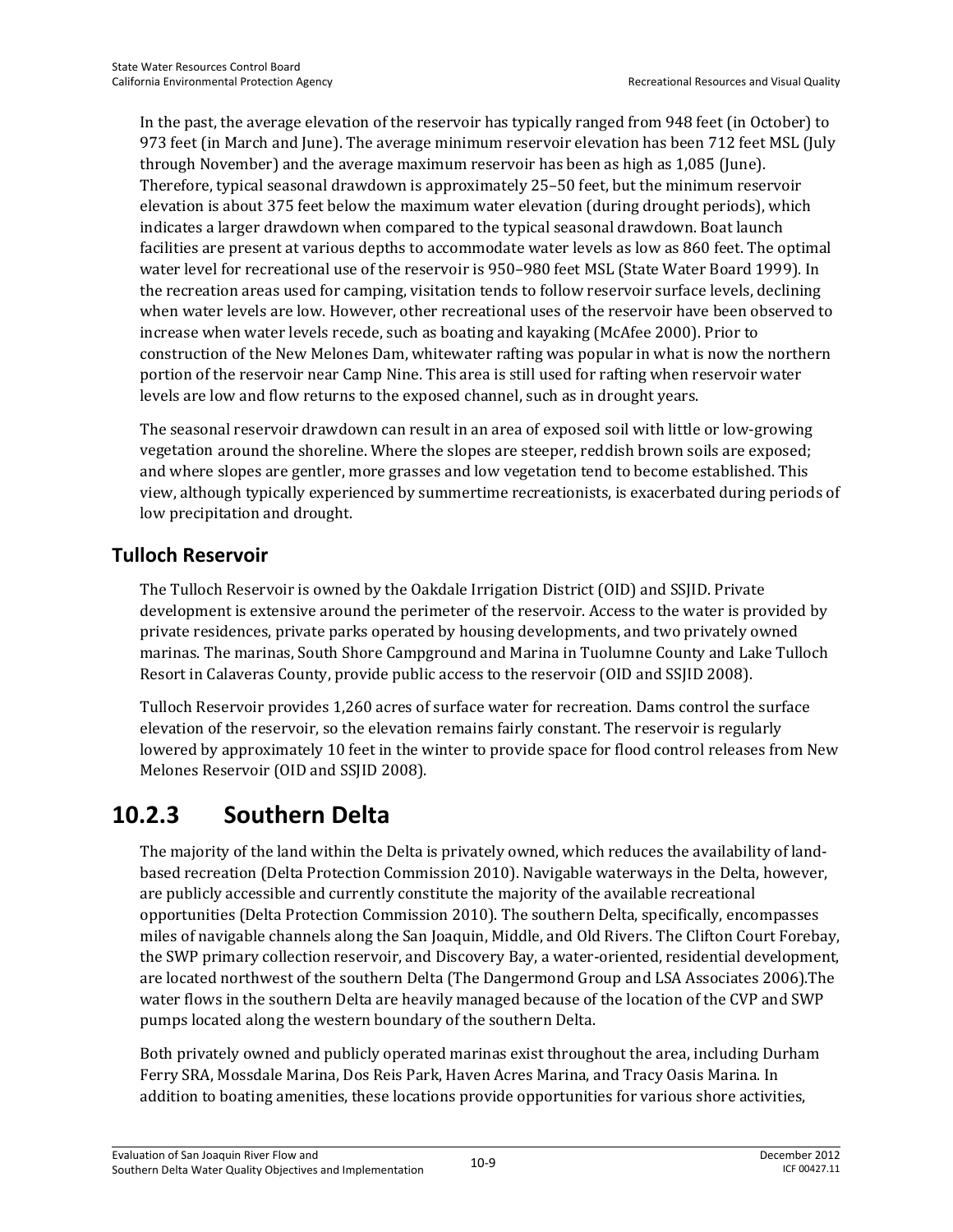In the past, the average elevation of the reservoir has typically ranged from 948 feet (in October) to 973 feet (in March and June). The average minimum reservoir elevation has been 712 feet MSL (July through November) and the average maximum reservoir has been as high as 1,085 (June). Therefore, typical seasonal drawdown is approximately 25–50 feet, but the minimum reservoir elevation is about 375 feet below the maximum water elevation (during drought periods), which indicates a larger drawdown when compared to the typical seasonal drawdown. Boat launch facilities are present at various depths to accommodate water levels as low as 860 feet. The optimal water level for recreational use of the reservoir is 950–980 feet MSL (State Water Board 1999). In the recreation areas used for camping, visitation tends to follow reservoir surface levels, declining when water levels are low. However, other recreational uses of the reservoir have been observed to increase when water levels recede, such as boating and kayaking (McAfee 2000). Prior to construction of the New Melones Dam, whitewater rafting was popular in what is now the northern portion of the reservoir near Camp Nine. This area is still used for rafting when reservoir water levels are low and flow returns to the exposed channel, such as in drought years.

The seasonal reservoir drawdown can result in an area of exposed soil with little or low-growing vegetation around the shoreline. Where the slopes are steeper, reddish brown soils are exposed; and where slopes are gentler, more grasses and low vegetation tend to become established. This view, although typically experienced by summertime recreationists, is exacerbated during periods of low precipitation and drought.

### Tulloch Reservoir

The Tulloch Reservoir is owned by the Oakdale Irrigation District (OID) and SSJID. Private development is extensive around the perimeter of the reservoir. Access to the water is provided by private residences, private parks operated by housing developments, and two privately owned marinas. The marinas, South Shore Campground and Marina in Tuolumne County and Lake Tulloch Resort in Calaveras County, provide public access to the reservoir (OID and SSJID 2008).

Tulloch Reservoir provides 1,260 acres of surface water for recreation. Dams control the surface elevation of the reservoir, so the elevation remains fairly constant. The reservoir is regularly lowered by approximately 10 feet in the winter to provide space for flood control releases from New Melones Reservoir (OID and SSJID 2008).

## 10.2.3 Southern Delta

The majority of the land within the Delta is privately owned, which reduces the availability of land-based recreation (Delta Protection Commission 2010). Navigable waterways in the Delta, however, are publicly accessible and currently constitute the majority of the available recreational opportunities (Delta Protection Commission 2010). The southern Delta, specifically, encompasses miles of navigable channels along the San Joaquin, Middle, and Old Rivers. The Clifton Court Forebay, the SWP primary collection reservoir, and Discovery Bay, a water-oriented, residential development, are located northwest of the southern Delta (The Dangermond Group and LSA Associates 2006).The water flows in the southern Delta are heavily managed because of the location of the CVP and SWP pumps located along the western boundary of the southern Delta.

Both privately owned and publicly operated marinas exist throughout the area, including Durham Ferry SRA, Mossdale Marina, Dos Reis Park, Haven Acres Marina, and Tracy Oasis Marina. In addition to boating amenities, these locations provide opportunities for various shore activities,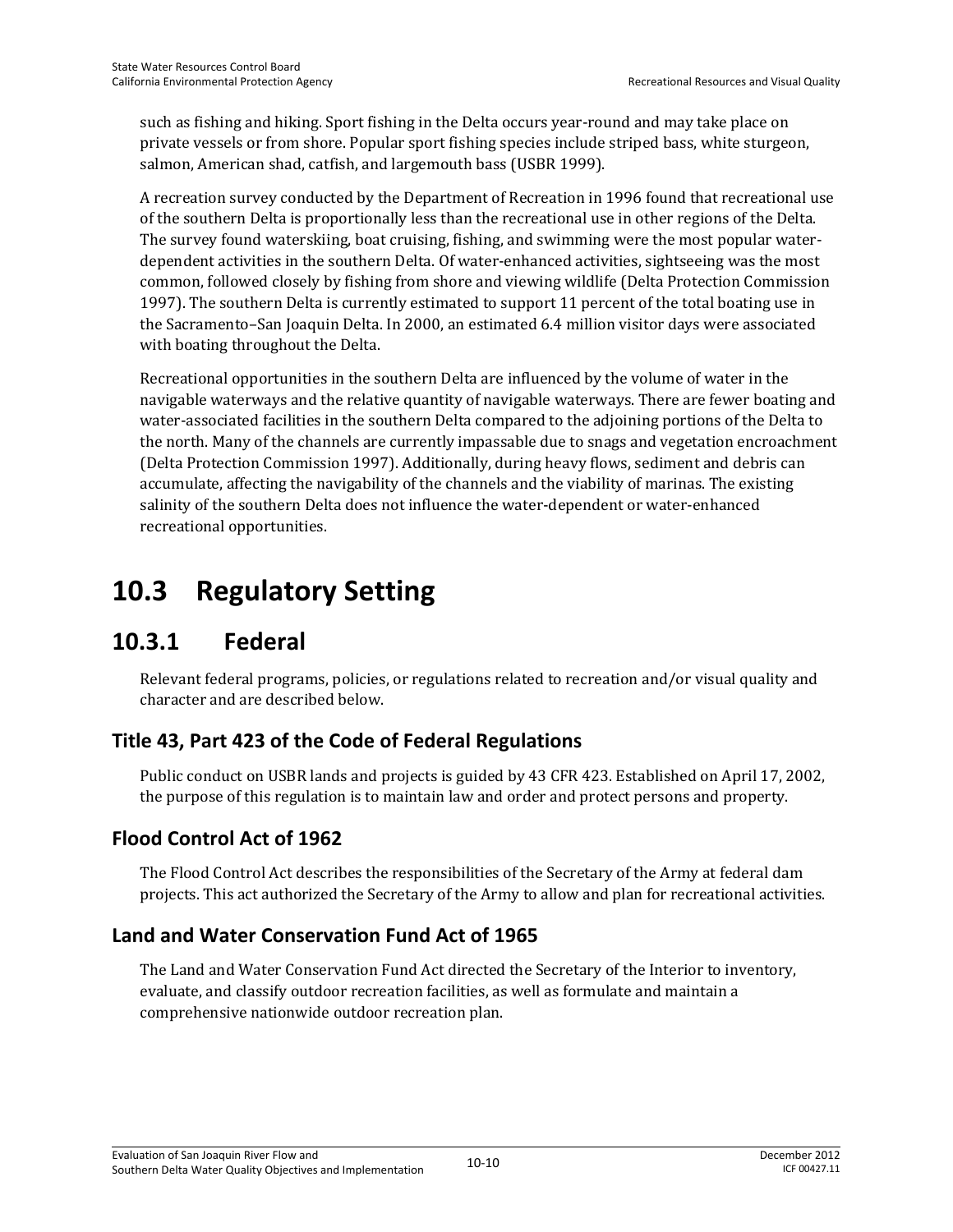such as fishing and hiking. Sport fishing in the Delta occurs year-round and may take place on private vessels or from shore. Popular sport fishing species include striped bass, white sturgeon, salmon, American shad, catfish, and largemouth bass (USBR 1999).

A recreation survey conducted by the Department of Recreation in 1996 found that recreational use of the southern Delta is proportionally less than the recreational use in other regions of the Delta. The survey found waterskiing, boat cruising, fishing, and swimming were the most popular water-dependent activities in the southern Delta. Of water-enhanced activities, sightseeing was the most common, followed closely by fishing from shore and viewing wildlife (Delta Protection Commission 1997). The southern Delta is currently estimated to support 11 percent of the total boating use in the Sacramento–San Joaquin Delta. In 2000, an estimated 6.4 million visitor days were associated with boating throughout the Delta.

Recreational opportunities in the southern Delta are influenced by the volume of water in the navigable waterways and the relative quantity of navigable waterways. There are fewer boating and water-associated facilities in the southern Delta compared to the adjoining portions of the Delta to the north. Many of the channels are currently impassable due to snags and vegetation encroachment (Delta Protection Commission 1997). Additionally, during heavy flows, sediment and debris can accumulate, affecting the navigability of the channels and the viability of marinas. The existing salinity of the southern Delta does not influence the water-dependent or water-enhanced recreational opportunities.

# 10.3 Regulatory Setting

## 10.3.1 Federal

Relevant federal programs, policies, or regulations related to recreation and/or visual quality and character and are described below.

### Title 43, Part 423 of the Code of Federal Regulations

Public conduct on USBR lands and projects is guided by 43 CFR 423. Established on April 17, 2002, the purpose of this regulation is to maintain law and order and protect persons and property.

### Flood Control Act of 1962

The Flood Control Act describes the responsibilities of the Secretary of the Army at federal dam projects. This act authorized the Secretary of the Army to allow and plan for recreational activities.

### Land and Water Conservation Fund Act of 1965

The Land and Water Conservation Fund Act directed the Secretary of the Interior to inventory, evaluate, and classify outdoor recreation facilities, as well as formulate and maintain a comprehensive nationwide outdoor recreation plan.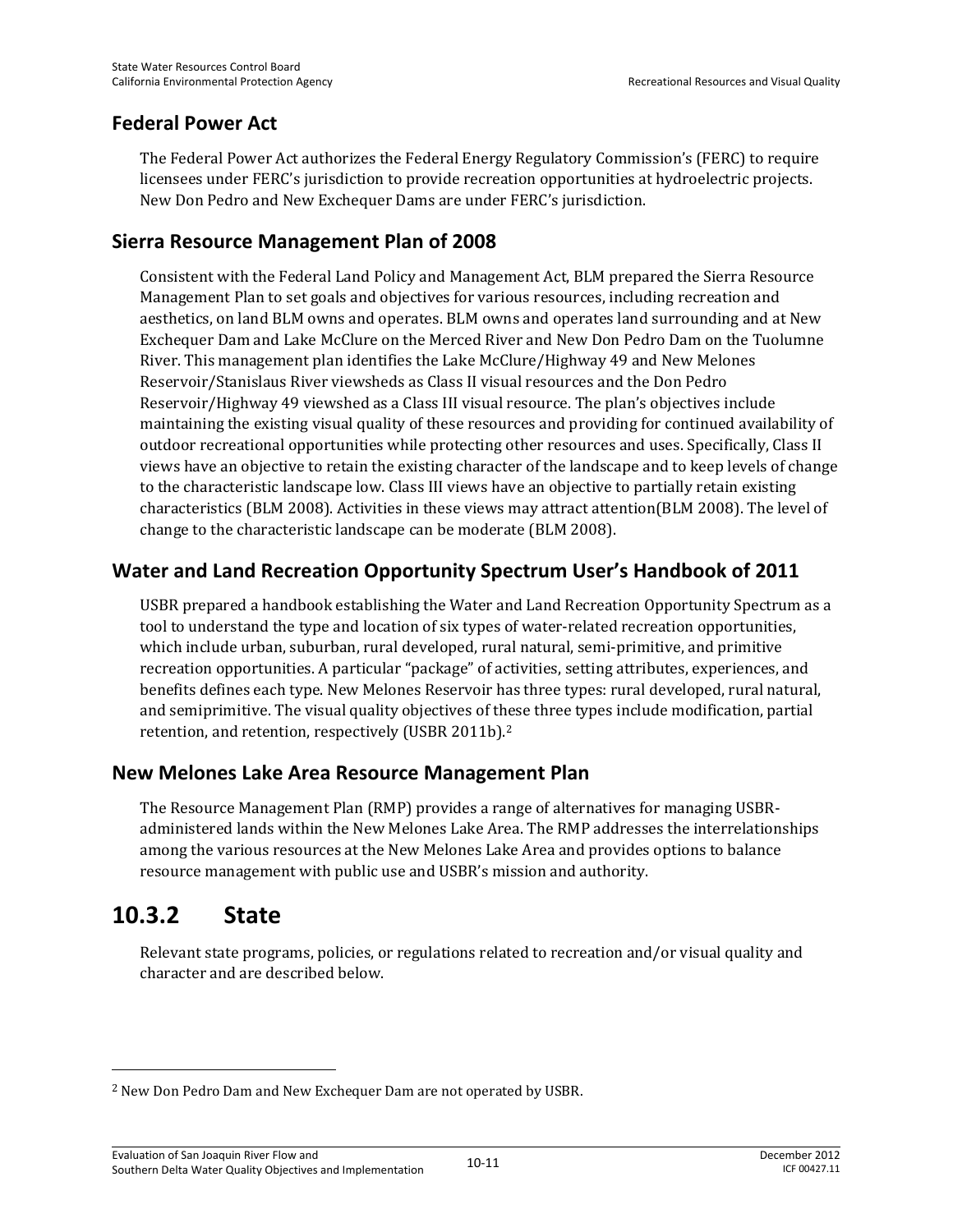## Federal Power Act

The Federal Power Act authorizes the Federal Energy Regulatory Commission's (FERC) to require licensees under FERC's jurisdiction to provide recreation opportunities at hydroelectric projects. New Don Pedro and New Exchequer Dams are under FERC's jurisdiction.

## Sierra Resource Management Plan of 2008

Consistent with the Federal Land Policy and Management Act, BLM prepared the Sierra Resource Management Plan to set goals and objectives for various resources, including recreation and aesthetics, on land BLM owns and operates. BLM owns and operates land surrounding and at New Exchequer Dam and Lake McClure on the Merced River and New Don Pedro Dam on the Tuolumne River. This management plan identifies the Lake McClure/Highway 49 and New Melones Reservoir/Stanislaus River viewsheds as Class II visual resources and the Don Pedro Reservoir/Highway 49 viewshed as a Class III visual resource. The plan's objectives include maintaining the existing visual quality of these resources and providing for continued availability of outdoor recreational opportunities while protecting other resources and uses. Specifically, Class II views have an objective to retain the existing character of the landscape and to keep levels of change to the characteristic landscape low. Class III views have an objective to partially retain existing characteristics (BLM 2008). Activities in these views may attract attention(BLM 2008). The level of change to the characteristic landscape can be moderate (BLM 2008).

## Water and Land Recreation Opportunity Spectrum User's Handbook of 2011

USBR prepared a handbook establishing the Water and Land Recreation Opportunity Spectrum as a tool to understand the type and location of six types of water-related recreation opportunities, which include urban, suburban, rural developed, rural natural, semi-primitive, and primitive recreation opportunities. A particular "package" of activities, setting attributes, experiences, and benefits defines each type. New Melones Reservoir has three types: rural developed, rural natural, and semiprimitive. The visual quality objectives of these three types include modification, partial retention, and retention, respectively (USBR 2011b).[2]

## New Melones Lake Area Resource Management Plan

The Resource Management Plan (RMP) provides a range of alternatives for managing USBR-administered lands within the New Melones Lake Area. The RMP addresses the interrelationships among the various resources at the New Melones Lake Area and provides options to balance resource management with public use and USBR's mission and authority.

# 10.3.2 State

Relevant state programs, policies, or regulations related to recreation and/or visual quality and character and are described below.

---

[2] New Don Pedro Dam and New Exchequer Dam are not operated by USBR.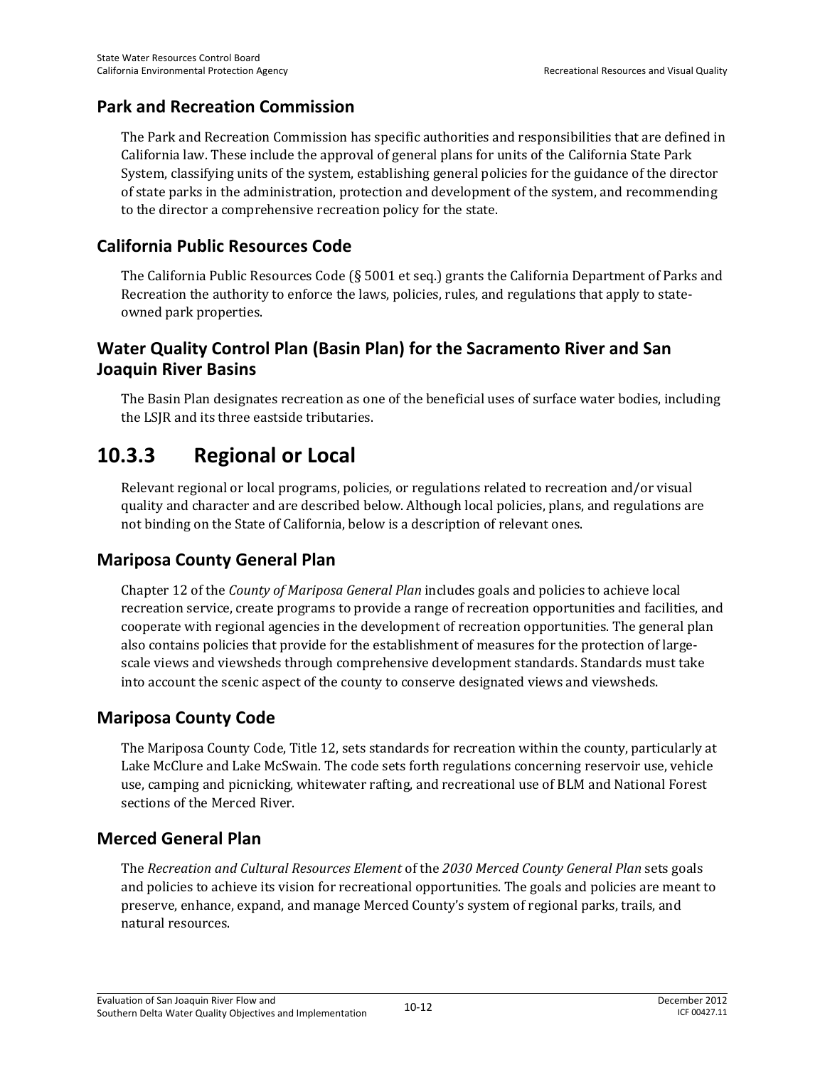### Park and Recreation Commission

The Park and Recreation Commission has specific authorities and responsibilities that are defined in California law. These include the approval of general plans for units of the California State Park System, classifying units of the system, establishing general policies for the guidance of the director of state parks in the administration, protection and development of the system, and recommending to the director a comprehensive recreation policy for the state.

### California Public Resources Code

The California Public Resources Code (§ 5001 et seq.) grants the California Department of Parks and Recreation the authority to enforce the laws, policies, rules, and regulations that apply to state-owned park properties.

### Water Quality Control Plan (Basin Plan) for the Sacramento River and San Joaquin River Basins

The Basin Plan designates recreation as one of the beneficial uses of surface water bodies, including the LSJR and its three eastside tributaries.

## 10.3.3 Regional or Local

Relevant regional or local programs, policies, or regulations related to recreation and/or visual quality and character and are described below. Although local policies, plans, and regulations are not binding on the State of California, below is a description of relevant ones.

### Mariposa County General Plan

Chapter 12 of the *County of Mariposa General Plan* includes goals and policies to achieve local recreation service, create programs to provide a range of recreation opportunities and facilities, and cooperate with regional agencies in the development of recreation opportunities. The general plan also contains policies that provide for the establishment of measures for the protection of large-scale views and viewsheds through comprehensive development standards. Standards must take into account the scenic aspect of the county to conserve designated views and viewsheds.

### Mariposa County Code

The Mariposa County Code, Title 12, sets standards for recreation within the county, particularly at Lake McClure and Lake McSwain. The code sets forth regulations concerning reservoir use, vehicle use, camping and picnicking, whitewater rafting, and recreational use of BLM and National Forest sections of the Merced River.

### Merced General Plan

The *Recreation and Cultural Resources Element* of the *2030 Merced County General Plan* sets goals and policies to achieve its vision for recreational opportunities. The goals and policies are meant to preserve, enhance, expand, and manage Merced County's system of regional parks, trails, and natural resources.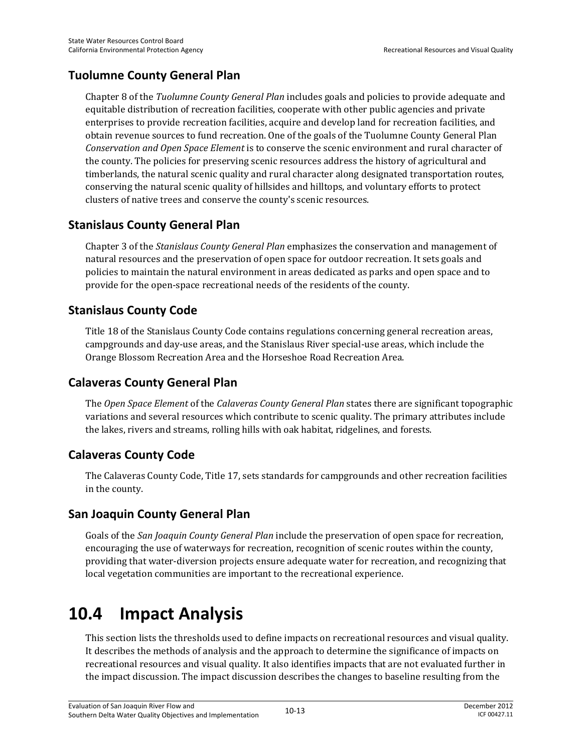## Tuolumne County General Plan

Chapter 8 of the *Tuolumne County General Plan* includes goals and policies to provide adequate and equitable distribution of recreation facilities, cooperate with other public agencies and private enterprises to provide recreation facilities, acquire and develop land for recreation facilities, and obtain revenue sources to fund recreation. One of the goals of the Tuolumne County General Plan *Conservation and Open Space Element* is to conserve the scenic environment and rural character of the county. The policies for preserving scenic resources address the history of agricultural and timberlands, the natural scenic quality and rural character along designated transportation routes, conserving the natural scenic quality of hillsides and hilltops, and voluntary efforts to protect clusters of native trees and conserve the county's scenic resources.

## Stanislaus County General Plan

Chapter 3 of the *Stanislaus County General Plan* emphasizes the conservation and management of natural resources and the preservation of open space for outdoor recreation. It sets goals and policies to maintain the natural environment in areas dedicated as parks and open space and to provide for the open-space recreational needs of the residents of the county.

## Stanislaus County Code

Title 18 of the Stanislaus County Code contains regulations concerning general recreation areas, campgrounds and day-use areas, and the Stanislaus River special-use areas, which include the Orange Blossom Recreation Area and the Horseshoe Road Recreation Area.

## Calaveras County General Plan

The *Open Space Element* of the *Calaveras County General Plan* states there are significant topographic variations and several resources which contribute to scenic quality. The primary attributes include the lakes, rivers and streams, rolling hills with oak habitat, ridgelines, and forests.

## Calaveras County Code

The Calaveras County Code, Title 17, sets standards for campgrounds and other recreation facilities in the county.

## San Joaquin County General Plan

Goals of the *San Joaquin County General Plan* include the preservation of open space for recreation, encouraging the use of waterways for recreation, recognition of scenic routes within the county, providing that water-diversion projects ensure adequate water for recreation, and recognizing that local vegetation communities are important to the recreational experience.

# 10.4 Impact Analysis

This section lists the thresholds used to define impacts on recreational resources and visual quality. It describes the methods of analysis and the approach to determine the significance of impacts on recreational resources and visual quality. It also identifies impacts that are not evaluated further in the impact discussion. The impact discussion describes the changes to baseline resulting from the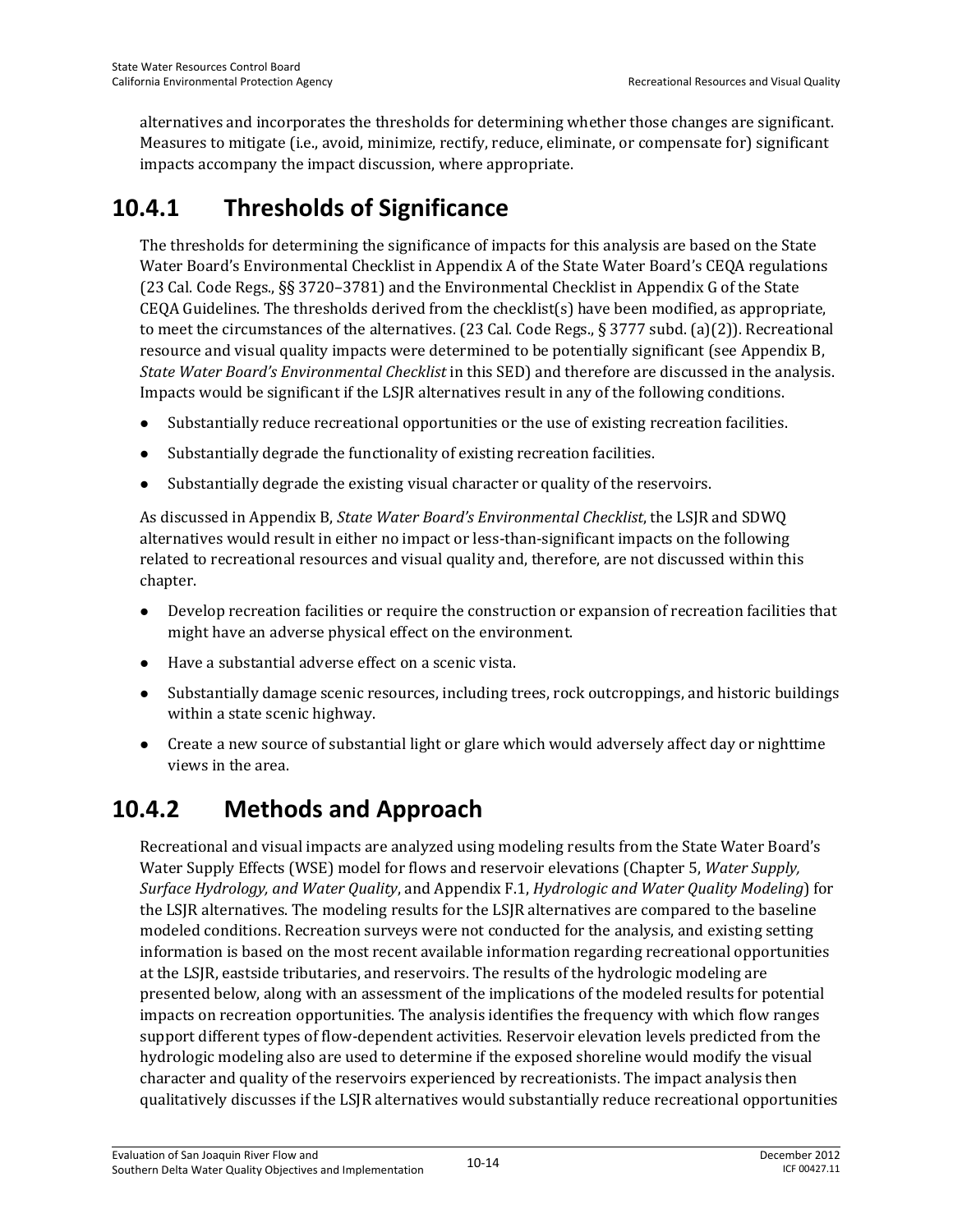alternatives and incorporates the thresholds for determining whether those changes are significant. Measures to mitigate (i.e., avoid, minimize, rectify, reduce, eliminate, or compensate for) significant impacts accompany the impact discussion, where appropriate.

## 10.4.1 Thresholds of Significance

The thresholds for determining the significance of impacts for this analysis are based on the State Water Board's Environmental Checklist in Appendix A of the State Water Board's CEQA regulations (23 Cal. Code Regs., §§ 3720–3781) and the Environmental Checklist in Appendix G of the State CEQA Guidelines. The thresholds derived from the checklist(s) have been modified, as appropriate, to meet the circumstances of the alternatives. (23 Cal. Code Regs., § 3777 subd. (a)(2)). Recreational resource and visual quality impacts were determined to be potentially significant (see Appendix B, *State Water Board's Environmental Checklist* in this SED) and therefore are discussed in the analysis. Impacts would be significant if the LSJR alternatives result in any of the following conditions.

- Substantially reduce recreational opportunities or the use of existing recreation facilities.
- Substantially degrade the functionality of existing recreation facilities.
- Substantially degrade the existing visual character or quality of the reservoirs.

As discussed in Appendix B, *State Water Board's Environmental Checklist*, the LSJR and SDWQ alternatives would result in either no impact or less-than-significant impacts on the following related to recreational resources and visual quality and, therefore, are not discussed within this chapter.

- Develop recreation facilities or require the construction or expansion of recreation facilities that might have an adverse physical effect on the environment.
- Have a substantial adverse effect on a scenic vista.
- Substantially damage scenic resources, including trees, rock outcroppings, and historic buildings within a state scenic highway.
- Create a new source of substantial light or glare which would adversely affect day or nighttime views in the area.

## 10.4.2 Methods and Approach

Recreational and visual impacts are analyzed using modeling results from the State Water Board's Water Supply Effects (WSE) model for flows and reservoir elevations (Chapter 5, *Water Supply, Surface Hydrology, and Water Quality*, and Appendix F.1, *Hydrologic and Water Quality Modeling*) for the LSJR alternatives. The modeling results for the LSJR alternatives are compared to the baseline modeled conditions. Recreation surveys were not conducted for the analysis, and existing setting information is based on the most recent available information regarding recreational opportunities at the LSJR, eastside tributaries, and reservoirs. The results of the hydrologic modeling are presented below, along with an assessment of the implications of the modeled results for potential impacts on recreation opportunities. The analysis identifies the frequency with which flow ranges support different types of flow-dependent activities. Reservoir elevation levels predicted from the hydrologic modeling also are used to determine if the exposed shoreline would modify the visual character and quality of the reservoirs experienced by recreationists. The impact analysis then qualitatively discusses if the LSJR alternatives would substantially reduce recreational opportunities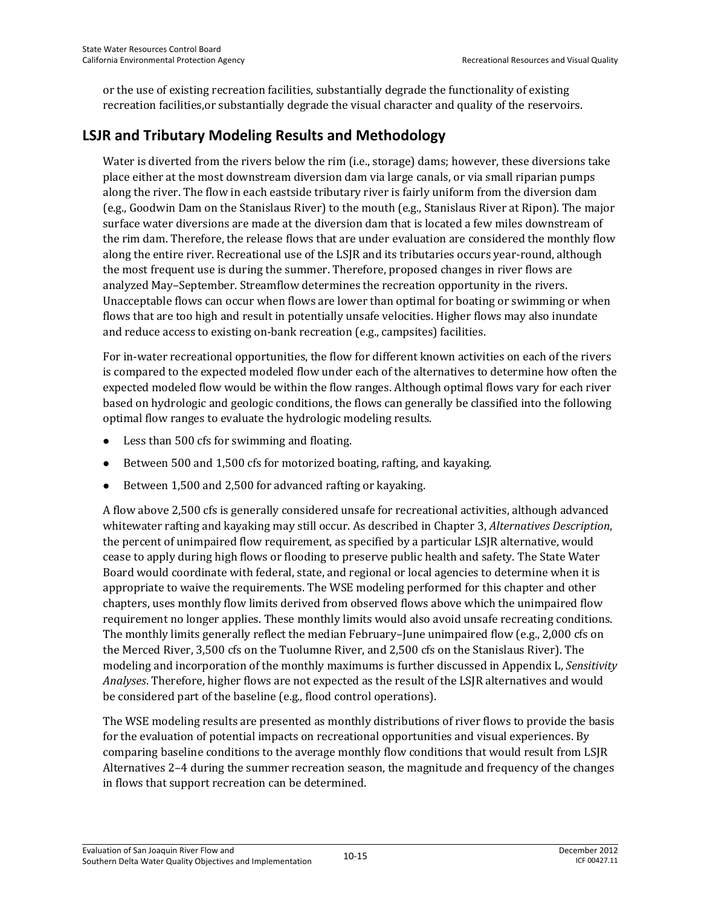or the use of existing recreation facilities, substantially degrade the functionality of existing recreation facilities,or substantially degrade the visual character and quality of the reservoirs.

## LSJR and Tributary Modeling Results and Methodology

Water is diverted from the rivers below the rim (i.e., storage) dams; however, these diversions take place either at the most downstream diversion dam via large canals, or via small riparian pumps along the river. The flow in each eastside tributary river is fairly uniform from the diversion dam (e.g., Goodwin Dam on the Stanislaus River) to the mouth (e.g., Stanislaus River at Ripon). The major surface water diversions are made at the diversion dam that is located a few miles downstream of the rim dam. Therefore, the release flows that are under evaluation are considered the monthly flow along the entire river. Recreational use of the LSJR and its tributaries occurs year-round, although the most frequent use is during the summer. Therefore, proposed changes in river flows are analyzed May–September. Streamflow determines the recreation opportunity in the rivers. Unacceptable flows can occur when flows are lower than optimal for boating or swimming or when flows that are too high and result in potentially unsafe velocities. Higher flows may also inundate and reduce access to existing on-bank recreation (e.g., campsites) facilities.

For in-water recreational opportunities, the flow for different known activities on each of the rivers is compared to the expected modeled flow under each of the alternatives to determine how often the expected modeled flow would be within the flow ranges. Although optimal flows vary for each river based on hydrologic and geologic conditions, the flows can generally be classified into the following optimal flow ranges to evaluate the hydrologic modeling results.

- Less than 500 cfs for swimming and floating.
- Between 500 and 1,500 cfs for motorized boating, rafting, and kayaking.
- Between 1,500 and 2,500 for advanced rafting or kayaking.

A flow above 2,500 cfs is generally considered unsafe for recreational activities, although advanced whitewater rafting and kayaking may still occur. As described in Chapter 3, *Alternatives Description*, the percent of unimpaired flow requirement, as specified by a particular LSJR alternative, would cease to apply during high flows or flooding to preserve public health and safety. The State Water Board would coordinate with federal, state, and regional or local agencies to determine when it is appropriate to waive the requirements. The WSE modeling performed for this chapter and other chapters, uses monthly flow limits derived from observed flows above which the unimpaired flow requirement no longer applies. These monthly limits would also avoid unsafe recreating conditions. The monthly limits generally reflect the median February–June unimpaired flow (e.g., 2,000 cfs on the Merced River, 3,500 cfs on the Tuolumne River, and 2,500 cfs on the Stanislaus River). The modeling and incorporation of the monthly maximums is further discussed in Appendix L, *Sensitivity Analyses*. Therefore, higher flows are not expected as the result of the LSJR alternatives and would be considered part of the baseline (e.g., flood control operations).

The WSE modeling results are presented as monthly distributions of river flows to provide the basis for the evaluation of potential impacts on recreational opportunities and visual experiences. By comparing baseline conditions to the average monthly flow conditions that would result from LSJR Alternatives 2–4 during the summer recreation season, the magnitude and frequency of the changes in flows that support recreation can be determined.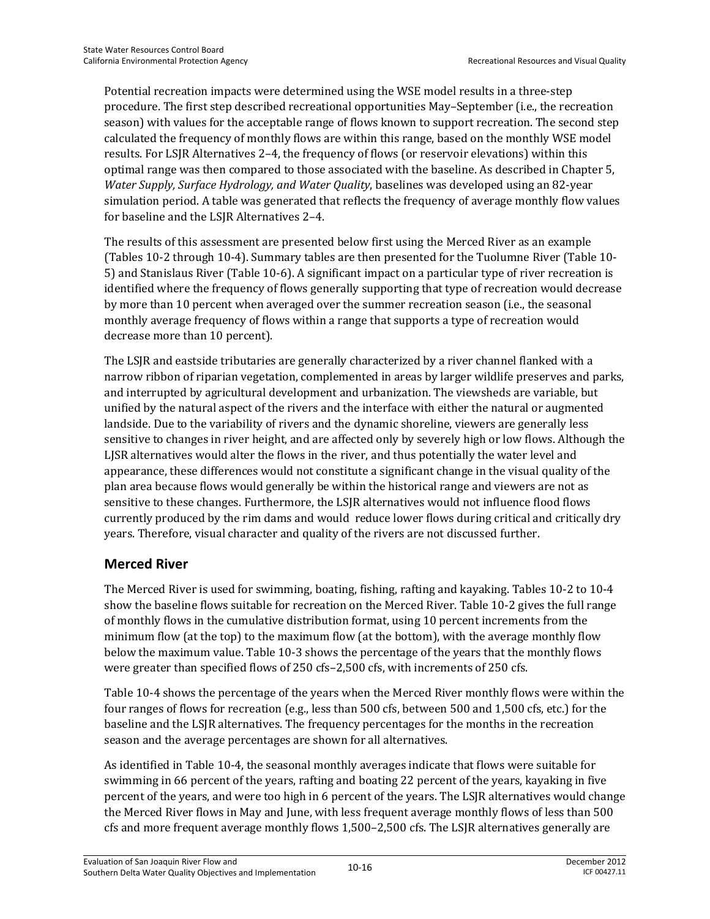Potential recreation impacts were determined using the WSE model results in a three-step procedure. The first step described recreational opportunities May–September (i.e., the recreation season) with values for the acceptable range of flows known to support recreation. The second step calculated the frequency of monthly flows are within this range, based on the monthly WSE model results. For LSJR Alternatives 2–4, the frequency of flows (or reservoir elevations) within this optimal range was then compared to those associated with the baseline. As described in Chapter 5, *Water Supply, Surface Hydrology, and Water Quality*, baselines was developed using an 82-year simulation period. A table was generated that reflects the frequency of average monthly flow values for baseline and the LSJR Alternatives 2–4.

The results of this assessment are presented below first using the Merced River as an example (Tables 10-2 through 10-4). Summary tables are then presented for the Tuolumne River (Table 10-5) and Stanislaus River (Table 10-6). A significant impact on a particular type of river recreation is identified where the frequency of flows generally supporting that type of recreation would decrease by more than 10 percent when averaged over the summer recreation season (i.e., the seasonal monthly average frequency of flows within a range that supports a type of recreation would decrease more than 10 percent).

The LSJR and eastside tributaries are generally characterized by a river channel flanked with a narrow ribbon of riparian vegetation, complemented in areas by larger wildlife preserves and parks, and interrupted by agricultural development and urbanization. The viewsheds are variable, but unified by the natural aspect of the rivers and the interface with either the natural or augmented landside. Due to the variability of rivers and the dynamic shoreline, viewers are generally less sensitive to changes in river height, and are affected only by severely high or low flows. Although the LJSR alternatives would alter the flows in the river, and thus potentially the water level and appearance, these differences would not constitute a significant change in the visual quality of the plan area because flows would generally be within the historical range and viewers are not as sensitive to these changes. Furthermore, the LSJR alternatives would not influence flood flows currently produced by the rim dams and would reduce lower flows during critical and critically dry years. Therefore, visual character and quality of the rivers are not discussed further.

## Merced River

The Merced River is used for swimming, boating, fishing, rafting and kayaking. Tables 10-2 to 10-4 show the baseline flows suitable for recreation on the Merced River. Table 10-2 gives the full range of monthly flows in the cumulative distribution format, using 10 percent increments from the minimum flow (at the top) to the maximum flow (at the bottom), with the average monthly flow below the maximum value. Table 10-3 shows the percentage of the years that the monthly flows were greater than specified flows of 250 cfs–2,500 cfs, with increments of 250 cfs.

Table 10-4 shows the percentage of the years when the Merced River monthly flows were within the four ranges of flows for recreation (e.g., less than 500 cfs, between 500 and 1,500 cfs, etc.) for the baseline and the LSJR alternatives. The frequency percentages for the months in the recreation season and the average percentages are shown for all alternatives.

As identified in Table 10-4, the seasonal monthly averages indicate that flows were suitable for swimming in 66 percent of the years, rafting and boating 22 percent of the years, kayaking in five percent of the years, and were too high in 6 percent of the years. The LSJR alternatives would change the Merced River flows in May and June, with less frequent average monthly flows of less than 500 cfs and more frequent average monthly flows 1,500–2,500 cfs. The LSJR alternatives generally are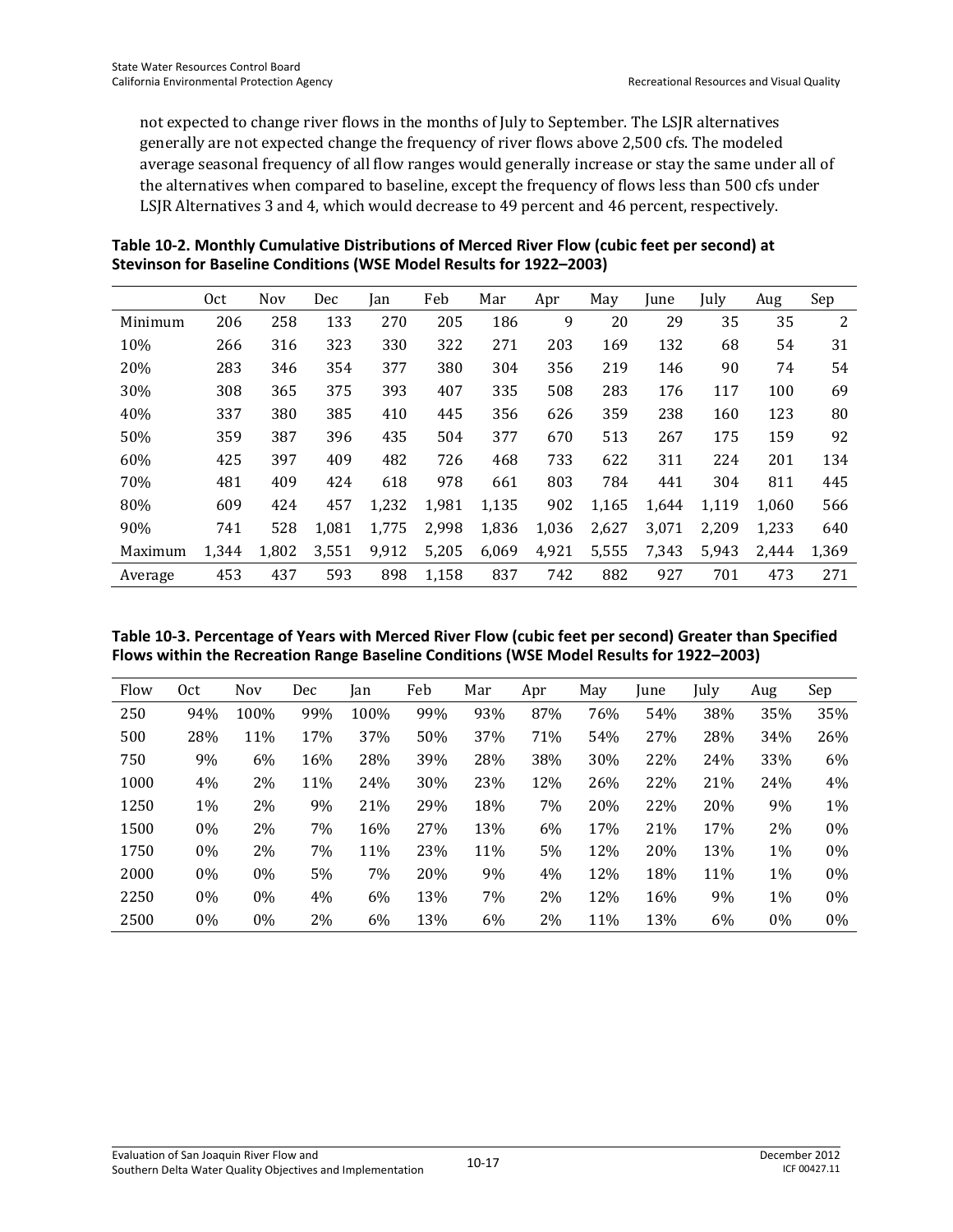not expected to change river flows in the months of July to September. The LSJR alternatives generally are not expected change the frequency of river flows above 2,500 cfs. The modeled average seasonal frequency of all flow ranges would generally increase or stay the same under all of the alternatives when compared to baseline, except the frequency of flows less than 500 cfs under LSJR Alternatives 3 and 4, which would decrease to 49 percent and 46 percent, respectively.

**Table 10-2. Monthly Cumulative Distributions of Merced River Flow (cubic feet per second) at Stevinson for Baseline Conditions (WSE Model Results for 1922–2003)**

| | Oct | Nov | Dec | Jan | Feb | Mar | Apr | May | June | July | Aug | Sep |
|---|---|---|---|---|---|---|---|---|---|---|---|---|
| Minimum | 206 | 258 | 133 | 270 | 205 | 186 | 9 | 20 | 29 | 35 | 35 | 2 |
| 10% | 266 | 316 | 323 | 330 | 322 | 271 | 203 | 169 | 132 | 68 | 54 | 31 |
| 20% | 283 | 346 | 354 | 377 | 380 | 304 | 356 | 219 | 146 | 90 | 74 | 54 |
| 30% | 308 | 365 | 375 | 393 | 407 | 335 | 508 | 283 | 176 | 117 | 100 | 69 |
| 40% | 337 | 380 | 385 | 410 | 445 | 356 | 626 | 359 | 238 | 160 | 123 | 80 |
| 50% | 359 | 387 | 396 | 435 | 504 | 377 | 670 | 513 | 267 | 175 | 159 | 92 |
| 60% | 425 | 397 | 409 | 482 | 726 | 468 | 733 | 622 | 311 | 224 | 201 | 134 |
| 70% | 481 | 409 | 424 | 618 | 978 | 661 | 803 | 784 | 441 | 304 | 811 | 445 |
| 80% | 609 | 424 | 457 | 1,232 | 1,981 | 1,135 | 902 | 1,165 | 1,644 | 1,119 | 1,060 | 566 |
| 90% | 741 | 528 | 1,081 | 1,775 | 2,998 | 1,836 | 1,036 | 2,627 | 3,071 | 2,209 | 1,233 | 640 |
| Maximum | 1,344 | 1,802 | 3,551 | 9,912 | 5,205 | 6,069 | 4,921 | 5,555 | 7,343 | 5,943 | 2,444 | 1,369 |
| Average | 453 | 437 | 593 | 898 | 1,158 | 837 | 742 | 882 | 927 | 701 | 473 | 271 |

**Table 10-3. Percentage of Years with Merced River Flow (cubic feet per second) Greater than Specified Flows within the Recreation Range Baseline Conditions (WSE Model Results for 1922–2003)**

| Flow | Oct | Nov | Dec | Jan | Feb | Mar | Apr | May | June | July | Aug | Sep |
|---|---|---|---|---|---|---|---|---|---|---|---|---|
| 250 | 94% | 100% | 99% | 100% | 99% | 93% | 87% | 76% | 54% | 38% | 35% | 35% |
| 500 | 28% | 11% | 17% | 37% | 50% | 37% | 71% | 54% | 27% | 28% | 34% | 26% |
| 750 | 9% | 6% | 16% | 28% | 39% | 28% | 38% | 30% | 22% | 24% | 33% | 6% |
| 1000 | 4% | 2% | 11% | 24% | 30% | 23% | 12% | 26% | 22% | 21% | 24% | 4% |
| 1250 | 1% | 2% | 9% | 21% | 29% | 18% | 7% | 20% | 22% | 20% | 9% | 1% |
| 1500 | 0% | 2% | 7% | 16% | 27% | 13% | 6% | 17% | 21% | 17% | 2% | 0% |
| 1750 | 0% | 2% | 7% | 11% | 23% | 11% | 5% | 12% | 20% | 13% | 1% | 0% |
| 2000 | 0% | 0% | 5% | 7% | 20% | 9% | 4% | 12% | 18% | 11% | 1% | 0% |
| 2250 | 0% | 0% | 4% | 6% | 13% | 7% | 2% | 12% | 16% | 9% | 1% | 0% |
| 2500 | 0% | 0% | 2% | 6% | 13% | 6% | 2% | 11% | 13% | 6% | 0% | 0% |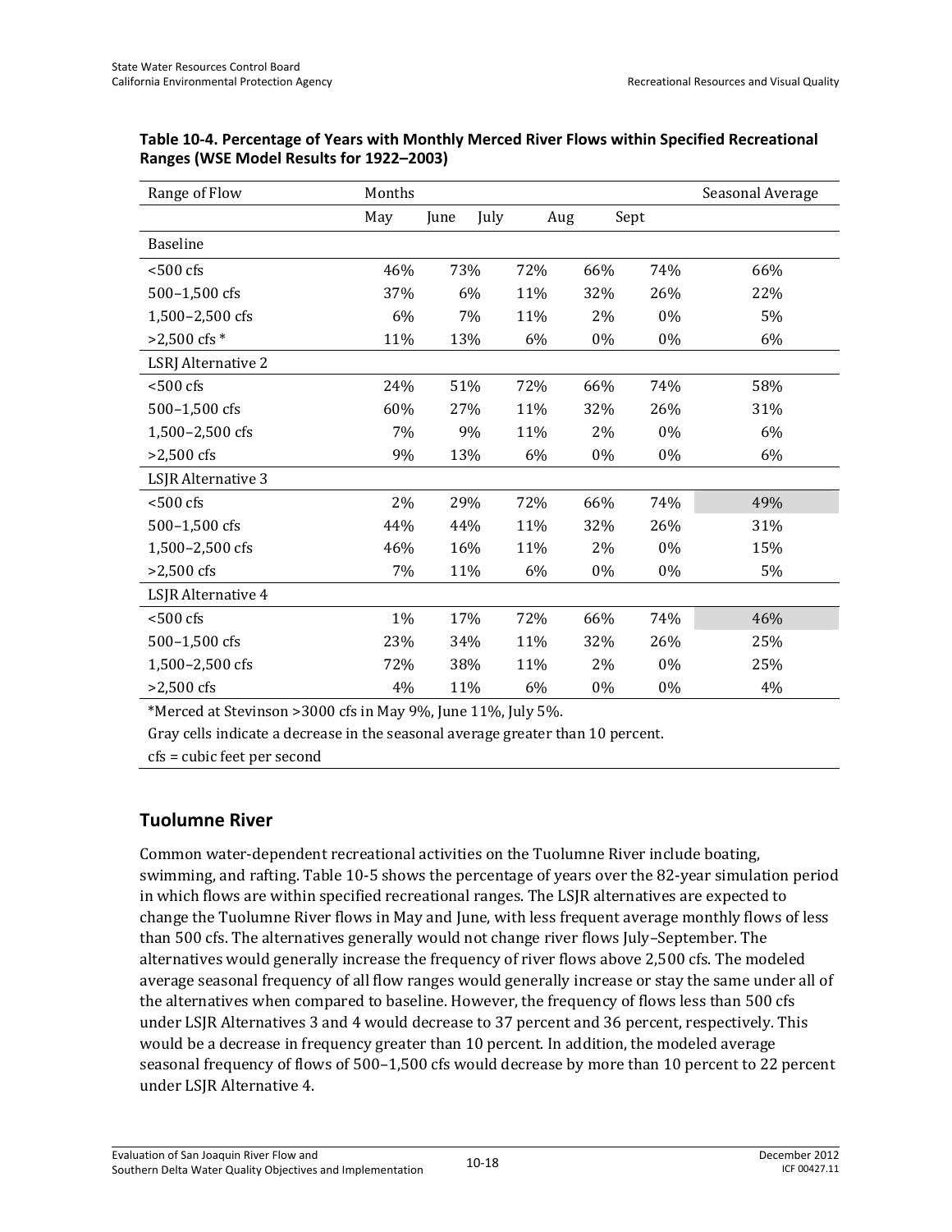**Table 10-4. Percentage of Years with Monthly Merced River Flows within Specified Recreational Ranges (WSE Model Results for 1922–2003)**

| Range of Flow | Months | | | | | Seasonal Average |
|---|---|---|---|---|---|---|
| | May | June | July | Aug | Sept | |
| Baseline | | | | | | |
| <500 cfs | 46% | 73% | 72% | 66% | 74% | 66% |
| 500–1,500 cfs | 37% | 6% | 11% | 32% | 26% | 22% |
| 1,500–2,500 cfs | 6% | 7% | 11% | 2% | 0% | 5% |
| >2,500 cfs * | 11% | 13% | 6% | 0% | 0% | 6% |
| LSRJ Alternative 2 | | | | | | |
| <500 cfs | 24% | 51% | 72% | 66% | 74% | 58% |
| 500–1,500 cfs | 60% | 27% | 11% | 32% | 26% | 31% |
| 1,500–2,500 cfs | 7% | 9% | 11% | 2% | 0% | 6% |
| >2,500 cfs | 9% | 13% | 6% | 0% | 0% | 6% |
| LSJR Alternative 3 | | | | | | |
| <500 cfs | 2% | 29% | 72% | 66% | 74% | 49% |
| 500–1,500 cfs | 44% | 44% | 11% | 32% | 26% | 31% |
| 1,500–2,500 cfs | 46% | 16% | 11% | 2% | 0% | 15% |
| >2,500 cfs | 7% | 11% | 6% | 0% | 0% | 5% |
| LSJR Alternative 4 | | | | | | |
| <500 cfs | 1% | 17% | 72% | 66% | 74% | 46% |
| 500–1,500 cfs | 23% | 34% | 11% | 32% | 26% | 25% |
| 1,500–2,500 cfs | 72% | 38% | 11% | 2% | 0% | 25% |
| >2,500 cfs | 4% | 11% | 6% | 0% | 0% | 4% |

*Merced at Stevinson >3000 cfs in May 9%, June 11%, July 5%.

Gray cells indicate a decrease in the seasonal average greater than 10 percent.

cfs = cubic feet per second

## Tuolumne River

Common water-dependent recreational activities on the Tuolumne River include boating, swimming, and rafting. Table 10-5 shows the percentage of years over the 82-year simulation period in which flows are within specified recreational ranges. The LSJR alternatives are expected to change the Tuolumne River flows in May and June, with less frequent average monthly flows of less than 500 cfs. The alternatives generally would not change river flows July–September. The alternatives would generally increase the frequency of river flows above 2,500 cfs. The modeled average seasonal frequency of all flow ranges would generally increase or stay the same under all of the alternatives when compared to baseline. However, the frequency of flows less than 500 cfs under LSJR Alternatives 3 and 4 would decrease to 37 percent and 36 percent, respectively. This would be a decrease in frequency greater than 10 percent. In addition, the modeled average seasonal frequency of flows of 500–1,500 cfs would decrease by more than 10 percent to 22 percent under LSJR Alternative 4.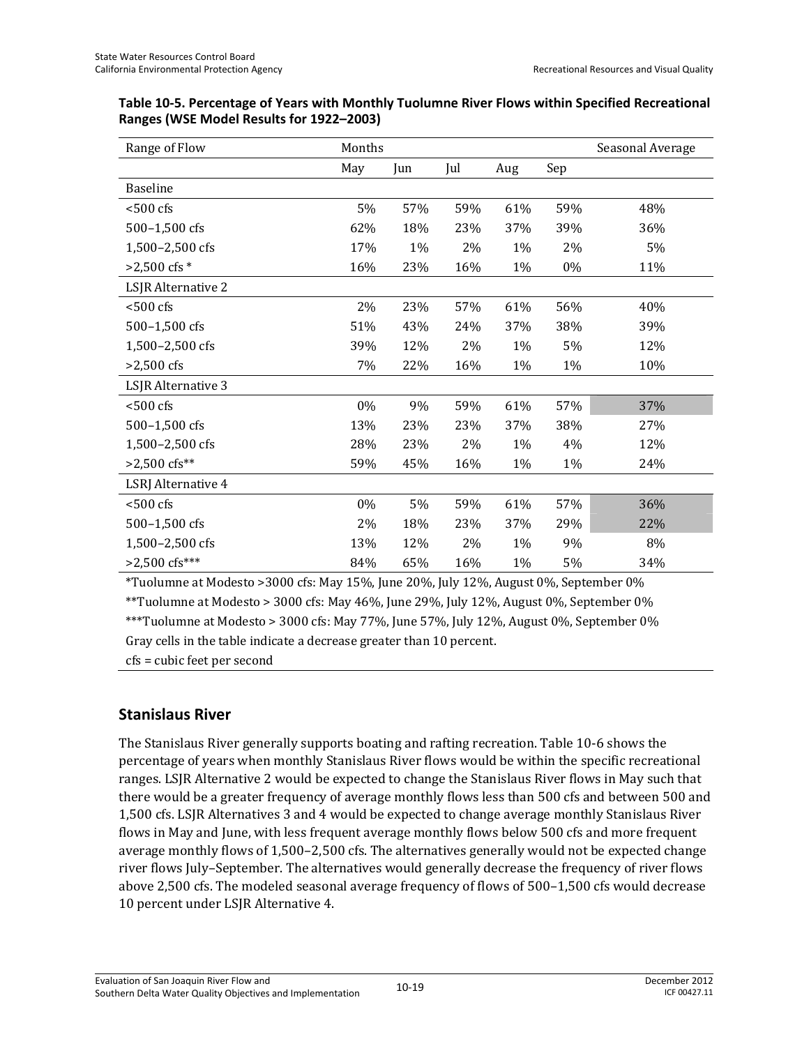**Table 10-5. Percentage of Years with Monthly Tuolumne River Flows within Specified Recreational Ranges (WSE Model Results for 1922–2003)**

| Range of Flow | Months | | | | | Seasonal Average |
|---|---|---|---|---|---|---|
| | May | Jun | Jul | Aug | Sep | |
| Baseline | | | | | | |
| <500 cfs | 5% | 57% | 59% | 61% | 59% | 48% |
| 500–1,500 cfs | 62% | 18% | 23% | 37% | 39% | 36% |
| 1,500–2,500 cfs | 17% | 1% | 2% | 1% | 2% | 5% |
| >2,500 cfs * | 16% | 23% | 16% | 1% | 0% | 11% |
| LSJR Alternative 2 | | | | | | |
| <500 cfs | 2% | 23% | 57% | 61% | 56% | 40% |
| 500–1,500 cfs | 51% | 43% | 24% | 37% | 38% | 39% |
| 1,500–2,500 cfs | 39% | 12% | 2% | 1% | 5% | 12% |
| >2,500 cfs | 7% | 22% | 16% | 1% | 1% | 10% |
| LSJR Alternative 3 | | | | | | |
| <500 cfs | 0% | 9% | 59% | 61% | 57% | 37% |
| 500–1,500 cfs | 13% | 23% | 23% | 37% | 38% | 27% |
| 1,500–2,500 cfs | 28% | 23% | 2% | 1% | 4% | 12% |
| >2,500 cfs** | 59% | 45% | 16% | 1% | 1% | 24% |
| LSRJ Alternative 4 | | | | | | |
| <500 cfs | 0% | 5% | 59% | 61% | 57% | 36% |
| 500–1,500 cfs | 2% | 18% | 23% | 37% | 29% | 22% |
| 1,500–2,500 cfs | 13% | 12% | 2% | 1% | 9% | 8% |
| >2,500 cfs*** | 84% | 65% | 16% | 1% | 5% | 34% |

*Tuolumne at Modesto >3000 cfs: May 15%, June 20%, July 12%, August 0%, September 0%

**Tuolumne at Modesto > 3000 cfs: May 46%, June 29%, July 12%, August 0%, September 0%

***Tuolumne at Modesto > 3000 cfs: May 77%, June 57%, July 12%, August 0%, September 0%

Gray cells in the table indicate a decrease greater than 10 percent.

cfs = cubic feet per second

## Stanislaus River

The Stanislaus River generally supports boating and rafting recreation. Table 10-6 shows the percentage of years when monthly Stanislaus River flows would be within the specific recreational ranges. LSJR Alternative 2 would be expected to change the Stanislaus River flows in May such that there would be a greater frequency of average monthly flows less than 500 cfs and between 500 and 1,500 cfs. LSJR Alternatives 3 and 4 would be expected to change average monthly Stanislaus River flows in May and June, with less frequent average monthly flows below 500 cfs and more frequent average monthly flows of 1,500–2,500 cfs. The alternatives generally would not be expected change river flows July–September. The alternatives would generally decrease the frequency of river flows above 2,500 cfs. The modeled seasonal average frequency of flows of 500–1,500 cfs would decrease 10 percent under LSJR Alternative 4.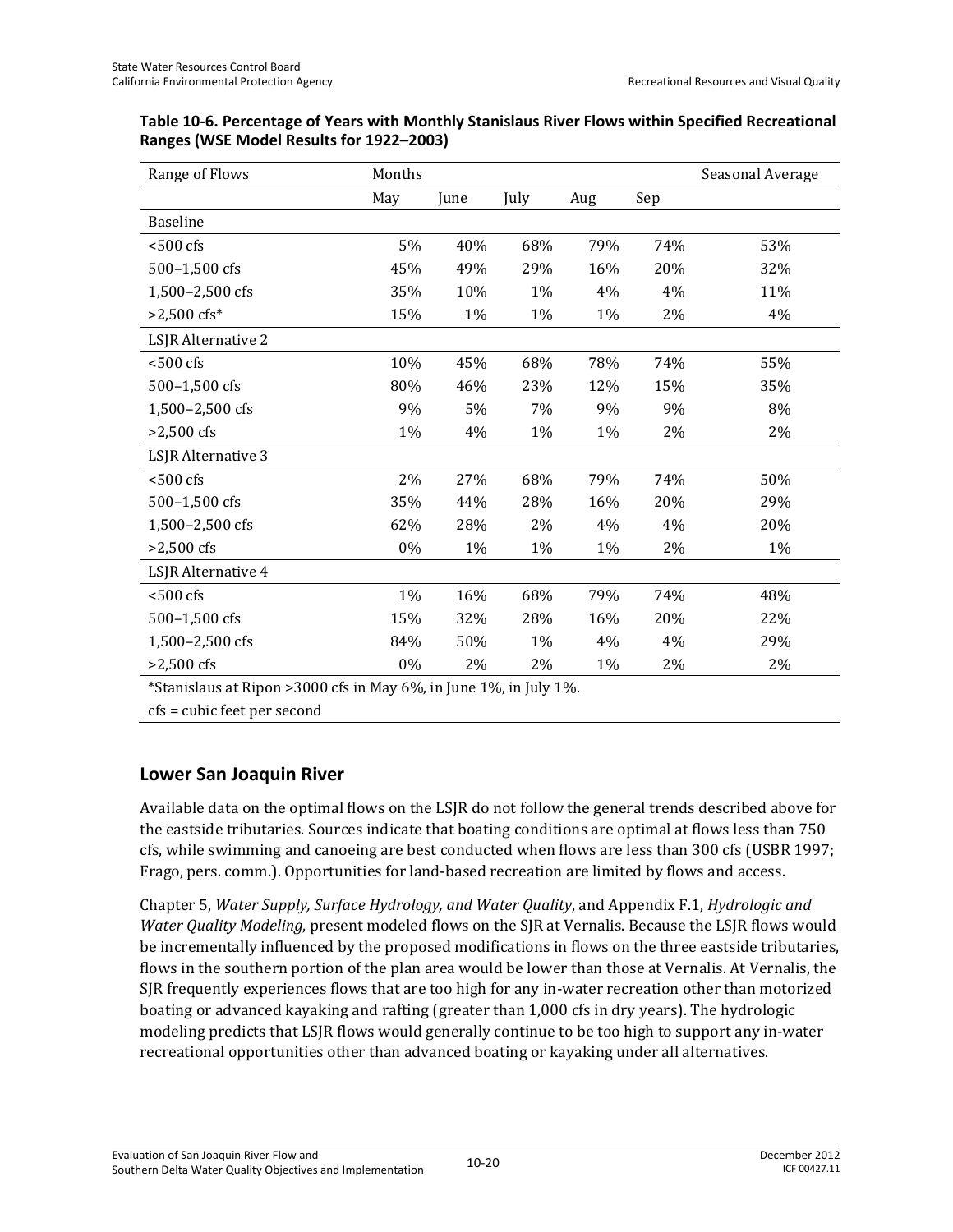**Table 10-6. Percentage of Years with Monthly Stanislaus River Flows within Specified Recreational Ranges (WSE Model Results for 1922–2003)**

| Range of Flows | Months | | | | | Seasonal Average |
|---|---|---|---|---|---|---|
| | May | June | July | Aug | Sep | |
| Baseline | | | | | | |
| <500 cfs | 5% | 40% | 68% | 79% | 74% | 53% |
| 500–1,500 cfs | 45% | 49% | 29% | 16% | 20% | 32% |
| 1,500–2,500 cfs | 35% | 10% | 1% | 4% | 4% | 11% |
| >2,500 cfs* | 15% | 1% | 1% | 1% | 2% | 4% |
| LSJR Alternative 2 | | | | | | |
| <500 cfs | 10% | 45% | 68% | 78% | 74% | 55% |
| 500–1,500 cfs | 80% | 46% | 23% | 12% | 15% | 35% |
| 1,500–2,500 cfs | 9% | 5% | 7% | 9% | 9% | 8% |
| >2,500 cfs | 1% | 4% | 1% | 1% | 2% | 2% |
| LSJR Alternative 3 | | | | | | |
| <500 cfs | 2% | 27% | 68% | 79% | 74% | 50% |
| 500–1,500 cfs | 35% | 44% | 28% | 16% | 20% | 29% |
| 1,500–2,500 cfs | 62% | 28% | 2% | 4% | 4% | 20% |
| >2,500 cfs | 0% | 1% | 1% | 1% | 2% | 1% |
| LSJR Alternative 4 | | | | | | |
| <500 cfs | 1% | 16% | 68% | 79% | 74% | 48% |
| 500–1,500 cfs | 15% | 32% | 28% | 16% | 20% | 22% |
| 1,500–2,500 cfs | 84% | 50% | 1% | 4% | 4% | 29% |
| >2,500 cfs | 0% | 2% | 2% | 1% | 2% | 2% |

*Stanislaus at Ripon >3000 cfs in May 6%, in June 1%, in July 1%.

cfs = cubic feet per second

## Lower San Joaquin River

Available data on the optimal flows on the LSJR do not follow the general trends described above for the eastside tributaries. Sources indicate that boating conditions are optimal at flows less than 750 cfs, while swimming and canoeing are best conducted when flows are less than 300 cfs (USBR 1997; Frago, pers. comm.). Opportunities for land-based recreation are limited by flows and access.

Chapter 5, *Water Supply, Surface Hydrology, and Water Quality*, and Appendix F.1, *Hydrologic and Water Quality Modeling*, present modeled flows on the SJR at Vernalis. Because the LSJR flows would be incrementally influenced by the proposed modifications in flows on the three eastside tributaries, flows in the southern portion of the plan area would be lower than those at Vernalis. At Vernalis, the SJR frequently experiences flows that are too high for any in-water recreation other than motorized boating or advanced kayaking and rafting (greater than 1,000 cfs in dry years). The hydrologic modeling predicts that LSJR flows would generally continue to be too high to support any in-water recreational opportunities other than advanced boating or kayaking under all alternatives.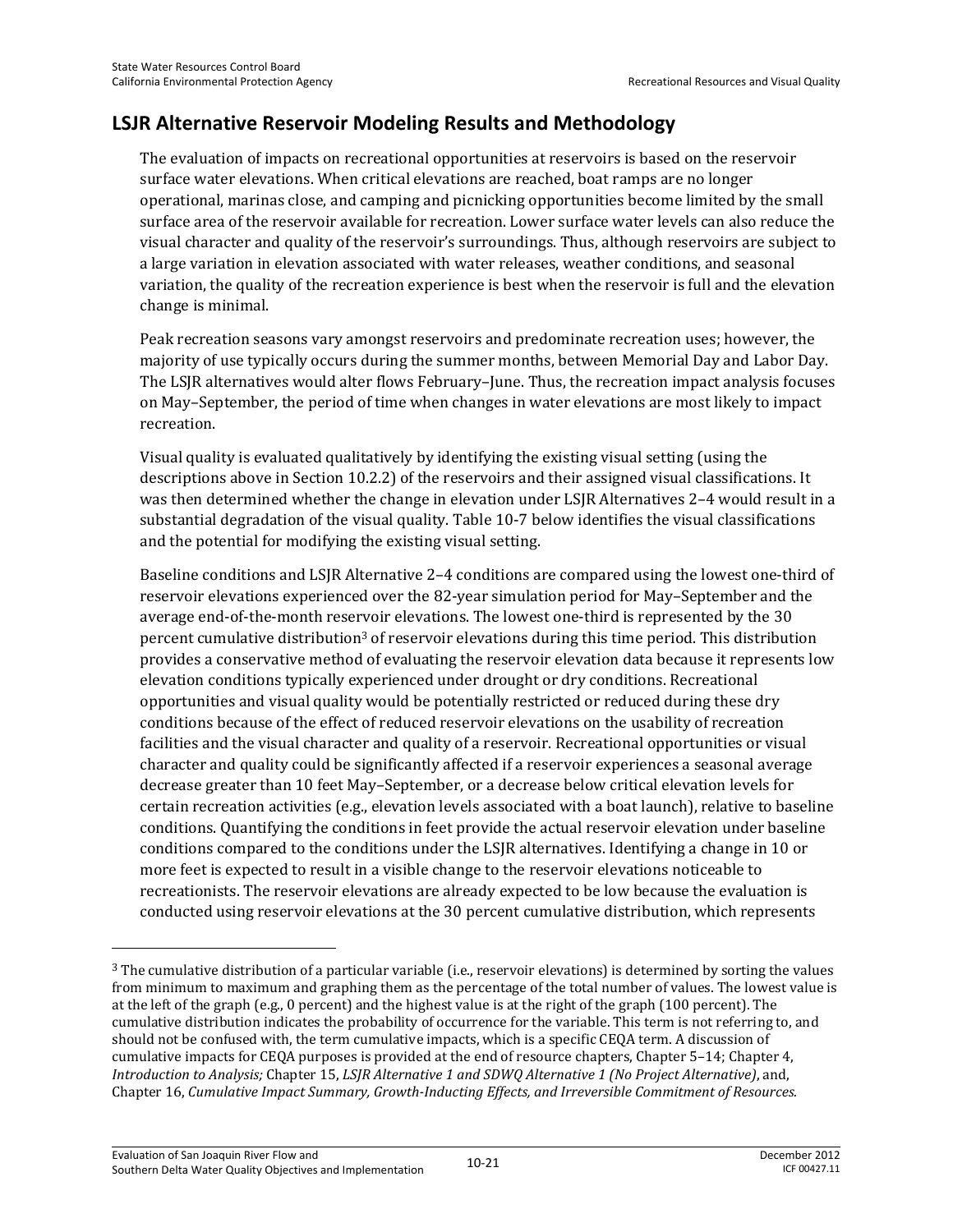## LSJR Alternative Reservoir Modeling Results and Methodology

The evaluation of impacts on recreational opportunities at reservoirs is based on the reservoir surface water elevations. When critical elevations are reached, boat ramps are no longer operational, marinas close, and camping and picnicking opportunities become limited by the small surface area of the reservoir available for recreation. Lower surface water levels can also reduce the visual character and quality of the reservoir's surroundings. Thus, although reservoirs are subject to a large variation in elevation associated with water releases, weather conditions, and seasonal variation, the quality of the recreation experience is best when the reservoir is full and the elevation change is minimal.

Peak recreation seasons vary amongst reservoirs and predominate recreation uses; however, the majority of use typically occurs during the summer months, between Memorial Day and Labor Day. The LSJR alternatives would alter flows February–June. Thus, the recreation impact analysis focuses on May–September, the period of time when changes in water elevations are most likely to impact recreation.

Visual quality is evaluated qualitatively by identifying the existing visual setting (using the descriptions above in Section 10.2.2) of the reservoirs and their assigned visual classifications. It was then determined whether the change in elevation under LSJR Alternatives 2–4 would result in a substantial degradation of the visual quality. Table 10-7 below identifies the visual classifications and the potential for modifying the existing visual setting.

Baseline conditions and LSJR Alternative 2–4 conditions are compared using the lowest one-third of reservoir elevations experienced over the 82-year simulation period for May–September and the average end-of-the-month reservoir elevations. The lowest one-third is represented by the 30 percent cumulative distribution[3] of reservoir elevations during this time period. This distribution provides a conservative method of evaluating the reservoir elevation data because it represents low elevation conditions typically experienced under drought or dry conditions. Recreational opportunities and visual quality would be potentially restricted or reduced during these dry conditions because of the effect of reduced reservoir elevations on the usability of recreation facilities and the visual character and quality of a reservoir. Recreational opportunities or visual character and quality could be significantly affected if a reservoir experiences a seasonal average decrease greater than 10 feet May–September, or a decrease below critical elevation levels for certain recreation activities (e.g., elevation levels associated with a boat launch), relative to baseline conditions. Quantifying the conditions in feet provide the actual reservoir elevation under baseline conditions compared to the conditions under the LSJR alternatives. Identifying a change in 10 or more feet is expected to result in a visible change to the reservoir elevations noticeable to recreationists. The reservoir elevations are already expected to be low because the evaluation is conducted using reservoir elevations at the 30 percent cumulative distribution, which represents

---

[3] The cumulative distribution of a particular variable (i.e., reservoir elevations) is determined by sorting the values from minimum to maximum and graphing them as the percentage of the total number of values. The lowest value is at the left of the graph (e.g., 0 percent) and the highest value is at the right of the graph (100 percent). The cumulative distribution indicates the probability of occurrence for the variable. This term is not referring to, and should not be confused with, the term cumulative impacts, which is a specific CEQA term. A discussion of cumulative impacts for CEQA purposes is provided at the end of resource chapters, Chapter 5–14; Chapter 4, *Introduction to Analysis;* Chapter 15, *LSJR Alternative 1 and SDWQ Alternative 1 (No Project Alternative)*, and, Chapter 16, *Cumulative Impact Summary, Growth-Inducting Effects, and Irreversible Commitment of Resources.*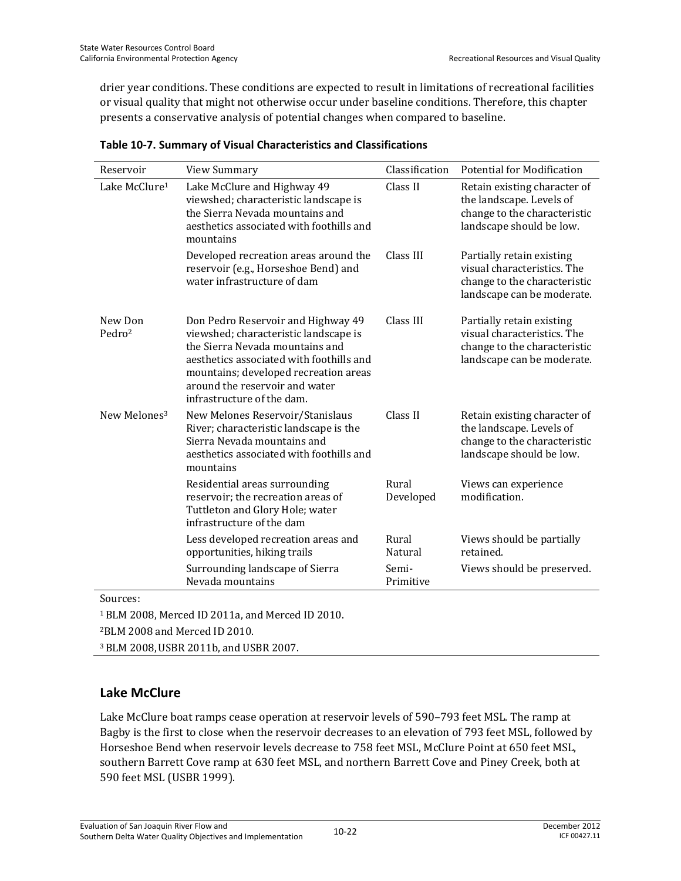drier year conditions. These conditions are expected to result in limitations of recreational facilities or visual quality that might not otherwise occur under baseline conditions. Therefore, this chapter presents a conservative analysis of potential changes when compared to baseline.

**Table 10-7. Summary of Visual Characteristics and Classifications**

| Reservoir | View Summary | Classification | Potential for Modification |
|---|---|---|---|
| Lake McClure[1] | Lake McClure and Highway 49 viewshed; characteristic landscape is the Sierra Nevada mountains and aesthetics associated with foothills and mountains | Class II | Retain existing character of the landscape. Levels of change to the characteristic landscape should be low. |
| | Developed recreation areas around the reservoir (e.g., Horseshoe Bend) and water infrastructure of dam | Class III | Partially retain existing visual characteristics. The change to the characteristic landscape can be moderate. |
| New Don Pedro[2] | Don Pedro Reservoir and Highway 49 viewshed; characteristic landscape is the Sierra Nevada mountains and aesthetics associated with foothills and mountains; developed recreation areas around the reservoir and water infrastructure of the dam. | Class III | Partially retain existing visual characteristics. The change to the characteristic landscape can be moderate. |
| New Melones[3] | New Melones Reservoir/Stanislaus River; characteristic landscape is the Sierra Nevada mountains and aesthetics associated with foothills and mountains | Class II | Retain existing character of the landscape. Levels of change to the characteristic landscape should be low. |
| | Residential areas surrounding reservoir; the recreation areas of Tuttleton and Glory Hole; water infrastructure of the dam | Rural Developed | Views can experience modification. |
| | Less developed recreation areas and opportunities, hiking trails | Rural Natural | Views should be partially retained. |
| | Surrounding landscape of Sierra Nevada mountains | Semi-Primitive | Views should be preserved. |

Sources:

[1] BLM 2008, Merced ID 2011a, and Merced ID 2010.

[2] BLM 2008 and Merced ID 2010.

[3] BLM 2008, USBR 2011b, and USBR 2007.

## Lake McClure

Lake McClure boat ramps cease operation at reservoir levels of 590–793 feet MSL. The ramp at Bagby is the first to close when the reservoir decreases to an elevation of 793 feet MSL, followed by Horseshoe Bend when reservoir levels decrease to 758 feet MSL, McClure Point at 650 feet MSL, southern Barrett Cove ramp at 630 feet MSL, and northern Barrett Cove and Piney Creek, both at 590 feet MSL (USBR 1999).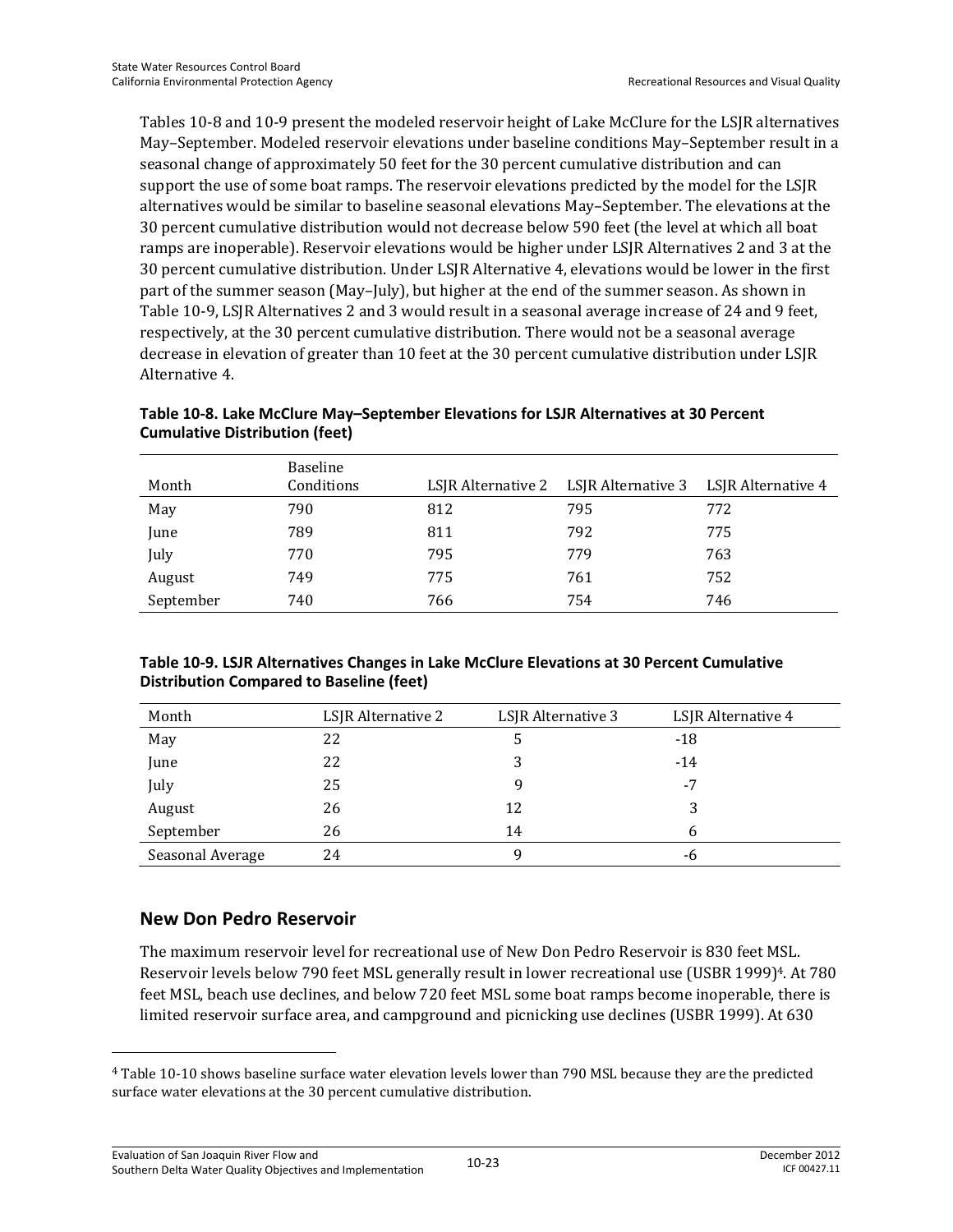Tables 10-8 and 10-9 present the modeled reservoir height of Lake McClure for the LSJR alternatives May–September. Modeled reservoir elevations under baseline conditions May–September result in a seasonal change of approximately 50 feet for the 30 percent cumulative distribution and can support the use of some boat ramps. The reservoir elevations predicted by the model for the LSJR alternatives would be similar to baseline seasonal elevations May–September. The elevations at the 30 percent cumulative distribution would not decrease below 590 feet (the level at which all boat ramps are inoperable). Reservoir elevations would be higher under LSJR Alternatives 2 and 3 at the 30 percent cumulative distribution. Under LSJR Alternative 4, elevations would be lower in the first part of the summer season (May–July), but higher at the end of the summer season. As shown in Table 10-9, LSJR Alternatives 2 and 3 would result in a seasonal average increase of 24 and 9 feet, respectively, at the 30 percent cumulative distribution. There would not be a seasonal average decrease in elevation of greater than 10 feet at the 30 percent cumulative distribution under LSJR Alternative 4.

**Table 10-8. Lake McClure May–September Elevations for LSJR Alternatives at 30 Percent Cumulative Distribution (feet)**

| Month | Baseline Conditions | LSJR Alternative 2 | LSJR Alternative 3 | LSJR Alternative 4 |
|---|---|---|---|---|
| May | 790 | 812 | 795 | 772 |
| June | 789 | 811 | 792 | 775 |
| July | 770 | 795 | 779 | 763 |
| August | 749 | 775 | 761 | 752 |
| September | 740 | 766 | 754 | 746 |

**Table 10-9. LSJR Alternatives Changes in Lake McClure Elevations at 30 Percent Cumulative Distribution Compared to Baseline (feet)**

| Month | LSJR Alternative 2 | LSJR Alternative 3 | LSJR Alternative 4 |
|---|---|---|---|
| May | 22 | 5 | -18 |
| June | 22 | 3 | -14 |
| July | 25 | 9 | -7 |
| August | 26 | 12 | 3 |
| September | 26 | 14 | 6 |
| Seasonal Average | 24 | 9 | -6 |

## New Don Pedro Reservoir

The maximum reservoir level for recreational use of New Don Pedro Reservoir is 830 feet MSL. Reservoir levels below 790 feet MSL generally result in lower recreational use (USBR 1999)[4]. At 780 feet MSL, beach use declines, and below 720 feet MSL some boat ramps become inoperable, there is limited reservoir surface area, and campground and picnicking use declines (USBR 1999). At 630

[4] Table 10-10 shows baseline surface water elevation levels lower than 790 MSL because they are the predicted surface water elevations at the 30 percent cumulative distribution.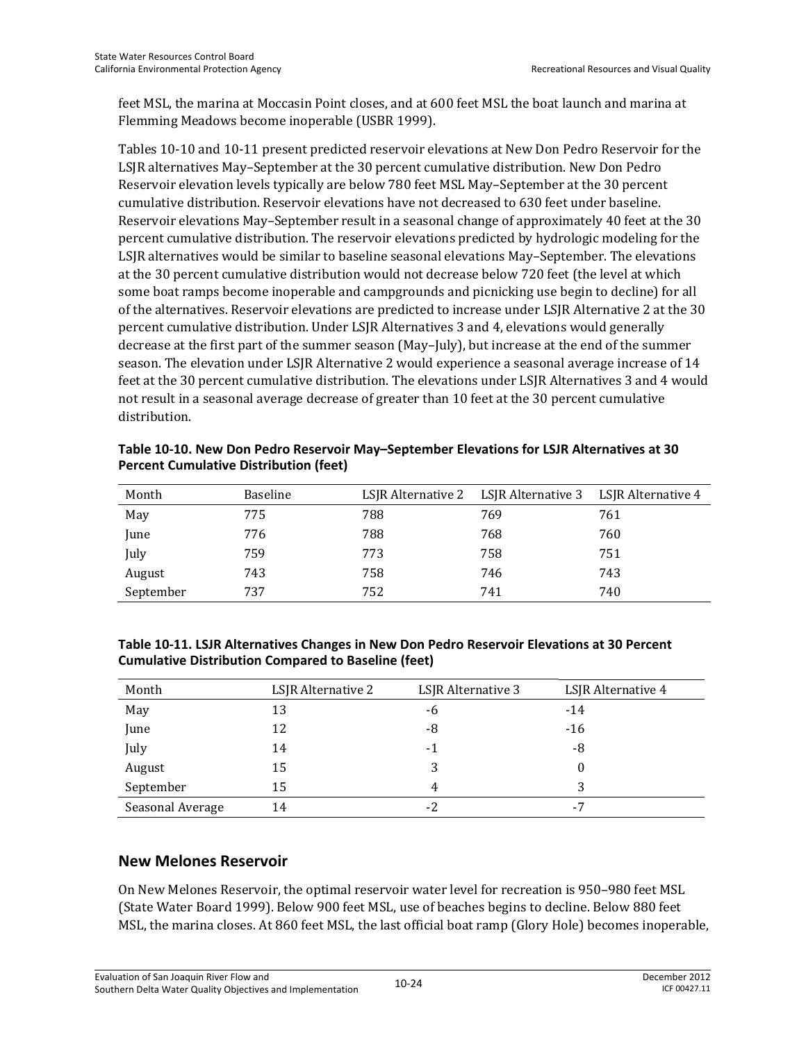feet MSL, the marina at Moccasin Point closes, and at 600 feet MSL the boat launch and marina at Flemming Meadows become inoperable (USBR 1999).

Tables 10-10 and 10-11 present predicted reservoir elevations at New Don Pedro Reservoir for the LSJR alternatives May–September at the 30 percent cumulative distribution. New Don Pedro Reservoir elevation levels typically are below 780 feet MSL May–September at the 30 percent cumulative distribution. Reservoir elevations have not decreased to 630 feet under baseline. Reservoir elevations May–September result in a seasonal change of approximately 40 feet at the 30 percent cumulative distribution. The reservoir elevations predicted by hydrologic modeling for the LSJR alternatives would be similar to baseline seasonal elevations May–September. The elevations at the 30 percent cumulative distribution would not decrease below 720 feet (the level at which some boat ramps become inoperable and campgrounds and picnicking use begin to decline) for all of the alternatives. Reservoir elevations are predicted to increase under LSJR Alternative 2 at the 30 percent cumulative distribution. Under LSJR Alternatives 3 and 4, elevations would generally decrease at the first part of the summer season (May–July), but increase at the end of the summer season. The elevation under LSJR Alternative 2 would experience a seasonal average increase of 14 feet at the 30 percent cumulative distribution. The elevations under LSJR Alternatives 3 and 4 would not result in a seasonal average decrease of greater than 10 feet at the 30 percent cumulative distribution.

**Table 10-10. New Don Pedro Reservoir May–September Elevations for LSJR Alternatives at 30 Percent Cumulative Distribution (feet)**

| Month | Baseline | LSJR Alternative 2 | LSJR Alternative 3 | LSJR Alternative 4 |
|---|---|---|---|---|
| May | 775 | 788 | 769 | 761 |
| June | 776 | 788 | 768 | 760 |
| July | 759 | 773 | 758 | 751 |
| August | 743 | 758 | 746 | 743 |
| September | 737 | 752 | 741 | 740 |

**Table 10-11. LSJR Alternatives Changes in New Don Pedro Reservoir Elevations at 30 Percent Cumulative Distribution Compared to Baseline (feet)**

| Month | LSJR Alternative 2 | LSJR Alternative 3 | LSJR Alternative 4 |
|---|---|---|---|
| May | 13 | -6 | -14 |
| June | 12 | -8 | -16 |
| July | 14 | -1 | -8 |
| August | 15 | 3 | 0 |
| September | 15 | 4 | 3 |
| Seasonal Average | 14 | -2 | -7 |

## New Melones Reservoir

On New Melones Reservoir, the optimal reservoir water level for recreation is 950–980 feet MSL (State Water Board 1999). Below 900 feet MSL, use of beaches begins to decline. Below 880 feet MSL, the marina closes. At 860 feet MSL, the last official boat ramp (Glory Hole) becomes inoperable,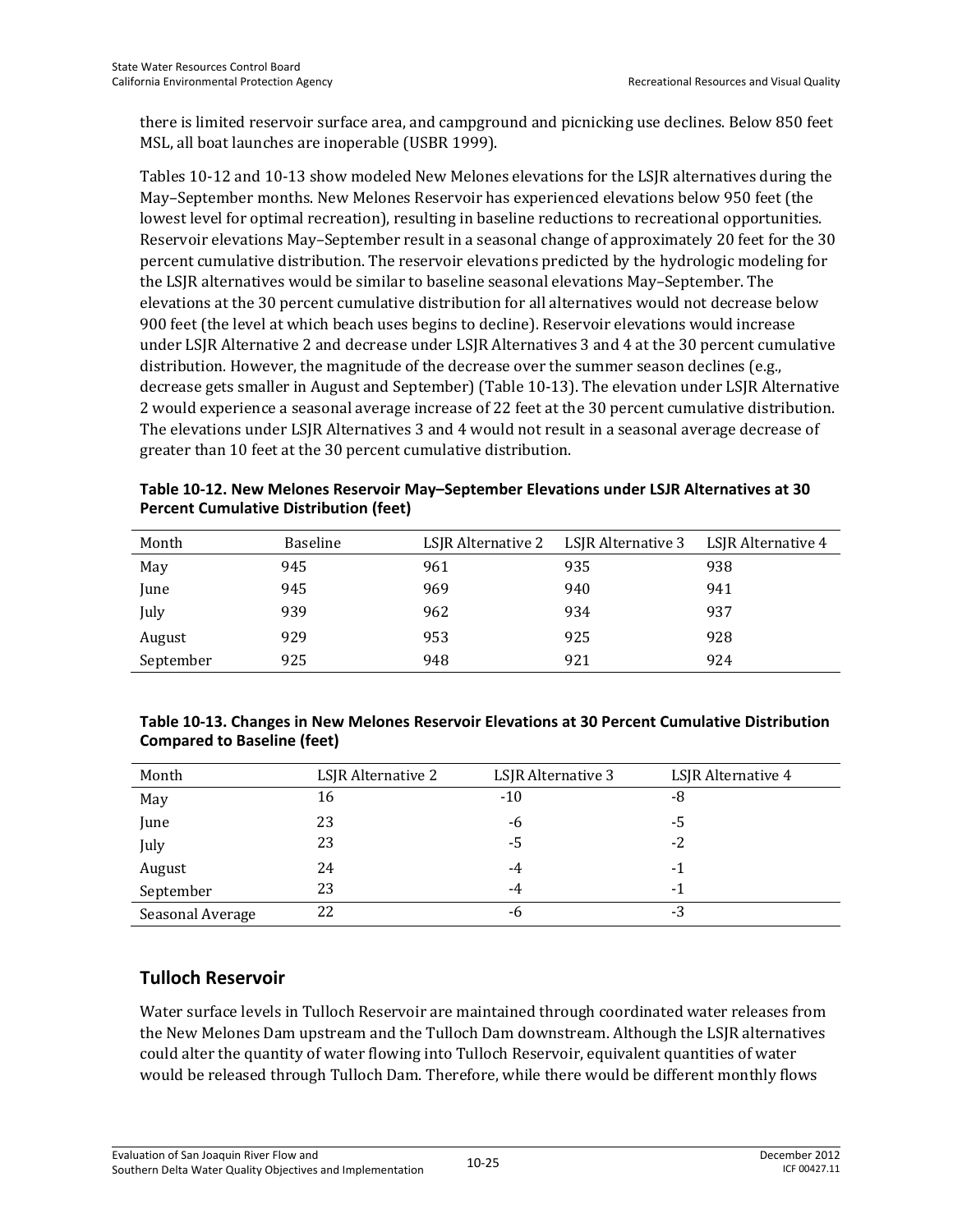there is limited reservoir surface area, and campground and picnicking use declines. Below 850 feet MSL, all boat launches are inoperable (USBR 1999).

Tables 10-12 and 10-13 show modeled New Melones elevations for the LSJR alternatives during the May–September months. New Melones Reservoir has experienced elevations below 950 feet (the lowest level for optimal recreation), resulting in baseline reductions to recreational opportunities. Reservoir elevations May–September result in a seasonal change of approximately 20 feet for the 30 percent cumulative distribution. The reservoir elevations predicted by the hydrologic modeling for the LSJR alternatives would be similar to baseline seasonal elevations May–September. The elevations at the 30 percent cumulative distribution for all alternatives would not decrease below 900 feet (the level at which beach uses begins to decline). Reservoir elevations would increase under LSJR Alternative 2 and decrease under LSJR Alternatives 3 and 4 at the 30 percent cumulative distribution. However, the magnitude of the decrease over the summer season declines (e.g., decrease gets smaller in August and September) (Table 10-13). The elevation under LSJR Alternative 2 would experience a seasonal average increase of 22 feet at the 30 percent cumulative distribution. The elevations under LSJR Alternatives 3 and 4 would not result in a seasonal average decrease of greater than 10 feet at the 30 percent cumulative distribution.

**Table 10-12. New Melones Reservoir May–September Elevations under LSJR Alternatives at 30 Percent Cumulative Distribution (feet)**

| Month | Baseline | LSJR Alternative 2 | LSJR Alternative 3 | LSJR Alternative 4 |
|---|---|---|---|---|
| May | 945 | 961 | 935 | 938 |
| June | 945 | 969 | 940 | 941 |
| July | 939 | 962 | 934 | 937 |
| August | 929 | 953 | 925 | 928 |
| September | 925 | 948 | 921 | 924 |

**Table 10-13. Changes in New Melones Reservoir Elevations at 30 Percent Cumulative Distribution Compared to Baseline (feet)**

| Month | LSJR Alternative 2 | LSJR Alternative 3 | LSJR Alternative 4 |
|---|---|---|---|
| May | 16 | -10 | -8 |
| June | 23 | -6 | -5 |
| July | 23 | -5 | -2 |
| August | 24 | -4 | -1 |
| September | 23 | -4 | -1 |
| Seasonal Average | 22 | -6 | -3 |

## Tulloch Reservoir

Water surface levels in Tulloch Reservoir are maintained through coordinated water releases from the New Melones Dam upstream and the Tulloch Dam downstream. Although the LSJR alternatives could alter the quantity of water flowing into Tulloch Reservoir, equivalent quantities of water would be released through Tulloch Dam. Therefore, while there would be different monthly flows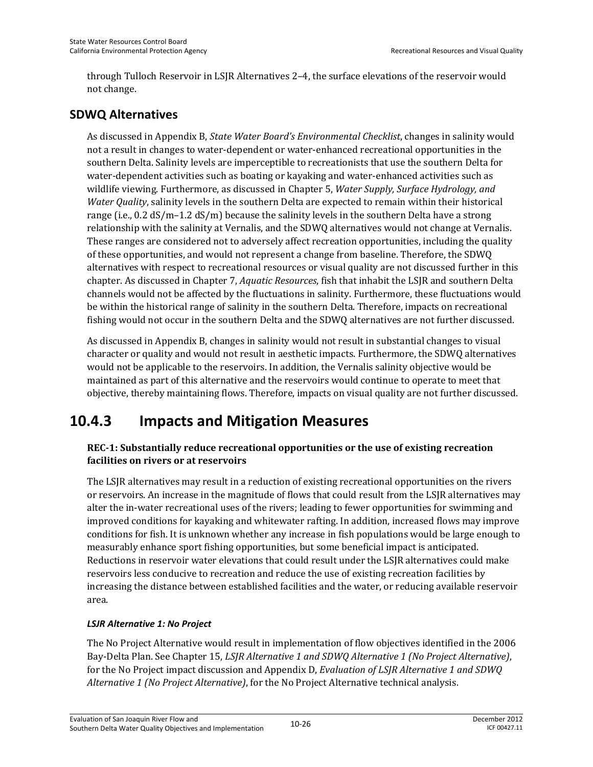through Tulloch Reservoir in LSJR Alternatives 2–4, the surface elevations of the reservoir would not change.

## SDWQ Alternatives

As discussed in Appendix B, *State Water Board's Environmental Checklist*, changes in salinity would not a result in changes to water-dependent or water-enhanced recreational opportunities in the southern Delta. Salinity levels are imperceptible to recreationists that use the southern Delta for water-dependent activities such as boating or kayaking and water-enhanced activities such as wildlife viewing. Furthermore, as discussed in Chapter 5, *Water Supply, Surface Hydrology, and Water Quality*, salinity levels in the southern Delta are expected to remain within their historical range (i.e., 0.2 dS/m–1.2 dS/m) because the salinity levels in the southern Delta have a strong relationship with the salinity at Vernalis, and the SDWQ alternatives would not change at Vernalis. These ranges are considered not to adversely affect recreation opportunities, including the quality of these opportunities, and would not represent a change from baseline. Therefore, the SDWQ alternatives with respect to recreational resources or visual quality are not discussed further in this chapter. As discussed in Chapter 7, *Aquatic Resources*, fish that inhabit the LSJR and southern Delta channels would not be affected by the fluctuations in salinity. Furthermore, these fluctuations would be within the historical range of salinity in the southern Delta. Therefore, impacts on recreational fishing would not occur in the southern Delta and the SDWQ alternatives are not further discussed.

As discussed in Appendix B, changes in salinity would not result in substantial changes to visual character or quality and would not result in aesthetic impacts. Furthermore, the SDWQ alternatives would not be applicable to the reservoirs. In addition, the Vernalis salinity objective would be maintained as part of this alternative and the reservoirs would continue to operate to meet that objective, thereby maintaining flows. Therefore, impacts on visual quality are not further discussed.

# 10.4.3 Impacts and Mitigation Measures

**REC-1: Substantially reduce recreational opportunities or the use of existing recreation facilities on rivers or at reservoirs**

The LSJR alternatives may result in a reduction of existing recreational opportunities on the rivers or reservoirs. An increase in the magnitude of flows that could result from the LSJR alternatives may alter the in-water recreational uses of the rivers; leading to fewer opportunities for swimming and improved conditions for kayaking and whitewater rafting. In addition, increased flows may improve conditions for fish. It is unknown whether any increase in fish populations would be large enough to measurably enhance sport fishing opportunities, but some beneficial impact is anticipated. Reductions in reservoir water elevations that could result under the LSJR alternatives could make reservoirs less conducive to recreation and reduce the use of existing recreation facilities by increasing the distance between established facilities and the water, or reducing available reservoir area.

### *LSJR Alternative 1: No Project*

The No Project Alternative would result in implementation of flow objectives identified in the 2006 Bay-Delta Plan. See Chapter 15, *LSJR Alternative 1 and SDWQ Alternative 1 (No Project Alternative)*, for the No Project impact discussion and Appendix D, *Evaluation of LSJR Alternative 1 and SDWQ Alternative 1 (No Project Alternative)*, for the No Project Alternative technical analysis.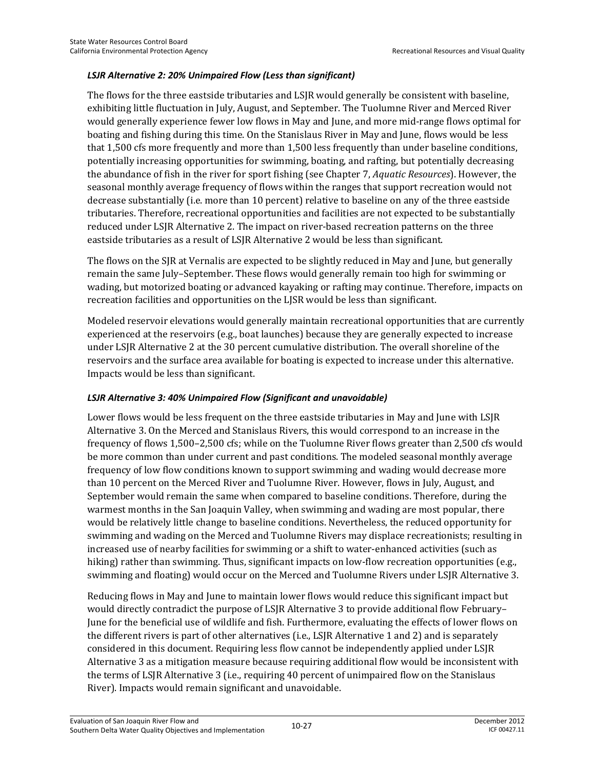*LSJR Alternative 2: 20% Unimpaired Flow (Less than significant)*

The flows for the three eastside tributaries and LSJR would generally be consistent with baseline, exhibiting little fluctuation in July, August, and September. The Tuolumne River and Merced River would generally experience fewer low flows in May and June, and more mid-range flows optimal for boating and fishing during this time. On the Stanislaus River in May and June, flows would be less that 1,500 cfs more frequently and more than 1,500 less frequently than under baseline conditions, potentially increasing opportunities for swimming, boating, and rafting, but potentially decreasing the abundance of fish in the river for sport fishing (see Chapter 7, *Aquatic Resources*). However, the seasonal monthly average frequency of flows within the ranges that support recreation would not decrease substantially (i.e. more than 10 percent) relative to baseline on any of the three eastside tributaries. Therefore, recreational opportunities and facilities are not expected to be substantially reduced under LSJR Alternative 2. The impact on river-based recreation patterns on the three eastside tributaries as a result of LSJR Alternative 2 would be less than significant.

The flows on the SJR at Vernalis are expected to be slightly reduced in May and June, but generally remain the same July–September. These flows would generally remain too high for swimming or wading, but motorized boating or advanced kayaking or rafting may continue. Therefore, impacts on recreation facilities and opportunities on the LJSR would be less than significant.

Modeled reservoir elevations would generally maintain recreational opportunities that are currently experienced at the reservoirs (e.g., boat launches) because they are generally expected to increase under LSJR Alternative 2 at the 30 percent cumulative distribution. The overall shoreline of the reservoirs and the surface area available for boating is expected to increase under this alternative. Impacts would be less than significant.

*LSJR Alternative 3: 40% Unimpaired Flow (Significant and unavoidable)*

Lower flows would be less frequent on the three eastside tributaries in May and June with LSJR Alternative 3. On the Merced and Stanislaus Rivers, this would correspond to an increase in the frequency of flows 1,500–2,500 cfs; while on the Tuolumne River flows greater than 2,500 cfs would be more common than under current and past conditions. The modeled seasonal monthly average frequency of low flow conditions known to support swimming and wading would decrease more than 10 percent on the Merced River and Tuolumne River. However, flows in July, August, and September would remain the same when compared to baseline conditions. Therefore, during the warmest months in the San Joaquin Valley, when swimming and wading are most popular, there would be relatively little change to baseline conditions. Nevertheless, the reduced opportunity for swimming and wading on the Merced and Tuolumne Rivers may displace recreationists; resulting in increased use of nearby facilities for swimming or a shift to water-enhanced activities (such as hiking) rather than swimming. Thus, significant impacts on low-flow recreation opportunities (e.g., swimming and floating) would occur on the Merced and Tuolumne Rivers under LSJR Alternative 3.

Reducing flows in May and June to maintain lower flows would reduce this significant impact but would directly contradict the purpose of LSJR Alternative 3 to provide additional flow February–June for the beneficial use of wildlife and fish. Furthermore, evaluating the effects of lower flows on the different rivers is part of other alternatives (i.e., LSJR Alternative 1 and 2) and is separately considered in this document. Requiring less flow cannot be independently applied under LSJR Alternative 3 as a mitigation measure because requiring additional flow would be inconsistent with the terms of LSJR Alternative 3 (i.e., requiring 40 percent of unimpaired flow on the Stanislaus River). Impacts would remain significant and unavoidable.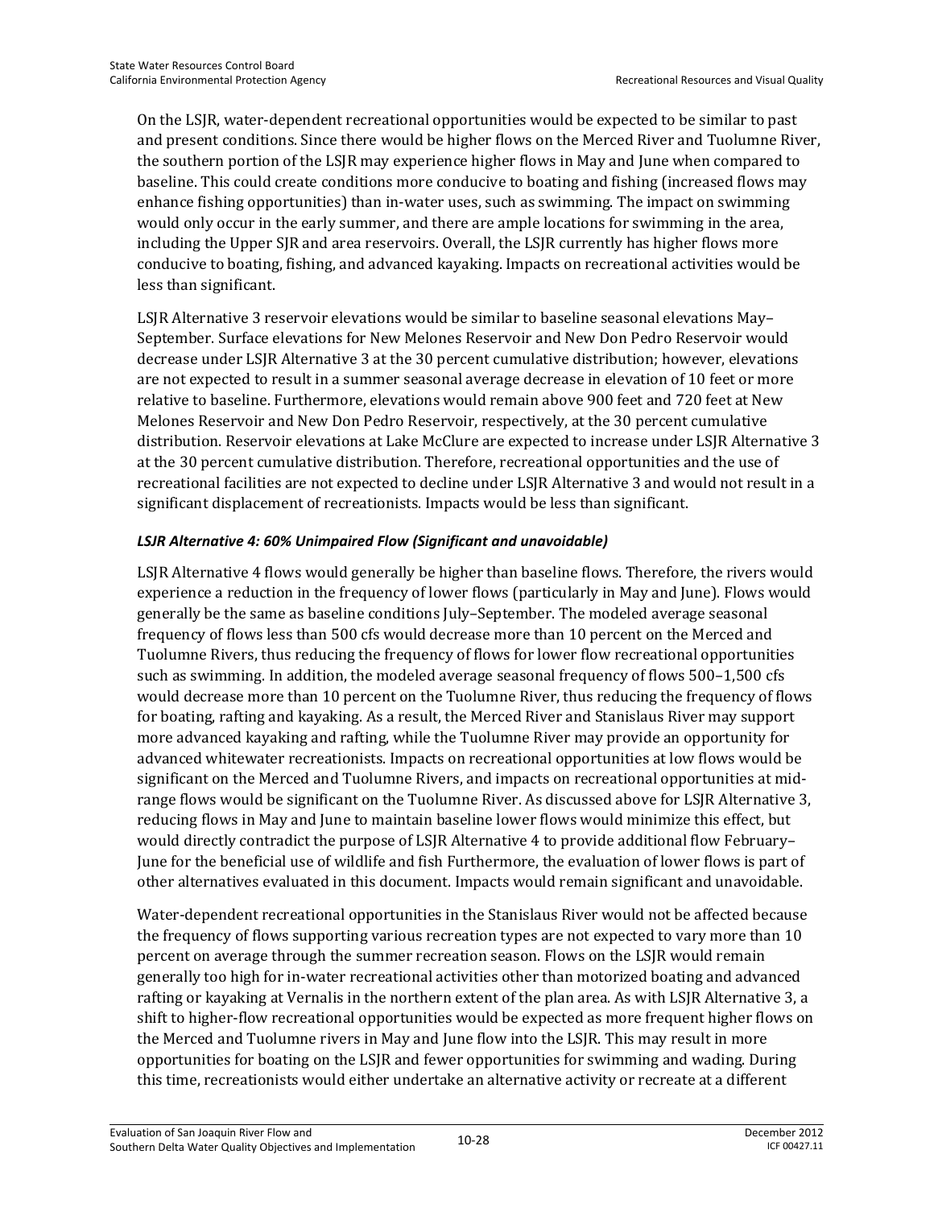On the LSJR, water-dependent recreational opportunities would be expected to be similar to past and present conditions. Since there would be higher flows on the Merced River and Tuolumne River, the southern portion of the LSJR may experience higher flows in May and June when compared to baseline. This could create conditions more conducive to boating and fishing (increased flows may enhance fishing opportunities) than in-water uses, such as swimming. The impact on swimming would only occur in the early summer, and there are ample locations for swimming in the area, including the Upper SJR and area reservoirs. Overall, the LSJR currently has higher flows more conducive to boating, fishing, and advanced kayaking. Impacts on recreational activities would be less than significant.

LSJR Alternative 3 reservoir elevations would be similar to baseline seasonal elevations May–September. Surface elevations for New Melones Reservoir and New Don Pedro Reservoir would decrease under LSJR Alternative 3 at the 30 percent cumulative distribution; however, elevations are not expected to result in a summer seasonal average decrease in elevation of 10 feet or more relative to baseline. Furthermore, elevations would remain above 900 feet and 720 feet at New Melones Reservoir and New Don Pedro Reservoir, respectively, at the 30 percent cumulative distribution. Reservoir elevations at Lake McClure are expected to increase under LSJR Alternative 3 at the 30 percent cumulative distribution. Therefore, recreational opportunities and the use of recreational facilities are not expected to decline under LSJR Alternative 3 and would not result in a significant displacement of recreationists. Impacts would be less than significant.

#### *LSJR Alternative 4: 60% Unimpaired Flow (Significant and unavoidable)*

LSJR Alternative 4 flows would generally be higher than baseline flows. Therefore, the rivers would experience a reduction in the frequency of lower flows (particularly in May and June). Flows would generally be the same as baseline conditions July–September. The modeled average seasonal frequency of flows less than 500 cfs would decrease more than 10 percent on the Merced and Tuolumne Rivers, thus reducing the frequency of flows for lower flow recreational opportunities such as swimming. In addition, the modeled average seasonal frequency of flows 500–1,500 cfs would decrease more than 10 percent on the Tuolumne River, thus reducing the frequency of flows for boating, rafting and kayaking. As a result, the Merced River and Stanislaus River may support more advanced kayaking and rafting, while the Tuolumne River may provide an opportunity for advanced whitewater recreationists. Impacts on recreational opportunities at low flows would be significant on the Merced and Tuolumne Rivers, and impacts on recreational opportunities at mid-range flows would be significant on the Tuolumne River. As discussed above for LSJR Alternative 3, reducing flows in May and June to maintain baseline lower flows would minimize this effect, but would directly contradict the purpose of LSJR Alternative 4 to provide additional flow February–June for the beneficial use of wildlife and fish Furthermore, the evaluation of lower flows is part of other alternatives evaluated in this document. Impacts would remain significant and unavoidable.

Water-dependent recreational opportunities in the Stanislaus River would not be affected because the frequency of flows supporting various recreation types are not expected to vary more than 10 percent on average through the summer recreation season. Flows on the LSJR would remain generally too high for in-water recreational activities other than motorized boating and advanced rafting or kayaking at Vernalis in the northern extent of the plan area. As with LSJR Alternative 3, a shift to higher-flow recreational opportunities would be expected as more frequent higher flows on the Merced and Tuolumne rivers in May and June flow into the LSJR. This may result in more opportunities for boating on the LSJR and fewer opportunities for swimming and wading. During this time, recreationists would either undertake an alternative activity or recreate at a different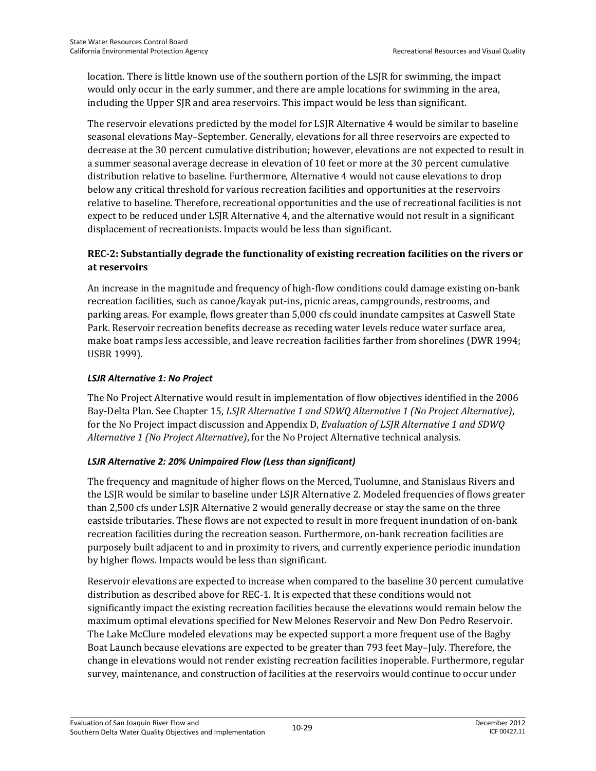location. There is little known use of the southern portion of the LSJR for swimming, the impact would only occur in the early summer, and there are ample locations for swimming in the area, including the Upper SJR and area reservoirs. This impact would be less than significant.

The reservoir elevations predicted by the model for LSJR Alternative 4 would be similar to baseline seasonal elevations May–September. Generally, elevations for all three reservoirs are expected to decrease at the 30 percent cumulative distribution; however, elevations are not expected to result in a summer seasonal average decrease in elevation of 10 feet or more at the 30 percent cumulative distribution relative to baseline. Furthermore, Alternative 4 would not cause elevations to drop below any critical threshold for various recreation facilities and opportunities at the reservoirs relative to baseline. Therefore, recreational opportunities and the use of recreational facilities is not expect to be reduced under LSJR Alternative 4, and the alternative would not result in a significant displacement of recreationists. Impacts would be less than significant.

### REC-2: Substantially degrade the functionality of existing recreation facilities on the rivers or at reservoirs

An increase in the magnitude and frequency of high-flow conditions could damage existing on-bank recreation facilities, such as canoe/kayak put-ins, picnic areas, campgrounds, restrooms, and parking areas. For example, flows greater than 5,000 cfs could inundate campsites at Caswell State Park. Reservoir recreation benefits decrease as receding water levels reduce water surface area, make boat ramps less accessible, and leave recreation facilities farther from shorelines (DWR 1994; USBR 1999).

#### *LSJR Alternative 1: No Project*

The No Project Alternative would result in implementation of flow objectives identified in the 2006 Bay-Delta Plan. See Chapter 15, *LSJR Alternative 1 and SDWQ Alternative 1 (No Project Alternative)*, for the No Project impact discussion and Appendix D, *Evaluation of LSJR Alternative 1 and SDWQ Alternative 1 (No Project Alternative)*, for the No Project Alternative technical analysis.

#### *LSJR Alternative 2: 20% Unimpaired Flow (Less than significant)*

The frequency and magnitude of higher flows on the Merced, Tuolumne, and Stanislaus Rivers and the LSJR would be similar to baseline under LSJR Alternative 2. Modeled frequencies of flows greater than 2,500 cfs under LSJR Alternative 2 would generally decrease or stay the same on the three eastside tributaries. These flows are not expected to result in more frequent inundation of on-bank recreation facilities during the recreation season. Furthermore, on-bank recreation facilities are purposely built adjacent to and in proximity to rivers, and currently experience periodic inundation by higher flows. Impacts would be less than significant.

Reservoir elevations are expected to increase when compared to the baseline 30 percent cumulative distribution as described above for REC-1. It is expected that these conditions would not significantly impact the existing recreation facilities because the elevations would remain below the maximum optimal elevations specified for New Melones Reservoir and New Don Pedro Reservoir. The Lake McClure modeled elevations may be expected support a more frequent use of the Bagby Boat Launch because elevations are expected to be greater than 793 feet May–July. Therefore, the change in elevations would not render existing recreation facilities inoperable. Furthermore, regular survey, maintenance, and construction of facilities at the reservoirs would continue to occur under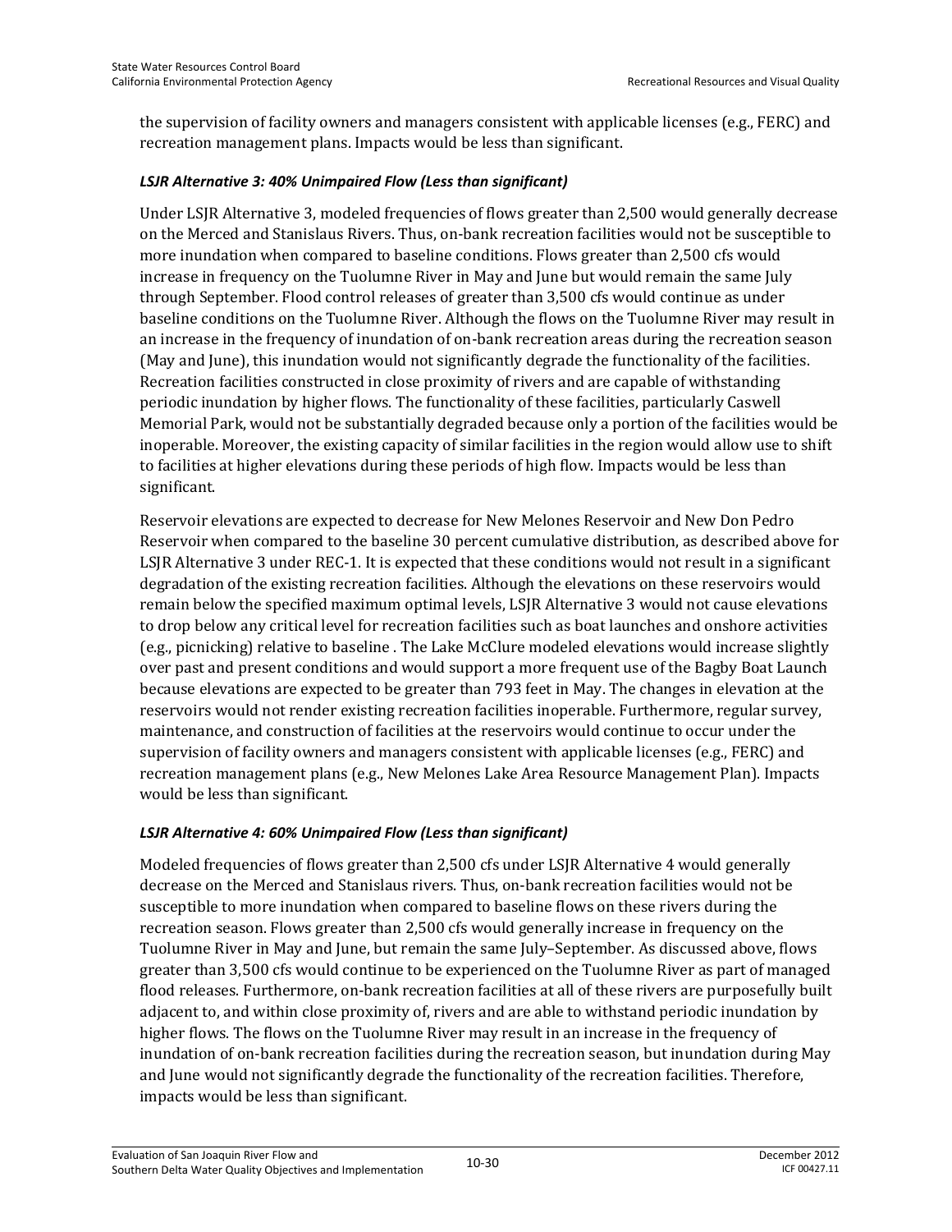the supervision of facility owners and managers consistent with applicable licenses (e.g., FERC) and recreation management plans. Impacts would be less than significant.

#### *LSJR Alternative 3: 40% Unimpaired Flow (Less than significant)*

Under LSJR Alternative 3, modeled frequencies of flows greater than 2,500 would generally decrease on the Merced and Stanislaus Rivers. Thus, on-bank recreation facilities would not be susceptible to more inundation when compared to baseline conditions. Flows greater than 2,500 cfs would increase in frequency on the Tuolumne River in May and June but would remain the same July through September. Flood control releases of greater than 3,500 cfs would continue as under baseline conditions on the Tuolumne River. Although the flows on the Tuolumne River may result in an increase in the frequency of inundation of on-bank recreation areas during the recreation season (May and June), this inundation would not significantly degrade the functionality of the facilities. Recreation facilities constructed in close proximity of rivers and are capable of withstanding periodic inundation by higher flows. The functionality of these facilities, particularly Caswell Memorial Park, would not be substantially degraded because only a portion of the facilities would be inoperable. Moreover, the existing capacity of similar facilities in the region would allow use to shift to facilities at higher elevations during these periods of high flow. Impacts would be less than significant.

Reservoir elevations are expected to decrease for New Melones Reservoir and New Don Pedro Reservoir when compared to the baseline 30 percent cumulative distribution, as described above for LSJR Alternative 3 under REC-1. It is expected that these conditions would not result in a significant degradation of the existing recreation facilities. Although the elevations on these reservoirs would remain below the specified maximum optimal levels, LSJR Alternative 3 would not cause elevations to drop below any critical level for recreation facilities such as boat launches and onshore activities (e.g., picnicking) relative to baseline . The Lake McClure modeled elevations would increase slightly over past and present conditions and would support a more frequent use of the Bagby Boat Launch because elevations are expected to be greater than 793 feet in May. The changes in elevation at the reservoirs would not render existing recreation facilities inoperable. Furthermore, regular survey, maintenance, and construction of facilities at the reservoirs would continue to occur under the supervision of facility owners and managers consistent with applicable licenses (e.g., FERC) and recreation management plans (e.g., New Melones Lake Area Resource Management Plan). Impacts would be less than significant.

#### *LSJR Alternative 4: 60% Unimpaired Flow (Less than significant)*

Modeled frequencies of flows greater than 2,500 cfs under LSJR Alternative 4 would generally decrease on the Merced and Stanislaus rivers. Thus, on-bank recreation facilities would not be susceptible to more inundation when compared to baseline flows on these rivers during the recreation season. Flows greater than 2,500 cfs would generally increase in frequency on the Tuolumne River in May and June, but remain the same July–September. As discussed above, flows greater than 3,500 cfs would continue to be experienced on the Tuolumne River as part of managed flood releases. Furthermore, on-bank recreation facilities at all of these rivers are purposefully built adjacent to, and within close proximity of, rivers and are able to withstand periodic inundation by higher flows. The flows on the Tuolumne River may result in an increase in the frequency of inundation of on-bank recreation facilities during the recreation season, but inundation during May and June would not significantly degrade the functionality of the recreation facilities. Therefore, impacts would be less than significant.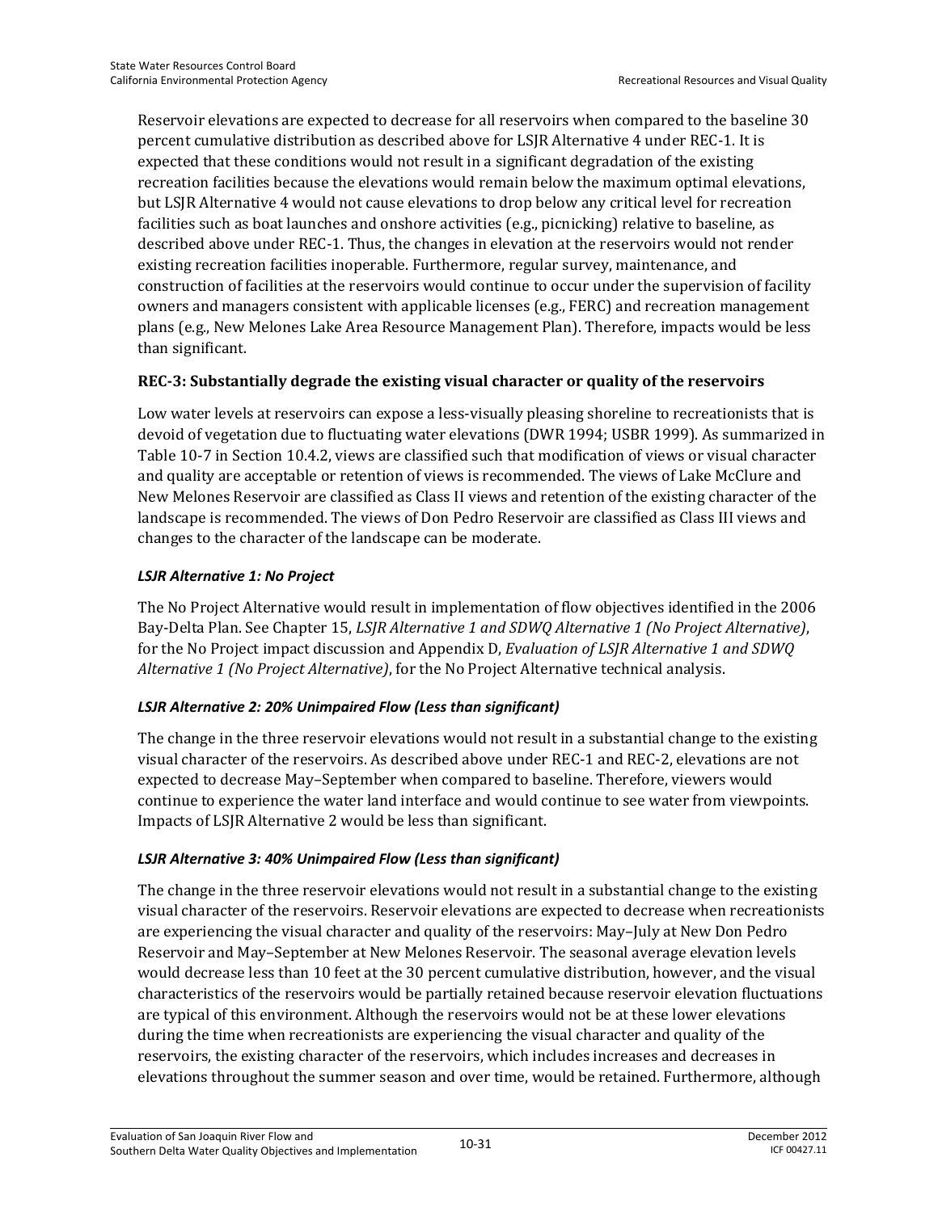Reservoir elevations are expected to decrease for all reservoirs when compared to the baseline 30 percent cumulative distribution as described above for LSJR Alternative 4 under REC-1. It is expected that these conditions would not result in a significant degradation of the existing recreation facilities because the elevations would remain below the maximum optimal elevations, but LSJR Alternative 4 would not cause elevations to drop below any critical level for recreation facilities such as boat launches and onshore activities (e.g., picnicking) relative to baseline, as described above under REC-1. Thus, the changes in elevation at the reservoirs would not render existing recreation facilities inoperable. Furthermore, regular survey, maintenance, and construction of facilities at the reservoirs would continue to occur under the supervision of facility owners and managers consistent with applicable licenses (e.g., FERC) and recreation management plans (e.g., New Melones Lake Area Resource Management Plan). Therefore, impacts would be less than significant.

### REC-3: Substantially degrade the existing visual character or quality of the reservoirs

Low water levels at reservoirs can expose a less-visually pleasing shoreline to recreationists that is devoid of vegetation due to fluctuating water elevations (DWR 1994; USBR 1999). As summarized in Table 10-7 in Section 10.4.2, views are classified such that modification of views or visual character and quality are acceptable or retention of views is recommended. The views of Lake McClure and New Melones Reservoir are classified as Class II views and retention of the existing character of the landscape is recommended. The views of Don Pedro Reservoir are classified as Class III views and changes to the character of the landscape can be moderate.

#### *LSJR Alternative 1: No Project*

The No Project Alternative would result in implementation of flow objectives identified in the 2006 Bay-Delta Plan. See Chapter 15, *LSJR Alternative 1 and SDWQ Alternative 1 (No Project Alternative)*, for the No Project impact discussion and Appendix D, *Evaluation of LSJR Alternative 1 and SDWQ Alternative 1 (No Project Alternative)*, for the No Project Alternative technical analysis.

#### *LSJR Alternative 2: 20% Unimpaired Flow (Less than significant)*

The change in the three reservoir elevations would not result in a substantial change to the existing visual character of the reservoirs. As described above under REC-1 and REC-2, elevations are not expected to decrease May–September when compared to baseline. Therefore, viewers would continue to experience the water land interface and would continue to see water from viewpoints. Impacts of LSJR Alternative 2 would be less than significant.

#### *LSJR Alternative 3: 40% Unimpaired Flow (Less than significant)*

The change in the three reservoir elevations would not result in a substantial change to the existing visual character of the reservoirs. Reservoir elevations are expected to decrease when recreationists are experiencing the visual character and quality of the reservoirs: May–July at New Don Pedro Reservoir and May–September at New Melones Reservoir. The seasonal average elevation levels would decrease less than 10 feet at the 30 percent cumulative distribution, however, and the visual characteristics of the reservoirs would be partially retained because reservoir elevation fluctuations are typical of this environment. Although the reservoirs would not be at these lower elevations during the time when recreationists are experiencing the visual character and quality of the reservoirs, the existing character of the reservoirs, which includes increases and decreases in elevations throughout the summer season and over time, would be retained. Furthermore, although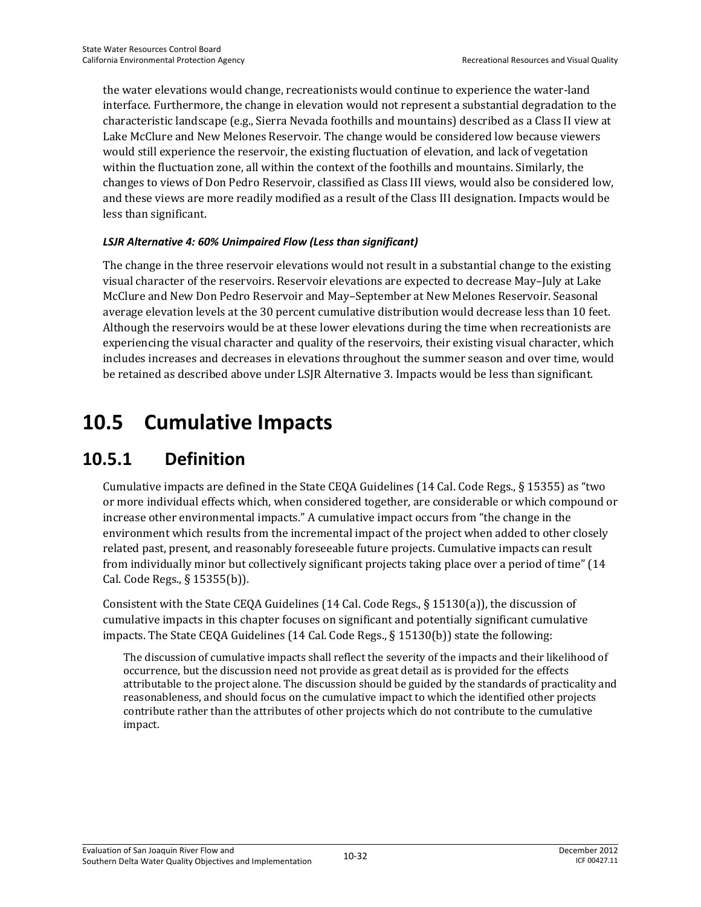the water elevations would change, recreationists would continue to experience the water-land interface. Furthermore, the change in elevation would not represent a substantial degradation to the characteristic landscape (e.g., Sierra Nevada foothills and mountains) described as a Class II view at Lake McClure and New Melones Reservoir. The change would be considered low because viewers would still experience the reservoir, the existing fluctuation of elevation, and lack of vegetation within the fluctuation zone, all within the context of the foothills and mountains. Similarly, the changes to views of Don Pedro Reservoir, classified as Class III views, would also be considered low, and these views are more readily modified as a result of the Class III designation. Impacts would be less than significant.

***LSJR Alternative 4: 60% Unimpaired Flow (Less than significant)***

The change in the three reservoir elevations would not result in a substantial change to the existing visual character of the reservoirs. Reservoir elevations are expected to decrease May–July at Lake McClure and New Don Pedro Reservoir and May–September at New Melones Reservoir. Seasonal average elevation levels at the 30 percent cumulative distribution would decrease less than 10 feet. Although the reservoirs would be at these lower elevations during the time when recreationists are experiencing the visual character and quality of the reservoirs, their existing visual character, which includes increases and decreases in elevations throughout the summer season and over time, would be retained as described above under LSJR Alternative 3. Impacts would be less than significant.

# 10.5 Cumulative Impacts

## 10.5.1 Definition

Cumulative impacts are defined in the State CEQA Guidelines (14 Cal. Code Regs., § 15355) as "two or more individual effects which, when considered together, are considerable or which compound or increase other environmental impacts." A cumulative impact occurs from "the change in the environment which results from the incremental impact of the project when added to other closely related past, present, and reasonably foreseeable future projects. Cumulative impacts can result from individually minor but collectively significant projects taking place over a period of time" (14 Cal. Code Regs., § 15355(b)).

Consistent with the State CEQA Guidelines (14 Cal. Code Regs., § 15130(a)), the discussion of cumulative impacts in this chapter focuses on significant and potentially significant cumulative impacts. The State CEQA Guidelines (14 Cal. Code Regs., § 15130(b)) state the following:

> The discussion of cumulative impacts shall reflect the severity of the impacts and their likelihood of occurrence, but the discussion need not provide as great detail as is provided for the effects attributable to the project alone. The discussion should be guided by the standards of practicality and reasonableness, and should focus on the cumulative impact to which the identified other projects contribute rather than the attributes of other projects which do not contribute to the cumulative impact.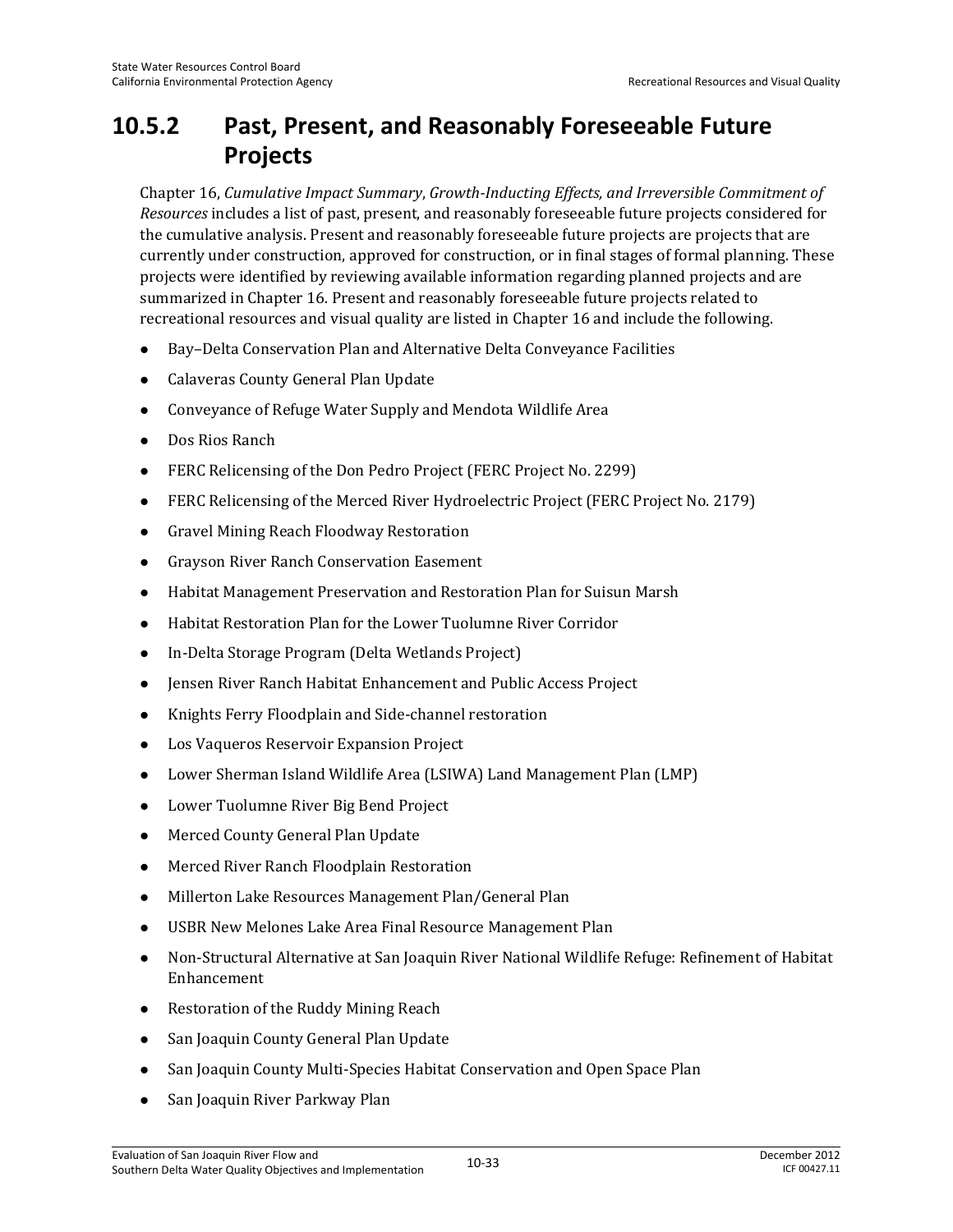## 10.5.2 Past, Present, and Reasonably Foreseeable Future Projects

Chapter 16, *Cumulative Impact Summary, Growth-Inducting Effects, and Irreversible Commitment of Resources* includes a list of past, present, and reasonably foreseeable future projects considered for the cumulative analysis. Present and reasonably foreseeable future projects are projects that are currently under construction, approved for construction, or in final stages of formal planning. These projects were identified by reviewing available information regarding planned projects and are summarized in Chapter 16. Present and reasonably foreseeable future projects related to recreational resources and visual quality are listed in Chapter 16 and include the following.

- Bay–Delta Conservation Plan and Alternative Delta Conveyance Facilities
- Calaveras County General Plan Update
- Conveyance of Refuge Water Supply and Mendota Wildlife Area
- Dos Rios Ranch
- FERC Relicensing of the Don Pedro Project (FERC Project No. 2299)
- FERC Relicensing of the Merced River Hydroelectric Project (FERC Project No. 2179)
- Gravel Mining Reach Floodway Restoration
- Grayson River Ranch Conservation Easement
- Habitat Management Preservation and Restoration Plan for Suisun Marsh
- Habitat Restoration Plan for the Lower Tuolumne River Corridor
- In-Delta Storage Program (Delta Wetlands Project)
- Jensen River Ranch Habitat Enhancement and Public Access Project
- Knights Ferry Floodplain and Side-channel restoration
- Los Vaqueros Reservoir Expansion Project
- Lower Sherman Island Wildlife Area (LSIWA) Land Management Plan (LMP)
- Lower Tuolumne River Big Bend Project
- Merced County General Plan Update
- Merced River Ranch Floodplain Restoration
- Millerton Lake Resources Management Plan/General Plan
- USBR New Melones Lake Area Final Resource Management Plan
- Non-Structural Alternative at San Joaquin River National Wildlife Refuge: Refinement of Habitat Enhancement
- Restoration of the Ruddy Mining Reach
- San Joaquin County General Plan Update
- San Joaquin County Multi-Species Habitat Conservation and Open Space Plan
- San Joaquin River Parkway Plan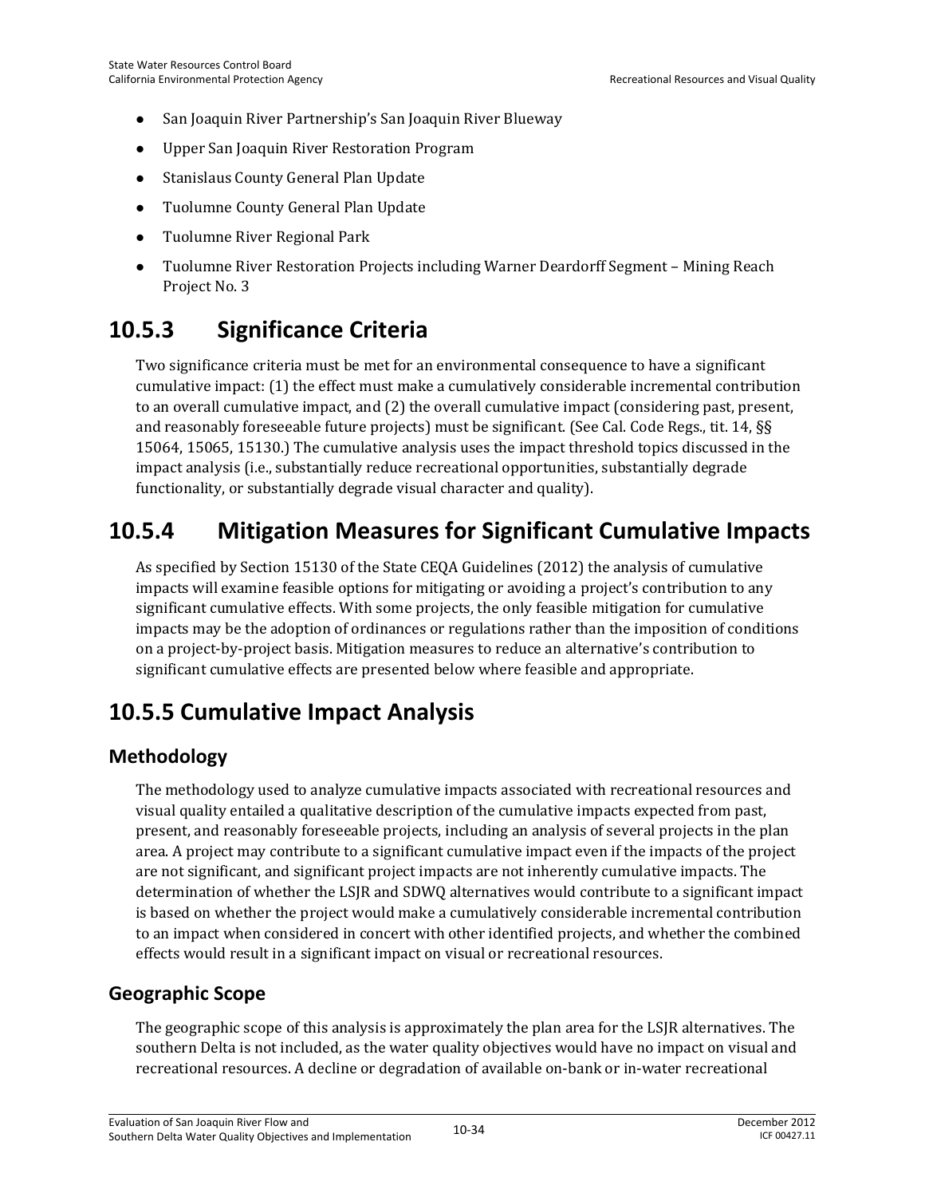- San Joaquin River Partnership's San Joaquin River Blueway
- Upper San Joaquin River Restoration Program
- Stanislaus County General Plan Update
- Tuolumne County General Plan Update
- Tuolumne River Regional Park
- Tuolumne River Restoration Projects including Warner Deardorff Segment – Mining Reach Project No. 3

## 10.5.3 Significance Criteria

Two significance criteria must be met for an environmental consequence to have a significant cumulative impact: (1) the effect must make a cumulatively considerable incremental contribution to an overall cumulative impact, and (2) the overall cumulative impact (considering past, present, and reasonably foreseeable future projects) must be significant. (See Cal. Code Regs., tit. 14, §§ 15064, 15065, 15130.) The cumulative analysis uses the impact threshold topics discussed in the impact analysis (i.e., substantially reduce recreational opportunities, substantially degrade functionality, or substantially degrade visual character and quality).

## 10.5.4 Mitigation Measures for Significant Cumulative Impacts

As specified by Section 15130 of the State CEQA Guidelines (2012) the analysis of cumulative impacts will examine feasible options for mitigating or avoiding a project's contribution to any significant cumulative effects. With some projects, the only feasible mitigation for cumulative impacts may be the adoption of ordinances or regulations rather than the imposition of conditions on a project-by-project basis. Mitigation measures to reduce an alternative's contribution to significant cumulative effects are presented below where feasible and appropriate.

## 10.5.5 Cumulative Impact Analysis

### Methodology

The methodology used to analyze cumulative impacts associated with recreational resources and visual quality entailed a qualitative description of the cumulative impacts expected from past, present, and reasonably foreseeable projects, including an analysis of several projects in the plan area. A project may contribute to a significant cumulative impact even if the impacts of the project are not significant, and significant project impacts are not inherently cumulative impacts. The determination of whether the LSJR and SDWQ alternatives would contribute to a significant impact is based on whether the project would make a cumulatively considerable incremental contribution to an impact when considered in concert with other identified projects, and whether the combined effects would result in a significant impact on visual or recreational resources.

### Geographic Scope

The geographic scope of this analysis is approximately the plan area for the LSJR alternatives. The southern Delta is not included, as the water quality objectives would have no impact on visual and recreational resources. A decline or degradation of available on-bank or in-water recreational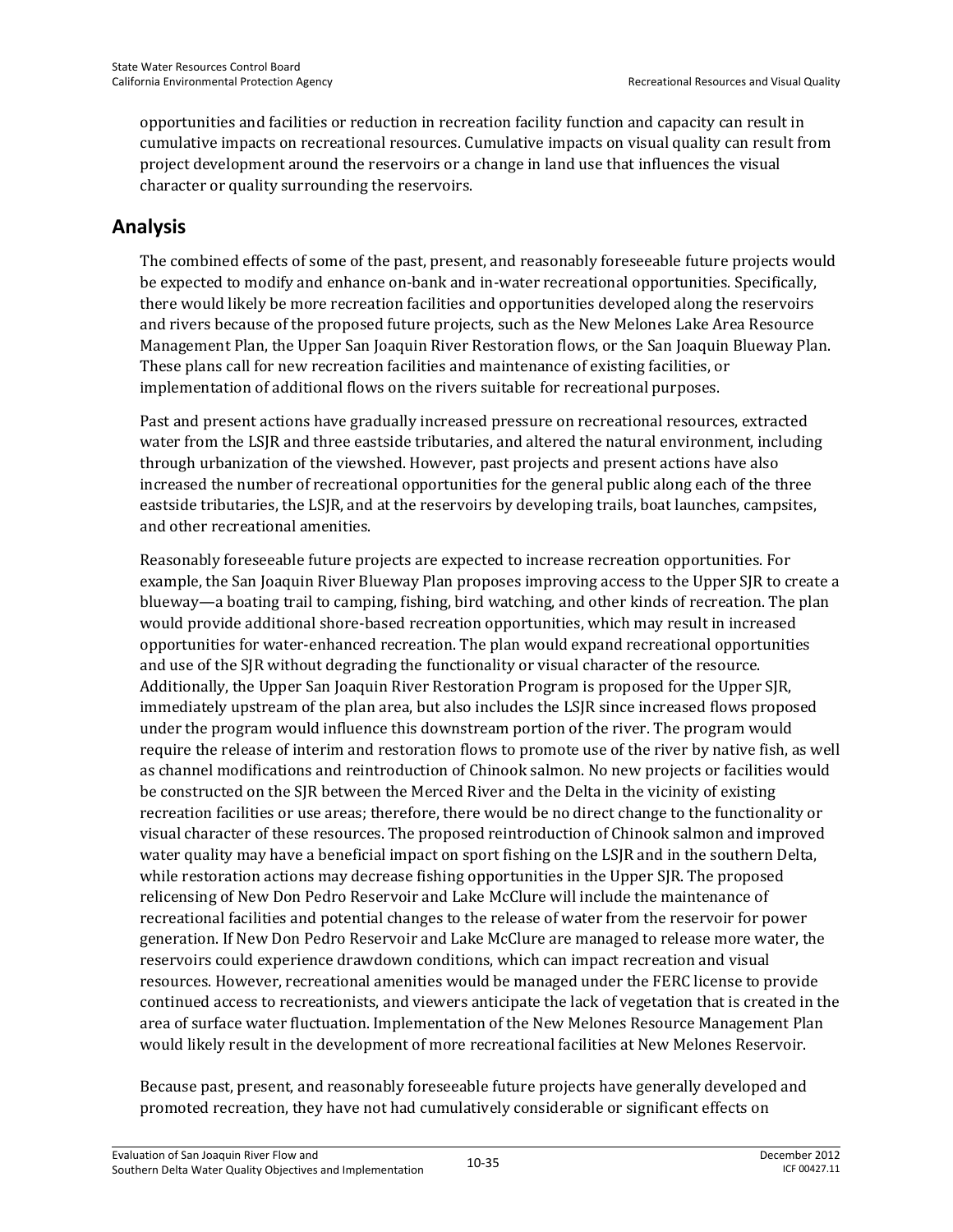opportunities and facilities or reduction in recreation facility function and capacity can result in cumulative impacts on recreational resources. Cumulative impacts on visual quality can result from project development around the reservoirs or a change in land use that influences the visual character or quality surrounding the reservoirs.

## Analysis

The combined effects of some of the past, present, and reasonably foreseeable future projects would be expected to modify and enhance on-bank and in-water recreational opportunities. Specifically, there would likely be more recreation facilities and opportunities developed along the reservoirs and rivers because of the proposed future projects, such as the New Melones Lake Area Resource Management Plan, the Upper San Joaquin River Restoration flows, or the San Joaquin Blueway Plan. These plans call for new recreation facilities and maintenance of existing facilities, or implementation of additional flows on the rivers suitable for recreational purposes.

Past and present actions have gradually increased pressure on recreational resources, extracted water from the LSJR and three eastside tributaries, and altered the natural environment, including through urbanization of the viewshed. However, past projects and present actions have also increased the number of recreational opportunities for the general public along each of the three eastside tributaries, the LSJR, and at the reservoirs by developing trails, boat launches, campsites, and other recreational amenities.

Reasonably foreseeable future projects are expected to increase recreation opportunities. For example, the San Joaquin River Blueway Plan proposes improving access to the Upper SJR to create a blueway—a boating trail to camping, fishing, bird watching, and other kinds of recreation. The plan would provide additional shore-based recreation opportunities, which may result in increased opportunities for water-enhanced recreation. The plan would expand recreational opportunities and use of the SJR without degrading the functionality or visual character of the resource. Additionally, the Upper San Joaquin River Restoration Program is proposed for the Upper SJR, immediately upstream of the plan area, but also includes the LSJR since increased flows proposed under the program would influence this downstream portion of the river. The program would require the release of interim and restoration flows to promote use of the river by native fish, as well as channel modifications and reintroduction of Chinook salmon. No new projects or facilities would be constructed on the SJR between the Merced River and the Delta in the vicinity of existing recreation facilities or use areas; therefore, there would be no direct change to the functionality or visual character of these resources. The proposed reintroduction of Chinook salmon and improved water quality may have a beneficial impact on sport fishing on the LSJR and in the southern Delta, while restoration actions may decrease fishing opportunities in the Upper SJR. The proposed relicensing of New Don Pedro Reservoir and Lake McClure will include the maintenance of recreational facilities and potential changes to the release of water from the reservoir for power generation. If New Don Pedro Reservoir and Lake McClure are managed to release more water, the reservoirs could experience drawdown conditions, which can impact recreation and visual resources. However, recreational amenities would be managed under the FERC license to provide continued access to recreationists, and viewers anticipate the lack of vegetation that is created in the area of surface water fluctuation. Implementation of the New Melones Resource Management Plan would likely result in the development of more recreational facilities at New Melones Reservoir.

Because past, present, and reasonably foreseeable future projects have generally developed and promoted recreation, they have not had cumulatively considerable or significant effects on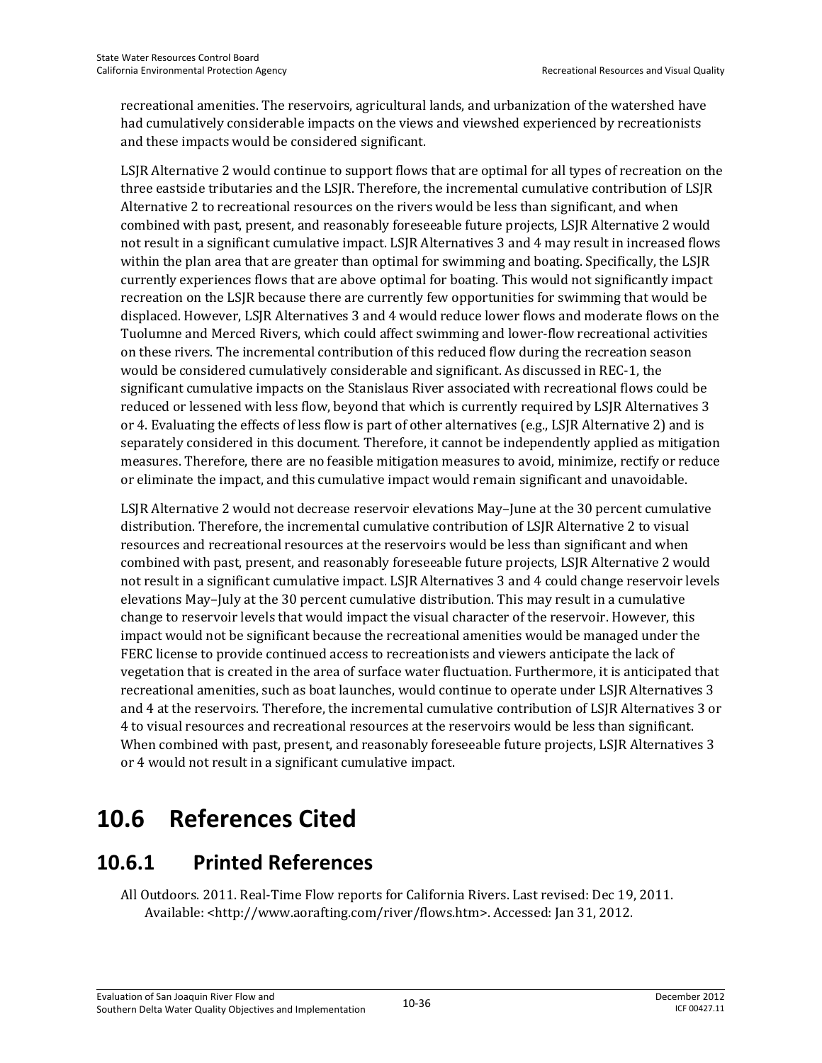recreational amenities. The reservoirs, agricultural lands, and urbanization of the watershed have had cumulatively considerable impacts on the views and viewshed experienced by recreationists and these impacts would be considered significant.

LSJR Alternative 2 would continue to support flows that are optimal for all types of recreation on the three eastside tributaries and the LSJR. Therefore, the incremental cumulative contribution of LSJR Alternative 2 to recreational resources on the rivers would be less than significant, and when combined with past, present, and reasonably foreseeable future projects, LSJR Alternative 2 would not result in a significant cumulative impact. LSJR Alternatives 3 and 4 may result in increased flows within the plan area that are greater than optimal for swimming and boating. Specifically, the LSJR currently experiences flows that are above optimal for boating. This would not significantly impact recreation on the LSJR because there are currently few opportunities for swimming that would be displaced. However, LSJR Alternatives 3 and 4 would reduce lower flows and moderate flows on the Tuolumne and Merced Rivers, which could affect swimming and lower-flow recreational activities on these rivers. The incremental contribution of this reduced flow during the recreation season would be considered cumulatively considerable and significant. As discussed in REC-1, the significant cumulative impacts on the Stanislaus River associated with recreational flows could be reduced or lessened with less flow, beyond that which is currently required by LSJR Alternatives 3 or 4. Evaluating the effects of less flow is part of other alternatives (e.g., LSJR Alternative 2) and is separately considered in this document. Therefore, it cannot be independently applied as mitigation measures. Therefore, there are no feasible mitigation measures to avoid, minimize, rectify or reduce or eliminate the impact, and this cumulative impact would remain significant and unavoidable.

LSJR Alternative 2 would not decrease reservoir elevations May–June at the 30 percent cumulative distribution. Therefore, the incremental cumulative contribution of LSJR Alternative 2 to visual resources and recreational resources at the reservoirs would be less than significant and when combined with past, present, and reasonably foreseeable future projects, LSJR Alternative 2 would not result in a significant cumulative impact. LSJR Alternatives 3 and 4 could change reservoir levels elevations May–July at the 30 percent cumulative distribution. This may result in a cumulative change to reservoir levels that would impact the visual character of the reservoir. However, this impact would not be significant because the recreational amenities would be managed under the FERC license to provide continued access to recreationists and viewers anticipate the lack of vegetation that is created in the area of surface water fluctuation. Furthermore, it is anticipated that recreational amenities, such as boat launches, would continue to operate under LSJR Alternatives 3 and 4 at the reservoirs. Therefore, the incremental cumulative contribution of LSJR Alternatives 3 or 4 to visual resources and recreational resources at the reservoirs would be less than significant. When combined with past, present, and reasonably foreseeable future projects, LSJR Alternatives 3 or 4 would not result in a significant cumulative impact.

# 10.6 References Cited

## 10.6.1 Printed References

All Outdoors. 2011. Real-Time Flow reports for California Rivers. Last revised: Dec 19, 2011. Available: <http://www.aorafting.com/river/flows.htm>. Accessed: Jan 31, 2012.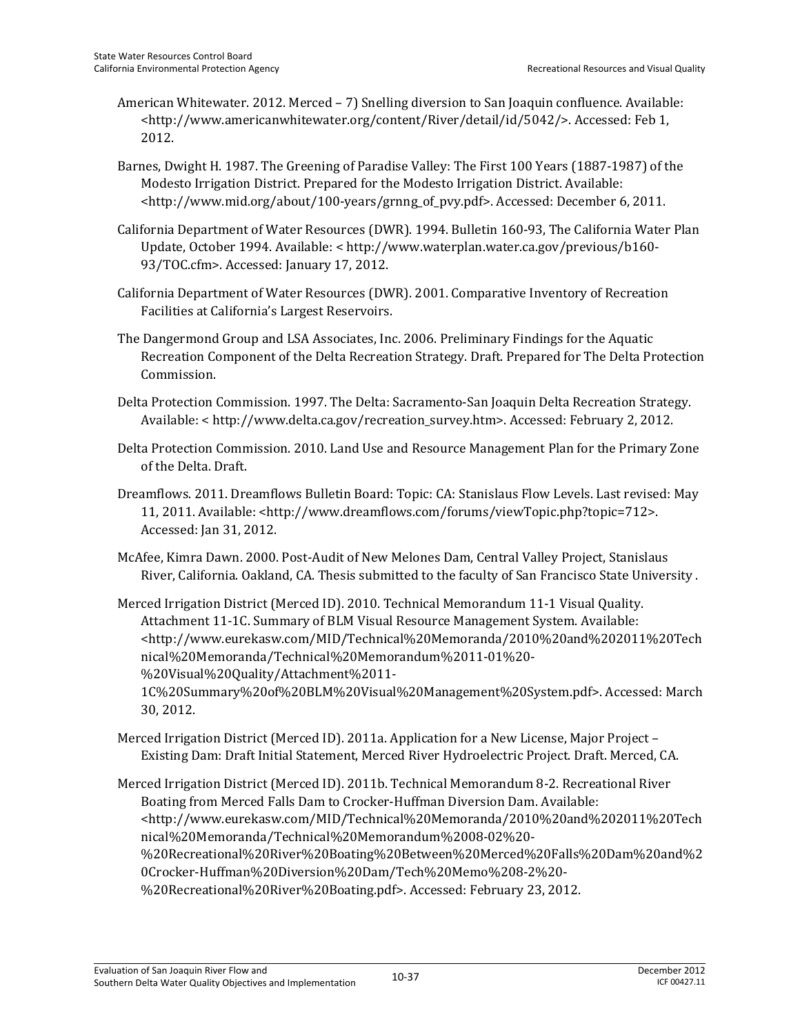American Whitewater. 2012. Merced – 7) Snelling diversion to San Joaquin confluence. Available: <http://www.americanwhitewater.org/content/River/detail/id/5042/>. Accessed: Feb 1, 2012.

Barnes, Dwight H. 1987. The Greening of Paradise Valley: The First 100 Years (1887-1987) of the Modesto Irrigation District. Prepared for the Modesto Irrigation District. Available: <http://www.mid.org/about/100-years/grnng_of_pvy.pdf>. Accessed: December 6, 2011.

California Department of Water Resources (DWR). 1994. Bulletin 160-93, The California Water Plan Update, October 1994. Available: < http://www.waterplan.water.ca.gov/previous/b160-93/TOC.cfm>. Accessed: January 17, 2012.

California Department of Water Resources (DWR). 2001. Comparative Inventory of Recreation Facilities at California's Largest Reservoirs.

The Dangermond Group and LSA Associates, Inc. 2006. Preliminary Findings for the Aquatic Recreation Component of the Delta Recreation Strategy. Draft. Prepared for The Delta Protection Commission.

Delta Protection Commission. 1997. The Delta: Sacramento-San Joaquin Delta Recreation Strategy. Available: < http://www.delta.ca.gov/recreation_survey.htm>. Accessed: February 2, 2012.

Delta Protection Commission. 2010. Land Use and Resource Management Plan for the Primary Zone of the Delta. Draft.

Dreamflows. 2011. Dreamflows Bulletin Board: Topic: CA: Stanislaus Flow Levels. Last revised: May 11, 2011. Available: <http://www.dreamflows.com/forums/viewTopic.php?topic=712>. Accessed: Jan 31, 2012.

McAfee, Kimra Dawn. 2000. Post-Audit of New Melones Dam, Central Valley Project, Stanislaus River, California. Oakland, CA. Thesis submitted to the faculty of San Francisco State University .

Merced Irrigation District (Merced ID). 2010. Technical Memorandum 11-1 Visual Quality. Attachment 11-1C. Summary of BLM Visual Resource Management System. Available: <http://www.eurekasw.com/MID/Technical%20Memoranda/2010%20and%202011%20Technical%20Memoranda/Technical%20Memorandum%2011-01%20-%20Visual%20Quality/Attachment%2011-1C%20Summary%20of%20BLM%20Visual%20Management%20System.pdf>. Accessed: March 30, 2012.

Merced Irrigation District (Merced ID). 2011a. Application for a New License, Major Project – Existing Dam: Draft Initial Statement, Merced River Hydroelectric Project. Draft. Merced, CA.

Merced Irrigation District (Merced ID). 2011b. Technical Memorandum 8-2. Recreational River Boating from Merced Falls Dam to Crocker-Huffman Diversion Dam. Available: <http://www.eurekasw.com/MID/Technical%20Memoranda/2010%20and%202011%20Technical%20Memoranda/Technical%20Memorandum%2008-02%20-%20Recreational%20River%20Boating%20Between%20Merced%20Falls%20Dam%20and%20Crocker-Huffman%20Diversion%20Dam/Tech%20Memo%208-2%20-%20Recreational%20River%20Boating.pdf>. Accessed: February 23, 2012.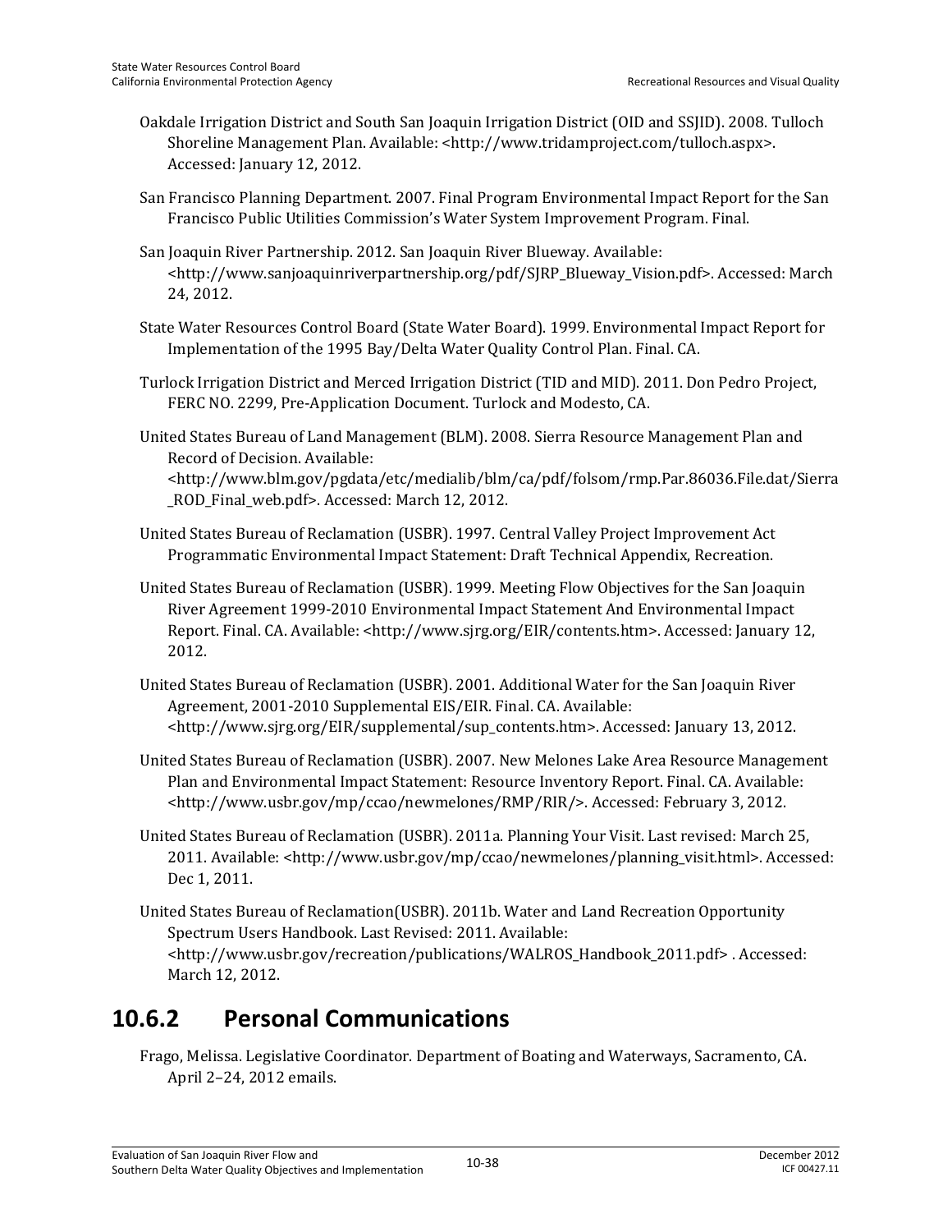Oakdale Irrigation District and South San Joaquin Irrigation District (OID and SSJID). 2008. Tulloch Shoreline Management Plan. Available: <http://www.tridamproject.com/tulloch.aspx>. Accessed: January 12, 2012.

San Francisco Planning Department. 2007. Final Program Environmental Impact Report for the San Francisco Public Utilities Commission's Water System Improvement Program. Final.

San Joaquin River Partnership. 2012. San Joaquin River Blueway. Available: <http://www.sanjoaquinriverpartnership.org/pdf/SJRP_Blueway_Vision.pdf>. Accessed: March 24, 2012.

State Water Resources Control Board (State Water Board). 1999. Environmental Impact Report for Implementation of the 1995 Bay/Delta Water Quality Control Plan. Final. CA.

Turlock Irrigation District and Merced Irrigation District (TID and MID). 2011. Don Pedro Project, FERC NO. 2299, Pre-Application Document. Turlock and Modesto, CA.

United States Bureau of Land Management (BLM). 2008. Sierra Resource Management Plan and Record of Decision. Available: <http://www.blm.gov/pgdata/etc/medialib/blm/ca/pdf/folsom/rmp.Par.86036.File.dat/Sierra_ROD_Final_web.pdf>. Accessed: March 12, 2012.

United States Bureau of Reclamation (USBR). 1997. Central Valley Project Improvement Act Programmatic Environmental Impact Statement: Draft Technical Appendix, Recreation.

United States Bureau of Reclamation (USBR). 1999. Meeting Flow Objectives for the San Joaquin River Agreement 1999-2010 Environmental Impact Statement And Environmental Impact Report. Final. CA. Available: <http://www.sjrg.org/EIR/contents.htm>. Accessed: January 12, 2012.

United States Bureau of Reclamation (USBR). 2001. Additional Water for the San Joaquin River Agreement, 2001-2010 Supplemental EIS/EIR. Final. CA. Available: <http://www.sjrg.org/EIR/supplemental/sup_contents.htm>. Accessed: January 13, 2012.

United States Bureau of Reclamation (USBR). 2007. New Melones Lake Area Resource Management Plan and Environmental Impact Statement: Resource Inventory Report. Final. CA. Available: <http://www.usbr.gov/mp/ccao/newmelones/RMP/RIR/>. Accessed: February 3, 2012.

United States Bureau of Reclamation (USBR). 2011a. Planning Your Visit. Last revised: March 25, 2011. Available: <http://www.usbr.gov/mp/ccao/newmelones/planning_visit.html>. Accessed: Dec 1, 2011.

United States Bureau of Reclamation(USBR). 2011b. Water and Land Recreation Opportunity Spectrum Users Handbook. Last Revised: 2011. Available: <http://www.usbr.gov/recreation/publications/WALROS_Handbook_2011.pdf> . Accessed: March 12, 2012.

## 10.6.2 Personal Communications

Frago, Melissa. Legislative Coordinator. Department of Boating and Waterways, Sacramento, CA. April 2–24, 2012 emails.